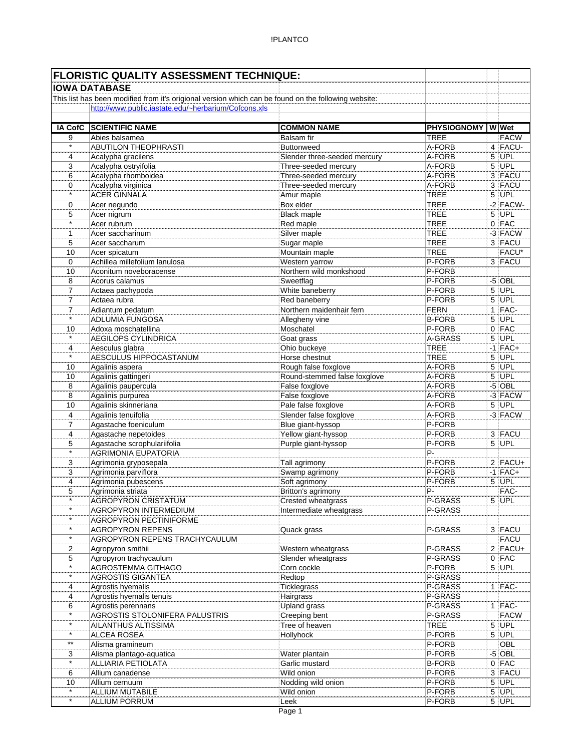# FLORISTIC QUALITY ASSESSMENT TECHNIQUE:

## IOWA DATABASE

This list has been modified from it's origional version which can be found on the following website:

http://www.public.iastate.edu/~herbarium/Cofcons.xls

| IA CofC | SCIENTIFIC NAME | COMMON NAME | PHYSIOGNOMY | W | Wet |
|---|---|---|---|---|---|
| 9 | Abies balsamea | Balsam fir | TREE | | FACW |
| * | ABUTILON THEOPHRASTI | Buttonweed | A-FORB | 4 | FACU- |
| 4 | Acalypha gracilens | Slender three-seeded mercury | A-FORB | 5 | UPL |
| 3 | Acalypha ostryifolia | Three-seeded mercury | A-FORB | 5 | UPL |
| 6 | Acalypha rhomboidea | Three-seeded mercury | A-FORB | 3 | FACU |
| 0 | Acalypha virginica | Three-seeded mercury | A-FORB | 3 | FACU |
| * | ACER GINNALA | Amur maple | TREE | 5 | UPL |
| 0 | Acer negundo | Box elder | TREE | -2 | FACW- |
| 5 | Acer nigrum | Black maple | TREE | 5 | UPL |
| * | Acer rubrum | Red maple | TREE | 0 | FAC |
| 1 | Acer saccharinum | Silver maple | TREE | -3 | FACW |
| 5 | Acer saccharum | Sugar maple | TREE | 3 | FACU |
| 10 | Acer spicatum | Mountain maple | TREE | | FACU* |
| 0 | Achillea millefolium lanulosa | Western yarrow | P-FORB | 3 | FACU |
| 10 | Aconitum noveboracense | Northern wild monkshood | P-FORB | | |
| 8 | Acorus calamus | Sweetflag | P-FORB | -5 | OBL |
| 7 | Actaea pachypoda | White baneberry | P-FORB | 5 | UPL |
| 7 | Actaea rubra | Red baneberry | P-FORB | 5 | UPL |
| 7 | Adiantum pedatum | Northern maidenhair fern | FERN | 1 | FAC- |
| * | ADLUMIA FUNGOSA | Allegheny vine | B-FORB | 5 | UPL |
| 10 | Adoxa moschatellina | Moschatel | P-FORB | 0 | FAC |
| * | AEGILOPS CYLINDRICA | Goat grass | A-GRASS | 5 | UPL |
| 4 | Aesculus glabra | Ohio buckeye | TREE | -1 | FAC+ |
| * | AESCULUS HIPPOCASTANUM | Horse chestnut | TREE | 5 | UPL |
| 10 | Agalinis aspera | Rough false foxglove | A-FORB | 5 | UPL |
| 10 | Agalinis gattingeri | Round-stemmed false foxglove | A-FORB | 5 | UPL |
| 8 | Agalinis paupercula | False foxglove | A-FORB | -5 | OBL |
| 8 | Agalinis purpurea | False foxglove | A-FORB | -3 | FACW |
| 10 | Agalinis skinneriana | Pale false foxglove | A-FORB | 5 | UPL |
| 4 | Agalinis tenuifolia | Slender false foxglove | A-FORB | -3 | FACW |
| 7 | Agastache foeniculum | Blue giant-hyssop | P-FORB | | |
| 4 | Agastache nepetoides | Yellow giant-hyssop | P-FORB | 3 | FACU |
| 5 | Agastache scrophulariifolia | Purple giant-hyssop | P-FORB | 5 | UPL |
| * | AGRIMONIA EUPATORIA | | P- | | |
| 3 | Agrimonia gryposepala | Tall agrimony | P-FORB | 2 | FACU+ |
| 3 | Agrimonia parviflora | Swamp agrimony | P-FORB | -1 | FAC+ |
| 4 | Agrimonia pubescens | Soft agrimony | P-FORB | 5 | UPL |
| 5 | Agrimonia striata | Britton's agrimony | P- | | FAC- |
| * | AGROPYRON CRISTATUM | Crested wheatgrass | P-GRASS | 5 | UPL |
| * | AGROPYRON INTERMEDIUM | Intermediate wheatgrass | P-GRASS | | |
| * | AGROPYRON PECTINIFORME | | | | |
| * | AGROPYRON REPENS | Quack grass | P-GRASS | 3 | FACU |
| * | AGROPYRON REPENS TRACHYCAULUM | | | | FACU |
| 2 | Agropyron smithii | Western wheatgrass | P-GRASS | 2 | FACU+ |
| 5 | Agropyron trachycaulum | Slender wheatgrass | P-GRASS | 0 | FAC |
| * | AGROSTEMMA GITHAGO | Corn cockle | P-FORB | 5 | UPL |
| * | AGROSTIS GIGANTEA | Redtop | P-GRASS | | |
| 4 | Agrostis hyemalis | Ticklegrass | P-GRASS | 1 | FAC- |
| 4 | Agrostis hyemalis tenuis | Hairgrass | P-GRASS | | |
| 6 | Agrostis perennans | Upland grass | P-GRASS | 1 | FAC- |
| * | AGROSTIS STOLONIFERA PALUSTRIS | Creeping bent | P-GRASS | | FACW |
| * | AILANTHUS ALTISSIMA | Tree of heaven | TREE | 5 | UPL |
| * | ALCEA ROSEA | Hollyhock | P-FORB | 5 | UPL |
| ** | Alisma gramineum | | P-FORB | | OBL |
| 3 | Alisma plantago-aquatica | Water plantain | P-FORB | -5 | OBL |
| * | ALLIARIA PETIOLATA | Garlic mustard | B-FORB | 0 | FAC |
| 6 | Allium canadense | Wild onion | P-FORB | 3 | FACU |
| 10 | Allium cernuum | Nodding wild onion | P-FORB | 5 | UPL |
| * | ALLIUM MUTABILE | Wild onion | P-FORB | 5 | UPL |
| * | ALLIUM PORRUM | Leek | P-FORB | 5 | UPL |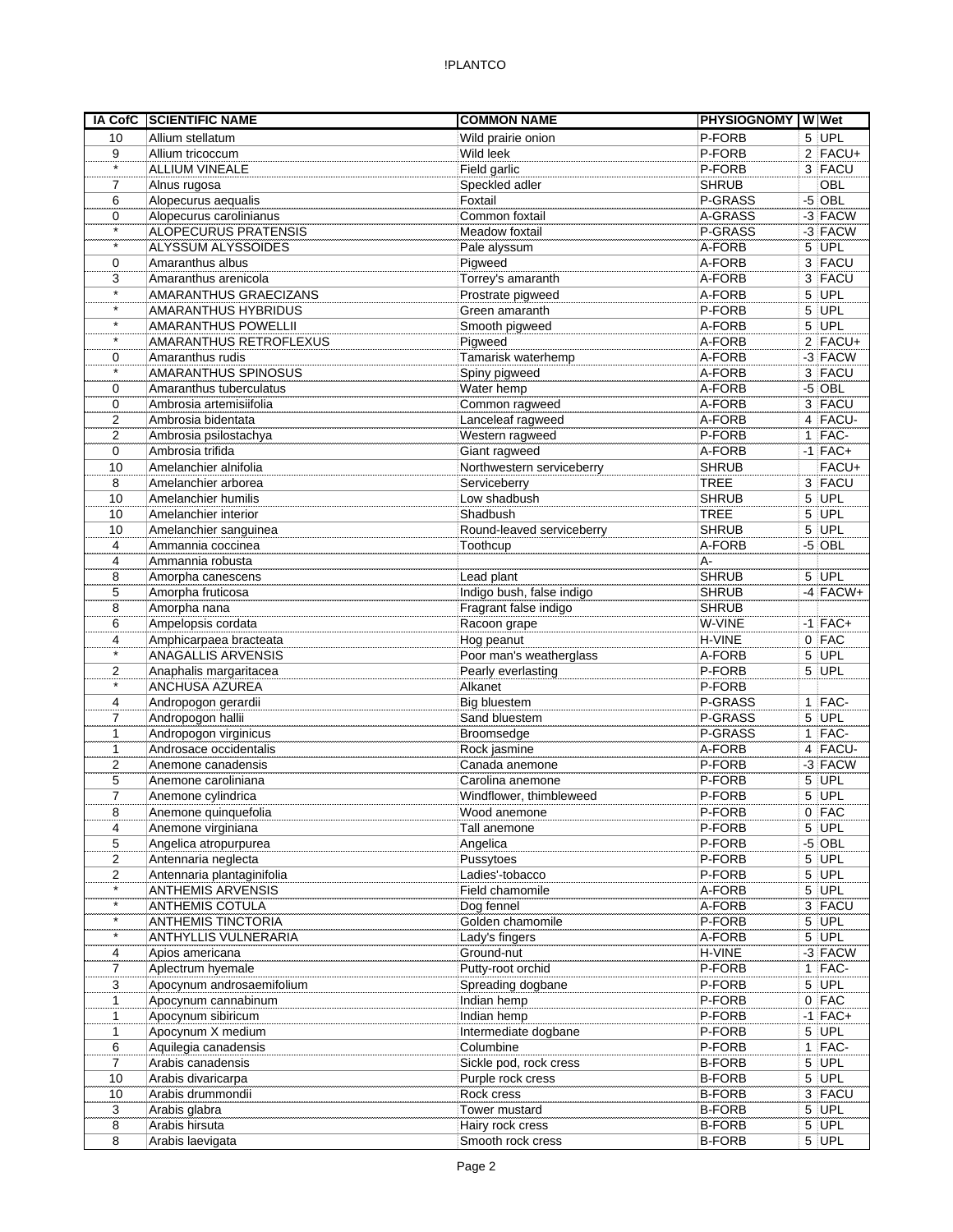| IA CofC | SCIENTIFIC NAME | COMMON NAME | PHYSIOGNOMY | W | Wet |
|---|---|---|---|---|---|
| 10 | Allium stellatum | Wild prairie onion | P-FORB | 5 | UPL |
| 9 | Allium tricoccum | Wild leek | P-FORB | 2 | FACU+ |
| * | ALLIUM VINEALE | Field garlic | P-FORB | 3 | FACU |
| 7 | Alnus rugosa | Speckled adler | SHRUB | | OBL |
| 6 | Alopecurus aequalis | Foxtail | P-GRASS | -5 | OBL |
| 0 | Alopecurus carolinianus | Common foxtail | A-GRASS | -3 | FACW |
| * | ALOPECURUS PRATENSIS | Meadow foxtail | P-GRASS | -3 | FACW |
| * | ALYSSUM ALYSSOIDES | Pale alyssum | A-FORB | 5 | UPL |
| 0 | Amaranthus albus | Pigweed | A-FORB | 3 | FACU |
| 3 | Amaranthus arenicola | Torrey's amaranth | A-FORB | 3 | FACU |
| * | AMARANTHUS GRAECIZANS | Prostrate pigweed | A-FORB | 5 | UPL |
| * | AMARANTHUS HYBRIDUS | Green amaranth | P-FORB | 5 | UPL |
| * | AMARANTHUS POWELLII | Smooth pigweed | A-FORB | 5 | UPL |
| * | AMARANTHUS RETROFLEXUS | Pigweed | A-FORB | 2 | FACU+ |
| 0 | Amaranthus rudis | Tamarisk waterhemp | A-FORB | -3 | FACW |
| * | AMARANTHUS SPINOSUS | Spiny pigweed | A-FORB | 3 | FACU |
| 0 | Amaranthus tuberculatus | Water hemp | A-FORB | -5 | OBL |
| 0 | Ambrosia artemisiifolia | Common ragweed | A-FORB | 3 | FACU |
| 2 | Ambrosia bidentata | Lanceleaf ragweed | A-FORB | 4 | FACU- |
| 2 | Ambrosia psilostachya | Western ragweed | P-FORB | 1 | FAC- |
| 0 | Ambrosia trifida | Giant ragweed | A-FORB | -1 | FAC+ |
| 10 | Amelanchier alnifolia | Northwestern serviceberry | SHRUB | | FACU+ |
| 8 | Amelanchier arborea | Serviceberry | TREE | 3 | FACU |
| 10 | Amelanchier humilis | Low shadbush | SHRUB | 5 | UPL |
| 10 | Amelanchier interior | Shadbush | TREE | 5 | UPL |
| 10 | Amelanchier sanguinea | Round-leaved serviceberry | SHRUB | 5 | UPL |
| 4 | Ammannia coccinea | Toothcup | A-FORB | -5 | OBL |
| 4 | Ammannia robusta | | A- | | |
| 8 | Amorpha canescens | Lead plant | SHRUB | 5 | UPL |
| 5 | Amorpha fruticosa | Indigo bush, false indigo | SHRUB | -4 | FACW+ |
| 8 | Amorpha nana | Fragrant false indigo | SHRUB | | |
| 6 | Ampelopsis cordata | Racoon grape | W-VINE | -1 | FAC+ |
| 4 | Amphicarpaea bracteata | Hog peanut | H-VINE | 0 | FAC |
| * | ANAGALLIS ARVENSIS | Poor man's weatherglass | A-FORB | 5 | UPL |
| 2 | Anaphalis margaritacea | Pearly everlasting | P-FORB | 5 | UPL |
| * | ANCHUSA AZUREA | Alkanet | P-FORB | | |
| 4 | Andropogon gerardii | Big bluestem | P-GRASS | 1 | FAC- |
| 7 | Andropogon hallii | Sand bluestem | P-GRASS | 5 | UPL |
| 1 | Andropogon virginicus | Broomsedge | P-GRASS | 1 | FAC- |
| 1 | Androsace occidentalis | Rock jasmine | A-FORB | 4 | FACU- |
| 2 | Anemone canadensis | Canada anemone | P-FORB | -3 | FACW |
| 5 | Anemone caroliniana | Carolina anemone | P-FORB | 5 | UPL |
| 7 | Anemone cylindrica | Windflower, thimbleweed | P-FORB | 5 | UPL |
| 8 | Anemone quinquefolia | Wood anemone | P-FORB | 0 | FAC |
| 4 | Anemone virginiana | Tall anemone | P-FORB | 5 | UPL |
| 5 | Angelica atropurpurea | Angelica | P-FORB | -5 | OBL |
| 2 | Antennaria neglecta | Pussytoes | P-FORB | 5 | UPL |
| 2 | Antennaria plantaginifolia | Ladies'-tobacco | P-FORB | 5 | UPL |
| * | ANTHEMIS ARVENSIS | Field chamomile | A-FORB | 5 | UPL |
| * | ANTHEMIS COTULA | Dog fennel | A-FORB | 3 | FACU |
| * | ANTHEMIS TINCTORIA | Golden chamomile | P-FORB | 5 | UPL |
| * | ANTHYLLIS VULNERARIA | Lady's fingers | A-FORB | 5 | UPL |
| 4 | Apios americana | Ground-nut | H-VINE | -3 | FACW |
| 7 | Aplectrum hyemale | Putty-root orchid | P-FORB | 1 | FAC- |
| 3 | Apocynum androsaemifolium | Spreading dogbane | P-FORB | 5 | UPL |
| 1 | Apocynum cannabinum | Indian hemp | P-FORB | 0 | FAC |
| 1 | Apocynum sibiricum | Indian hemp | P-FORB | -1 | FAC+ |
| 1 | Apocynum X medium | Intermediate dogbane | P-FORB | 5 | UPL |
| 6 | Aquilegia canadensis | Columbine | P-FORB | 1 | FAC- |
| 7 | Arabis canadensis | Sickle pod, rock cress | B-FORB | 5 | UPL |
| 10 | Arabis divaricarpa | Purple rock cress | B-FORB | 5 | UPL |
| 10 | Arabis drummondii | Rock cress | B-FORB | 3 | FACU |
| 3 | Arabis glabra | Tower mustard | B-FORB | 5 | UPL |
| 8 | Arabis hirsuta | Hairy rock cress | B-FORB | 5 | UPL |
| 8 | Arabis laevigata | Smooth rock cress | B-FORB | 5 | UPL |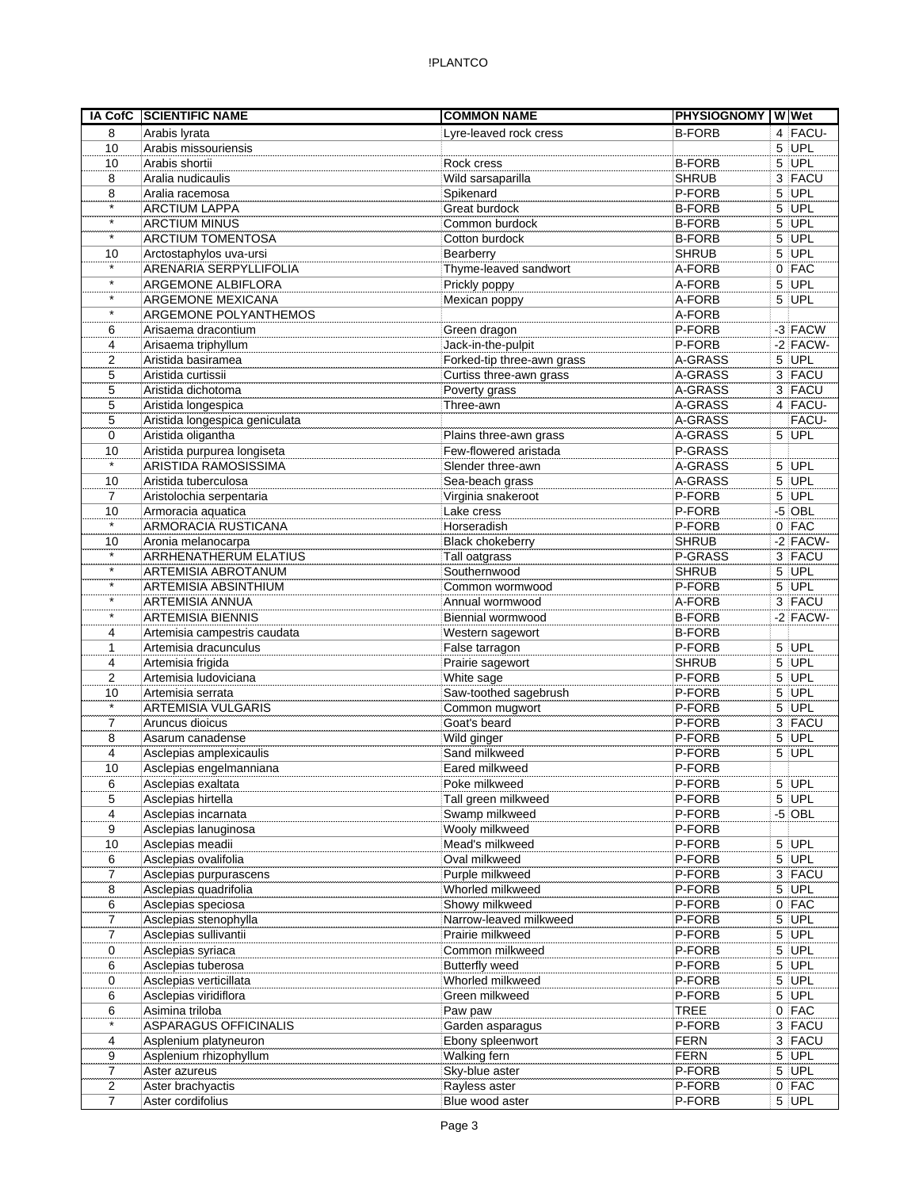| IA CofC | SCIENTIFIC NAME | COMMON NAME | PHYSIOGNOMY | W | Wet |
|---|---|---|---|---|---|
| 8 | Arabis lyrata | Lyre-leaved rock cress | B-FORB | 4 | FACU- |
| 10 | Arabis missouriensis | | | 5 | UPL |
| 10 | Arabis shortii | Rock cress | B-FORB | 5 | UPL |
| 8 | Aralia nudicaulis | Wild sarsaparilla | SHRUB | 3 | FACU |
| 8 | Aralia racemosa | Spikenard | P-FORB | 5 | UPL |
| * | ARCTIUM LAPPA | Great burdock | B-FORB | 5 | UPL |
| * | ARCTIUM MINUS | Common burdock | B-FORB | 5 | UPL |
| * | ARCTIUM TOMENTOSA | Cotton burdock | B-FORB | 5 | UPL |
| 10 | Arctostaphylos uva-ursi | Bearberry | SHRUB | 5 | UPL |
| * | ARENARIA SERPYLLIFOLIA | Thyme-leaved sandwort | A-FORB | 0 | FAC |
| * | ARGEMONE ALBIFLORA | Prickly poppy | A-FORB | 5 | UPL |
| * | ARGEMONE MEXICANA | Mexican poppy | A-FORB | 5 | UPL |
| * | ARGEMONE POLYANTHEMOS | | A-FORB | | |
| 6 | Arisaema dracontium | Green dragon | P-FORB | -3 | FACW |
| 4 | Arisaema triphyllum | Jack-in-the-pulpit | P-FORB | -2 | FACW- |
| 2 | Aristida basiramea | Forked-tip three-awn grass | A-GRASS | 5 | UPL |
| 5 | Aristida curtissii | Curtiss three-awn grass | A-GRASS | 3 | FACU |
| 5 | Aristida dichotoma | Poverty grass | A-GRASS | 3 | FACU |
| 5 | Aristida longespica | Three-awn | A-GRASS | 4 | FACU- |
| 5 | Aristida longespica geniculata | | A-GRASS | | FACU- |
| 0 | Aristida oligantha | Plains three-awn grass | A-GRASS | 5 | UPL |
| 10 | Aristida purpurea longiseta | Few-flowered aristada | P-GRASS | | |
| * | ARISTIDA RAMOSISSIMA | Slender three-awn | A-GRASS | 5 | UPL |
| 10 | Aristida tuberculosa | Sea-beach grass | A-GRASS | 5 | UPL |
| 7 | Aristolochia serpentaria | Virginia snakeroot | P-FORB | 5 | UPL |
| 10 | Armoracia aquatica | Lake cress | P-FORB | -5 | OBL |
| * | ARMORACIA RUSTICANA | Horseradish | P-FORB | 0 | FAC |
| 10 | Aronia melanocarpa | Black chokeberry | SHRUB | -2 | FACW- |
| * | ARRHENATHERUM ELATIUS | Tall oatgrass | P-GRASS | 3 | FACU |
| * | ARTEMISIA ABROTANUM | Southernwood | SHRUB | 5 | UPL |
| * | ARTEMISIA ABSINTHIUM | Common wormwood | P-FORB | 5 | UPL |
| * | ARTEMISIA ANNUA | Annual wormwood | A-FORB | 3 | FACU |
| * | ARTEMISIA BIENNIS | Biennial wormwood | B-FORB | -2 | FACW- |
| 4 | Artemisia campestris caudata | Western sagewort | B-FORB | | |
| 1 | Artemisia dracunculus | False tarragon | P-FORB | 5 | UPL |
| 4 | Artemisia frigida | Prairie sagewort | SHRUB | 5 | UPL |
| 2 | Artemisia ludoviciana | White sage | P-FORB | 5 | UPL |
| 10 | Artemisia serrata | Saw-toothed sagebrush | P-FORB | 5 | UPL |
| * | ARTEMISIA VULGARIS | Common mugwort | P-FORB | 5 | UPL |
| 7 | Aruncus dioicus | Goat's beard | P-FORB | 3 | FACU |
| 8 | Asarum canadense | Wild ginger | P-FORB | 5 | UPL |
| 4 | Asclepias amplexicaulis | Sand milkweed | P-FORB | 5 | UPL |
| 10 | Asclepias engelmanniana | Eared milkweed | P-FORB | | |
| 6 | Asclepias exaltata | Poke milkweed | P-FORB | 5 | UPL |
| 5 | Asclepias hirtella | Tall green milkweed | P-FORB | 5 | UPL |
| 4 | Asclepias incarnata | Swamp milkweed | P-FORB | -5 | OBL |
| 9 | Asclepias lanuginosa | Wooly milkweed | P-FORB | | |
| 10 | Asclepias meadii | Mead's milkweed | P-FORB | 5 | UPL |
| 6 | Asclepias ovalifolia | Oval milkweed | P-FORB | 5 | UPL |
| 7 | Asclepias purpurascens | Purple milkweed | P-FORB | 3 | FACU |
| 8 | Asclepias quadrifolia | Whorled milkweed | P-FORB | 5 | UPL |
| 6 | Asclepias speciosa | Showy milkweed | P-FORB | 0 | FAC |
| 7 | Asclepias stenophylla | Narrow-leaved milkweed | P-FORB | 5 | UPL |
| 7 | Asclepias sullivantii | Prairie milkweed | P-FORB | 5 | UPL |
| 0 | Asclepias syriaca | Common milkweed | P-FORB | 5 | UPL |
| 6 | Asclepias tuberosa | Butterfly weed | P-FORB | 5 | UPL |
| 0 | Asclepias verticillata | Whorled milkweed | P-FORB | 5 | UPL |
| 6 | Asclepias viridiflora | Green milkweed | P-FORB | 5 | UPL |
| 6 | Asimina triloba | Paw paw | TREE | 0 | FAC |
| * | ASPARAGUS OFFICINALIS | Garden asparagus | P-FORB | 3 | FACU |
| 4 | Asplenium platyneuron | Ebony spleenwort | FERN | 3 | FACU |
| 9 | Asplenium rhizophyllum | Walking fern | FERN | 5 | UPL |
| 7 | Aster azureus | Sky-blue aster | P-FORB | 5 | UPL |
| 2 | Aster brachyactis | Rayless aster | P-FORB | 0 | FAC |
| 7 | Aster cordifolius | Blue wood aster | P-FORB | 5 | UPL |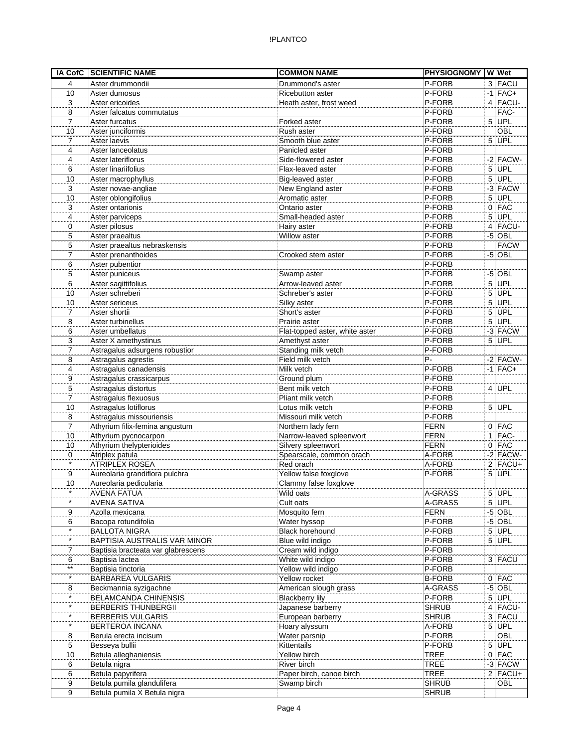| IA CofC | SCIENTIFIC NAME | COMMON NAME | PHYSIOGNOMY | W | Wet |
|---|---|---|---|---|---|
| 4 | Aster drummondii | Drummond's aster | P-FORB | 3 | FACU |
| 10 | Aster dumosus | Ricebutton aster | P-FORB | -1 | FAC+ |
| 3 | Aster ericoides | Heath aster, frost weed | P-FORB | 4 | FACU- |
| 8 | Aster falcatus commutatus | | P-FORB | | FAC- |
| 7 | Aster furcatus | Forked aster | P-FORB | 5 | UPL |
| 10 | Aster junciformis | Rush aster | P-FORB | | OBL |
| 7 | Aster laevis | Smooth blue aster | P-FORB | 5 | UPL |
| 4 | Aster lanceolatus | Panicled aster | P-FORB | | |
| 4 | Aster lateriflorus | Side-flowered aster | P-FORB | -2 | FACW- |
| 6 | Aster linariifolius | Flax-leaved aster | P-FORB | 5 | UPL |
| 10 | Aster macrophyllus | Big-leaved aster | P-FORB | 5 | UPL |
| 3 | Aster novae-angliae | New England aster | P-FORB | -3 | FACW |
| 10 | Aster oblongifolius | Aromatic aster | P-FORB | 5 | UPL |
| 3 | Aster ontarionis | Ontario aster | P-FORB | 0 | FAC |
| 4 | Aster parviceps | Small-headed aster | P-FORB | 5 | UPL |
| 0 | Aster pilosus | Hairy aster | P-FORB | 4 | FACU- |
| 5 | Aster praealtus | Willow aster | P-FORB | -5 | OBL |
| 5 | Aster praealtus nebraskensis | | P-FORB | | FACW |
| 7 | Aster prenanthoides | Crooked stem aster | P-FORB | -5 | OBL |
| 6 | Aster pubentior | | P-FORB | | |
| 5 | Aster puniceus | Swamp aster | P-FORB | -5 | OBL |
| 6 | Aster sagittifolius | Arrow-leaved aster | P-FORB | 5 | UPL |
| 10 | Aster schreberi | Schreber's aster | P-FORB | 5 | UPL |
| 10 | Aster sericeus | Silky aster | P-FORB | 5 | UPL |
| 7 | Aster shortii | Short's aster | P-FORB | 5 | UPL |
| 8 | Aster turbinellus | Prairie aster | P-FORB | 5 | UPL |
| 6 | Aster umbellatus | Flat-topped aster, white aster | P-FORB | -3 | FACW |
| 3 | Aster X amethystinus | Amethyst aster | P-FORB | 5 | UPL |
| 7 | Astragalus adsurgens robustior | Standing milk vetch | P-FORB | | |
| 8 | Astragalus agrestis | Field milk vetch | P- | -2 | FACW- |
| 4 | Astragalus canadensis | Milk vetch | P-FORB | -1 | FAC+ |
| 9 | Astragalus crassicarpus | Ground plum | P-FORB | | |
| 5 | Astragalus distortus | Bent milk vetch | P-FORB | 4 | UPL |
| 7 | Astragalus flexuosus | Pliant milk vetch | P-FORB | | |
| 10 | Astragalus lotiflorus | Lotus milk vetch | P-FORB | 5 | UPL |
| 8 | Astragalus missouriensis | Missouri milk vetch | P-FORB | | |
| 7 | Athyrium filix-femina angustum | Northern lady fern | FERN | 0 | FAC |
| 10 | Athyrium pycnocarpon | Narrow-leaved spleenwort | FERN | 1 | FAC- |
| 10 | Athyrium thelypterioides | Silvery spleenwort | FERN | 0 | FAC |
| 0 | Atriplex patula | Spearscale, common orach | A-FORB | -2 | FACW- |
| * | ATRIPLEX ROSEA | Red orach | A-FORB | 2 | FACU+ |
| 9 | Aureolaria grandiflora pulchra | Yellow false foxglove | P-FORB | 5 | UPL |
| 10 | Aureolaria pedicularia | Clammy false foxglove | | | |
| * | AVENA FATUA | Wild oats | A-GRASS | 5 | UPL |
| * | AVENA SATIVA | Cult oats | A-GRASS | 5 | UPL |
| 9 | Azolla mexicana | Mosquito fern | FERN | -5 | OBL |
| 6 | Bacopa rotundifolia | Water hyssop | P-FORB | -5 | OBL |
| * | BALLOTA NIGRA | Black horehound | P-FORB | 5 | UPL |
| * | BAPTISIA AUSTRALIS VAR MINOR | Blue wild indigo | P-FORB | 5 | UPL |
| 7 | Baptisia bracteata var glabrescens | Cream wild indigo | P-FORB | | |
| 6 | Baptisia lactea | White wild indigo | P-FORB | 3 | FACU |
| ** | Baptisia tinctoria | Yellow wild indigo | P-FORB | | |
| * | BARBAREA VULGARIS | Yellow rocket | B-FORB | 0 | FAC |
| 8 | Beckmannia syzigachne | American slough grass | A-GRASS | -5 | OBL |
| * | BELAMCANDA CHINENSIS | Blackberry lily | P-FORB | 5 | UPL |
| * | BERBERIS THUNBERGII | Japanese barberry | SHRUB | 4 | FACU- |
| * | BERBERIS VULGARIS | European barberry | SHRUB | 3 | FACU |
| * | BERTEROA INCANA | Hoary alyssum | A-FORB | 5 | UPL |
| 8 | Berula erecta incisum | Water parsnip | P-FORB | | OBL |
| 5 | Besseya bullii | Kittentails | P-FORB | 5 | UPL |
| 10 | Betula alleghaniensis | Yellow birch | TREE | 0 | FAC |
| 6 | Betula nigra | River birch | TREE | -3 | FACW |
| 6 | Betula papyrifera | Paper birch, canoe birch | TREE | 2 | FACU+ |
| 9 | Betula pumila glandulifera | Swamp birch | SHRUB | | OBL |
| 9 | Betula pumila X Betula nigra | | SHRUB | | |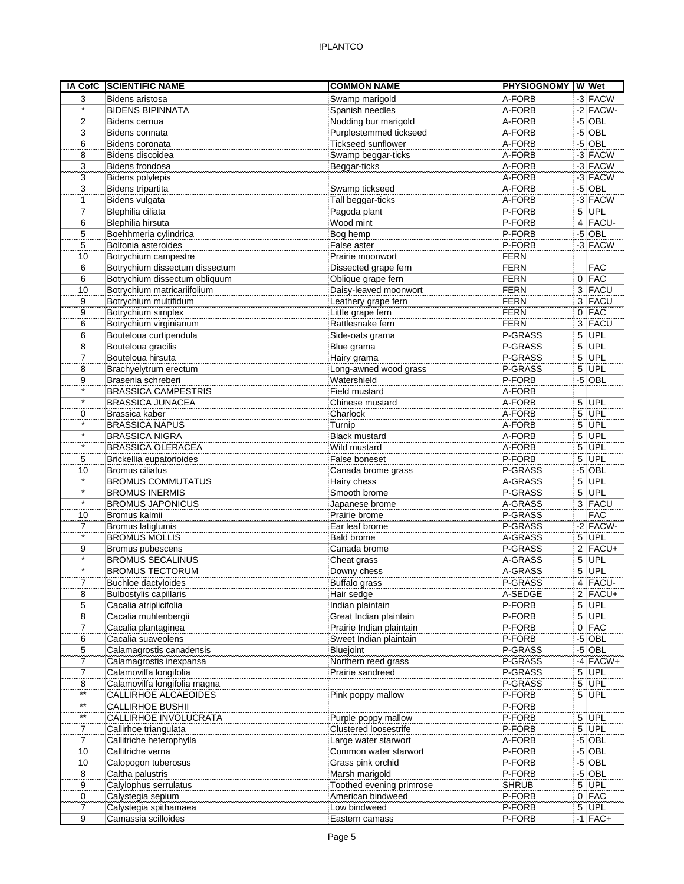| IA CofC | SCIENTIFIC NAME | COMMON NAME | PHYSIOGNOMY | W | Wet |
|---|---|---|---|---|---|
| 3 | Bidens aristosa | Swamp marigold | A-FORB | -3 | FACW |
| * | BIDENS BIPINNATA | Spanish needles | A-FORB | -2 | FACW- |
| 2 | Bidens cernua | Nodding bur marigold | A-FORB | -5 | OBL |
| 3 | Bidens connata | Purplestemmed tickseed | A-FORB | -5 | OBL |
| 6 | Bidens coronata | Tickseed sunflower | A-FORB | -5 | OBL |
| 8 | Bidens discoidea | Swamp beggar-ticks | A-FORB | -3 | FACW |
| 3 | Bidens frondosa | Beggar-ticks | A-FORB | -3 | FACW |
| 3 | Bidens polylepis | | A-FORB | -3 | FACW |
| 3 | Bidens tripartita | Swamp tickseed | A-FORB | -5 | OBL |
| 1 | Bidens vulgata | Tall beggar-ticks | A-FORB | -3 | FACW |
| 7 | Blephilia ciliata | Pagoda plant | P-FORB | 5 | UPL |
| 6 | Blephilia hirsuta | Wood mint | P-FORB | 4 | FACU- |
| 5 | Boehhmeria cylindrica | Bog hemp | P-FORB | -5 | OBL |
| 5 | Boltonia asteroides | False aster | P-FORB | -3 | FACW |
| 10 | Botrychium campestre | Prairie moonwort | FERN | | |
| 6 | Botrychium dissectum dissectum | Dissected grape fern | FERN | | FAC |
| 6 | Botrychium dissectum obliquum | Oblique grape fern | FERN | 0 | FAC |
| 10 | Botrychium matricariifolium | Daisy-leaved moonwort | FERN | 3 | FACU |
| 9 | Botrychium multifidum | Leathery grape fern | FERN | 3 | FACU |
| 9 | Botrychium simplex | Little grape fern | FERN | 0 | FAC |
| 6 | Botrychium virginianum | Rattlesnake fern | FERN | 3 | FACU |
| 6 | Bouteloua curtipendula | Side-oats grama | P-GRASS | 5 | UPL |
| 8 | Bouteloua gracilis | Blue grama | P-GRASS | 5 | UPL |
| 7 | Bouteloua hirsuta | Hairy grama | P-GRASS | 5 | UPL |
| 8 | Brachyelytrum erectum | Long-awned wood grass | P-GRASS | 5 | UPL |
| 9 | Brasenia schreberi | Watershield | P-FORB | -5 | OBL |
| * | BRASSICA CAMPESTRIS | Field mustard | A-FORB | | |
| * | BRASSICA JUNACEA | Chinese mustard | A-FORB | 5 | UPL |
| 0 | Brassica kaber | Charlock | A-FORB | 5 | UPL |
| * | BRASSICA NAPUS | Turnip | A-FORB | 5 | UPL |
| * | BRASSICA NIGRA | Black mustard | A-FORB | 5 | UPL |
| * | BRASSICA OLERACEA | Wild mustard | A-FORB | 5 | UPL |
| 5 | Brickellia eupatorioides | False boneset | P-FORB | 5 | UPL |
| 10 | Bromus ciliatus | Canada brome grass | P-GRASS | -5 | OBL |
| * | BROMUS COMMUTATUS | Hairy chess | A-GRASS | 5 | UPL |
| * | BROMUS INERMIS | Smooth brome | P-GRASS | 5 | UPL |
| * | BROMUS JAPONICUS | Japanese brome | A-GRASS | 3 | FACU |
| 10 | Bromus kalmii | Prairie brome | P-GRASS | | FAC |
| 7 | Bromus latiglumis | Ear leaf brome | P-GRASS | -2 | FACW- |
| * | BROMUS MOLLIS | Bald brome | A-GRASS | 5 | UPL |
| 9 | Bromus pubescens | Canada brome | P-GRASS | 2 | FACU+ |
| * | BROMUS SECALINUS | Cheat grass | A-GRASS | 5 | UPL |
| * | BROMUS TECTORUM | Downy chess | A-GRASS | 5 | UPL |
| 7 | Buchloe dactyloides | Buffalo grass | P-GRASS | 4 | FACU- |
| 8 | Bulbostylis capillaris | Hair sedge | A-SEDGE | 2 | FACU+ |
| 5 | Cacalia atriplicifolia | Indian plaintain | P-FORB | 5 | UPL |
| 8 | Cacalia muhlenbergii | Great Indian plaintain | P-FORB | 5 | UPL |
| 7 | Cacalia plantaginea | Prairie Indian plaintain | P-FORB | 0 | FAC |
| 6 | Cacalia suaveolens | Sweet Indian plaintain | P-FORB | -5 | OBL |
| 5 | Calamagrostis canadensis | Bluejoint | P-GRASS | -5 | OBL |
| 7 | Calamagrostis inexpansa | Northern reed grass | P-GRASS | -4 | FACW+ |
| 7 | Calamovilfa longifolia | Prairie sandreed | P-GRASS | 5 | UPL |
| 8 | Calamovilfa longifolia magna | | P-GRASS | 5 | UPL |
| ** | CALLIRHOE ALCAEOIDES | Pink poppy mallow | P-FORB | 5 | UPL |
| ** | CALLIRHOE BUSHII | | P-FORB | | |
| ** | CALLIRHOE INVOLUCRATA | Purple poppy mallow | P-FORB | 5 | UPL |
| 7 | Callirhoe triangulata | Clustered loosestrife | P-FORB | 5 | UPL |
| 7 | Callitriche heterophylla | Large water starwort | A-FORB | -5 | OBL |
| 10 | Callitriche verna | Common water starwort | P-FORB | -5 | OBL |
| 10 | Calopogon tuberosus | Grass pink orchid | P-FORB | -5 | OBL |
| 8 | Caltha palustris | Marsh marigold | P-FORB | -5 | OBL |
| 9 | Calylophus serrulatus | Toothed evening primrose | SHRUB | 5 | UPL |
| 0 | Calystegia sepium | American bindweed | P-FORB | 0 | FAC |
| 7 | Calystegia spithamaea | Low bindweed | P-FORB | 5 | UPL |
| 9 | Camassia scilloides | Eastern camass | P-FORB | -1 | FAC+ |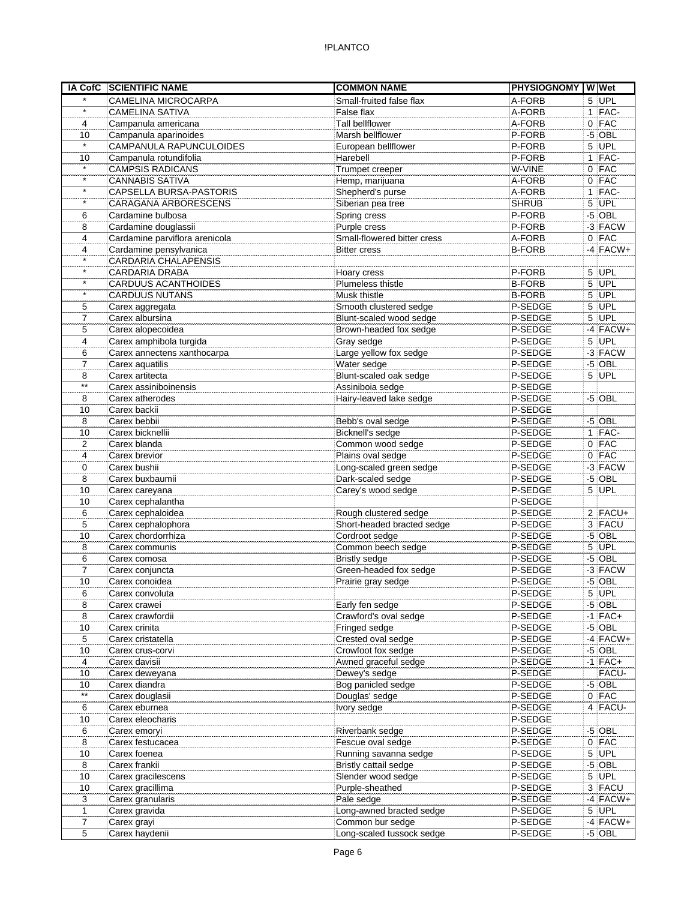| IA CofC | SCIENTIFIC NAME | COMMON NAME | PHYSIOGNOMY | W | Wet |
|---|---|---|---|---|---|
| * | CAMELINA MICROCARPA | Small-fruited false flax | A-FORB | 5 | UPL |
| * | CAMELINA SATIVA | False flax | A-FORB | 1 | FAC- |
| 4 | Campanula americana | Tall bellflower | A-FORB | 0 | FAC |
| 10 | Campanula aparinoides | Marsh bellflower | P-FORB | -5 | OBL |
| * | CAMPANULA RAPUNCULOIDES | European bellflower | P-FORB | 5 | UPL |
| 10 | Campanula rotundifolia | Harebell | P-FORB | 1 | FAC- |
| * | CAMPSIS RADICANS | Trumpet creeper | W-VINE | 0 | FAC |
| * | CANNABIS SATIVA | Hemp, marijuana | A-FORB | 0 | FAC |
| * | CAPSELLA BURSA-PASTORIS | Shepherd's purse | A-FORB | 1 | FAC- |
| * | CARAGANA ARBORESCENS | Siberian pea tree | SHRUB | 5 | UPL |
| 6 | Cardamine bulbosa | Spring cress | P-FORB | -5 | OBL |
| 8 | Cardamine douglassii | Purple cress | P-FORB | -3 | FACW |
| 4 | Cardamine parviflora arenicola | Small-flowered bitter cress | A-FORB | 0 | FAC |
| 4 | Cardamine pensylvanica | Bitter cress | B-FORB | -4 | FACW+ |
| * | CARDARIA CHALAPENSIS | | | | |
| * | CARDARIA DRABA | Hoary cress | P-FORB | 5 | UPL |
| * | CARDUUS ACANTHOIDES | Plumeless thistle | B-FORB | 5 | UPL |
| * | CARDUUS NUTANS | Musk thistle | B-FORB | 5 | UPL |
| 5 | Carex aggregata | Smooth clustered sedge | P-SEDGE | 5 | UPL |
| 7 | Carex albursina | Blunt-scaled wood sedge | P-SEDGE | 5 | UPL |
| 5 | Carex alopecoidea | Brown-headed fox sedge | P-SEDGE | -4 | FACW+ |
| 4 | Carex amphibola turgida | Gray sedge | P-SEDGE | 5 | UPL |
| 6 | Carex annectens xanthocarpa | Large yellow fox sedge | P-SEDGE | -3 | FACW |
| 7 | Carex aquatilis | Water sedge | P-SEDGE | -5 | OBL |
| 8 | Carex artitecta | Blunt-scaled oak sedge | P-SEDGE | 5 | UPL |
| ** | Carex assiniboinensis | Assiniboia sedge | P-SEDGE | | |
| 8 | Carex atherodes | Hairy-leaved lake sedge | P-SEDGE | -5 | OBL |
| 10 | Carex backii | | P-SEDGE | | |
| 8 | Carex bebbii | Bebb's oval sedge | P-SEDGE | -5 | OBL |
| 10 | Carex bicknellii | Bicknell's sedge | P-SEDGE | 1 | FAC- |
| 2 | Carex blanda | Common wood sedge | P-SEDGE | 0 | FAC |
| 4 | Carex brevior | Plains oval sedge | P-SEDGE | 0 | FAC |
| 0 | Carex bushii | Long-scaled green sedge | P-SEDGE | -3 | FACW |
| 8 | Carex buxbaumii | Dark-scaled sedge | P-SEDGE | -5 | OBL |
| 10 | Carex careyana | Carey's wood sedge | P-SEDGE | 5 | UPL |
| 10 | Carex cephalantha | | P-SEDGE | | |
| 6 | Carex cephaloidea | Rough clustered sedge | P-SEDGE | 2 | FACU+ |
| 5 | Carex cephalophora | Short-headed bracted sedge | P-SEDGE | 3 | FACU |
| 10 | Carex chordorrhiza | Cordroot sedge | P-SEDGE | -5 | OBL |
| 8 | Carex communis | Common beech sedge | P-SEDGE | 5 | UPL |
| 6 | Carex comosa | Bristly sedge | P-SEDGE | -5 | OBL |
| 7 | Carex conjuncta | Green-headed fox sedge | P-SEDGE | -3 | FACW |
| 10 | Carex conoidea | Prairie gray sedge | P-SEDGE | -5 | OBL |
| 6 | Carex convoluta | | P-SEDGE | 5 | UPL |
| 8 | Carex crawei | Early fen sedge | P-SEDGE | -5 | OBL |
| 8 | Carex crawfordii | Crawford's oval sedge | P-SEDGE | -1 | FAC+ |
| 10 | Carex crinita | Fringed sedge | P-SEDGE | -5 | OBL |
| 5 | Carex cristatella | Crested oval sedge | P-SEDGE | -4 | FACW+ |
| 10 | Carex crus-corvi | Crowfoot fox sedge | P-SEDGE | -5 | OBL |
| 4 | Carex davisii | Awned graceful sedge | P-SEDGE | -1 | FAC+ |
| 10 | Carex deweyana | Dewey's sedge | P-SEDGE | | FACU- |
| 10 | Carex diandra | Bog panicled sedge | P-SEDGE | -5 | OBL |
| ** | Carex douglasii | Douglas' sedge | P-SEDGE | 0 | FAC |
| 6 | Carex eburnea | Ivory sedge | P-SEDGE | 4 | FACU- |
| 10 | Carex eleocharis | | P-SEDGE | | |
| 6 | Carex emoryi | Riverbank sedge | P-SEDGE | -5 | OBL |
| 8 | Carex festucacea | Fescue oval sedge | P-SEDGE | 0 | FAC |
| 10 | Carex foenea | Running savanna sedge | P-SEDGE | 5 | UPL |
| 8 | Carex frankii | Bristly cattail sedge | P-SEDGE | -5 | OBL |
| 10 | Carex gracilescens | Slender wood sedge | P-SEDGE | 5 | UPL |
| 10 | Carex gracillima | Purple-sheathed | P-SEDGE | 3 | FACU |
| 3 | Carex granularis | Pale sedge | P-SEDGE | -4 | FACW+ |
| 1 | Carex gravida | Long-awned bracted sedge | P-SEDGE | 5 | UPL |
| 7 | Carex grayi | Common bur sedge | P-SEDGE | -4 | FACW+ |
| 5 | Carex haydenii | Long-scaled tussock sedge | P-SEDGE | -5 | OBL |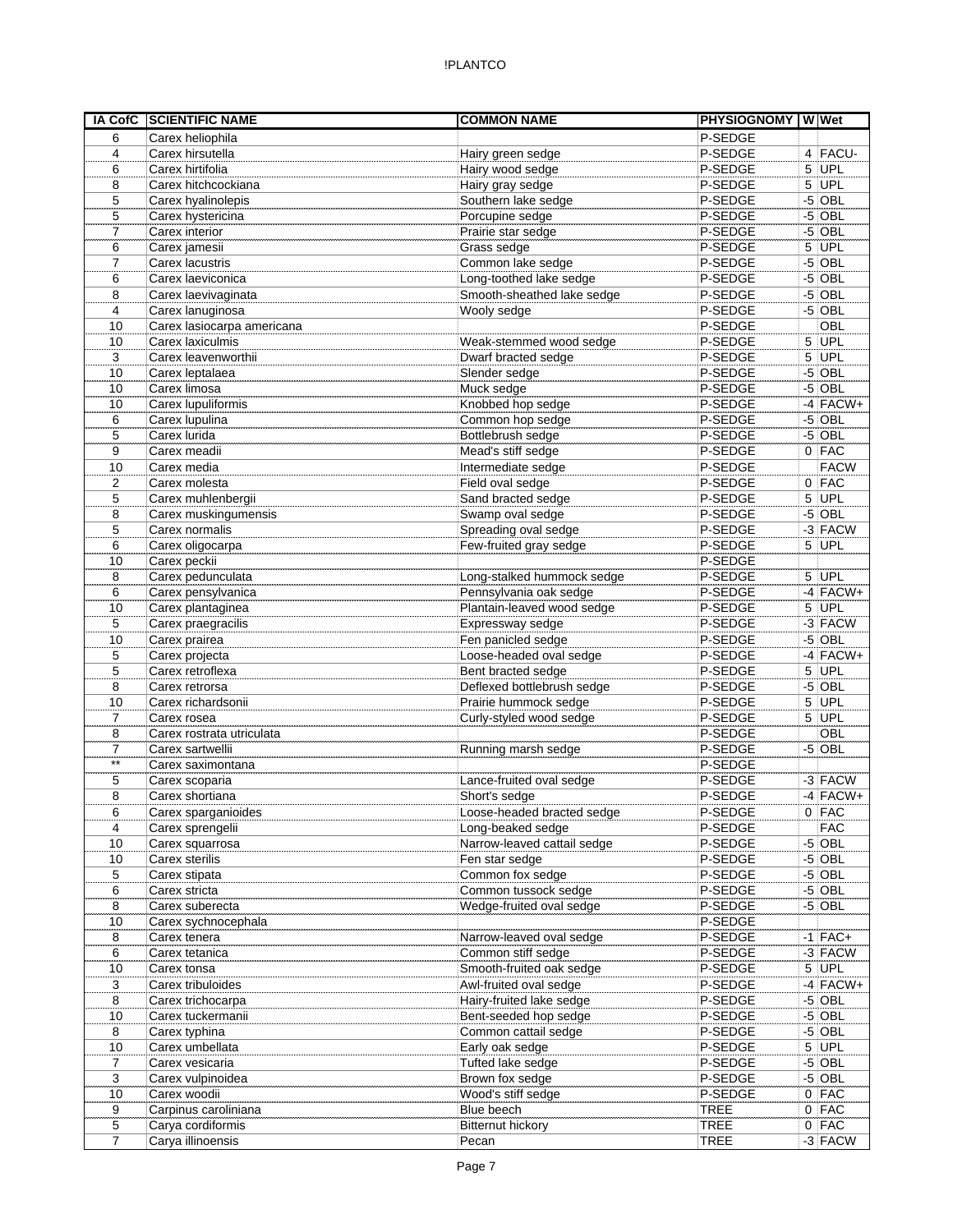| IA CofC | SCIENTIFIC NAME | COMMON NAME | PHYSIOGNOMY | W | Wet |
|---|---|---|---|---|---|
| 6 | Carex heliophila | | P-SEDGE | | |
| 4 | Carex hirsutella | Hairy green sedge | P-SEDGE | 4 | FACU- |
| 6 | Carex hirtifolia | Hairy wood sedge | P-SEDGE | 5 | UPL |
| 8 | Carex hitchcockiana | Hairy gray sedge | P-SEDGE | 5 | UPL |
| 5 | Carex hyalinolepis | Southern lake sedge | P-SEDGE | -5 | OBL |
| 5 | Carex hystericina | Porcupine sedge | P-SEDGE | -5 | OBL |
| 7 | Carex interior | Prairie star sedge | P-SEDGE | -5 | OBL |
| 6 | Carex jamesii | Grass sedge | P-SEDGE | 5 | UPL |
| 7 | Carex lacustris | Common lake sedge | P-SEDGE | -5 | OBL |
| 6 | Carex laeviconica | Long-toothed lake sedge | P-SEDGE | -5 | OBL |
| 8 | Carex laevivaginata | Smooth-sheathed lake sedge | P-SEDGE | -5 | OBL |
| 4 | Carex lanuginosa | Wooly sedge | P-SEDGE | -5 | OBL |
| 10 | Carex lasiocarpa americana | | P-SEDGE | | OBL |
| 10 | Carex laxiculmis | Weak-stemmed wood sedge | P-SEDGE | 5 | UPL |
| 3 | Carex leavenworthii | Dwarf bracted sedge | P-SEDGE | 5 | UPL |
| 10 | Carex leptalaea | Slender sedge | P-SEDGE | -5 | OBL |
| 10 | Carex limosa | Muck sedge | P-SEDGE | -5 | OBL |
| 10 | Carex lupuliformis | Knobbed hop sedge | P-SEDGE | -4 | FACW+ |
| 6 | Carex lupulina | Common hop sedge | P-SEDGE | -5 | OBL |
| 5 | Carex lurida | Bottlebrush sedge | P-SEDGE | -5 | OBL |
| 9 | Carex meadii | Mead's stiff sedge | P-SEDGE | 0 | FAC |
| 10 | Carex media | Intermediate sedge | P-SEDGE | | FACW |
| 2 | Carex molesta | Field oval sedge | P-SEDGE | 0 | FAC |
| 5 | Carex muhlenbergii | Sand bracted sedge | P-SEDGE | 5 | UPL |
| 8 | Carex muskingumensis | Swamp oval sedge | P-SEDGE | -5 | OBL |
| 5 | Carex normalis | Spreading oval sedge | P-SEDGE | -3 | FACW |
| 6 | Carex oligocarpa | Few-fruited gray sedge | P-SEDGE | 5 | UPL |
| 10 | Carex peckii | | P-SEDGE | | |
| 8 | Carex pedunculata | Long-stalked hummock sedge | P-SEDGE | 5 | UPL |
| 6 | Carex pensylvanica | Pennsylvania oak sedge | P-SEDGE | -4 | FACW+ |
| 10 | Carex plantaginea | Plantain-leaved wood sedge | P-SEDGE | 5 | UPL |
| 5 | Carex praegracilis | Expressway sedge | P-SEDGE | -3 | FACW |
| 10 | Carex prairea | Fen panicled sedge | P-SEDGE | -5 | OBL |
| 5 | Carex projecta | Loose-headed oval sedge | P-SEDGE | -4 | FACW+ |
| 5 | Carex retroflexa | Bent bracted sedge | P-SEDGE | 5 | UPL |
| 8 | Carex retrorsa | Deflexed bottlebrush sedge | P-SEDGE | -5 | OBL |
| 10 | Carex richardsonii | Prairie hummock sedge | P-SEDGE | 5 | UPL |
| 7 | Carex rosea | Curly-styled wood sedge | P-SEDGE | 5 | UPL |
| 8 | Carex rostrata utriculata | | P-SEDGE | | OBL |
| 7 | Carex sartwellii | Running marsh sedge | P-SEDGE | -5 | OBL |
| ** | Carex saximontana | | P-SEDGE | | |
| 5 | Carex scoparia | Lance-fruited oval sedge | P-SEDGE | -3 | FACW |
| 8 | Carex shortiana | Short's sedge | P-SEDGE | -4 | FACW+ |
| 6 | Carex sparganioides | Loose-headed bracted sedge | P-SEDGE | 0 | FAC |
| 4 | Carex sprengelii | Long-beaked sedge | P-SEDGE | | FAC |
| 10 | Carex squarrosa | Narrow-leaved cattail sedge | P-SEDGE | -5 | OBL |
| 10 | Carex sterilis | Fen star sedge | P-SEDGE | -5 | OBL |
| 5 | Carex stipata | Common fox sedge | P-SEDGE | -5 | OBL |
| 6 | Carex stricta | Common tussock sedge | P-SEDGE | -5 | OBL |
| 8 | Carex suberecta | Wedge-fruited oval sedge | P-SEDGE | -5 | OBL |
| 10 | Carex sychnocephala | | P-SEDGE | | |
| 8 | Carex tenera | Narrow-leaved oval sedge | P-SEDGE | -1 | FAC+ |
| 6 | Carex tetanica | Common stiff sedge | P-SEDGE | -3 | FACW |
| 10 | Carex tonsa | Smooth-fruited oak sedge | P-SEDGE | 5 | UPL |
| 3 | Carex tribuloides | Awl-fruited oval sedge | P-SEDGE | -4 | FACW+ |
| 8 | Carex trichocarpa | Hairy-fruited lake sedge | P-SEDGE | -5 | OBL |
| 10 | Carex tuckermanii | Bent-seeded hop sedge | P-SEDGE | -5 | OBL |
| 8 | Carex typhina | Common cattail sedge | P-SEDGE | -5 | OBL |
| 10 | Carex umbellata | Early oak sedge | P-SEDGE | 5 | UPL |
| 7 | Carex vesicaria | Tufted lake sedge | P-SEDGE | -5 | OBL |
| 3 | Carex vulpinoidea | Brown fox sedge | P-SEDGE | -5 | OBL |
| 10 | Carex woodii | Wood's stiff sedge | P-SEDGE | 0 | FAC |
| 9 | Carpinus caroliniana | Blue beech | TREE | 0 | FAC |
| 5 | Carya cordiformis | Bitternut hickory | TREE | 0 | FAC |
| 7 | Carya illinoensis | Pecan | TREE | -3 | FACW |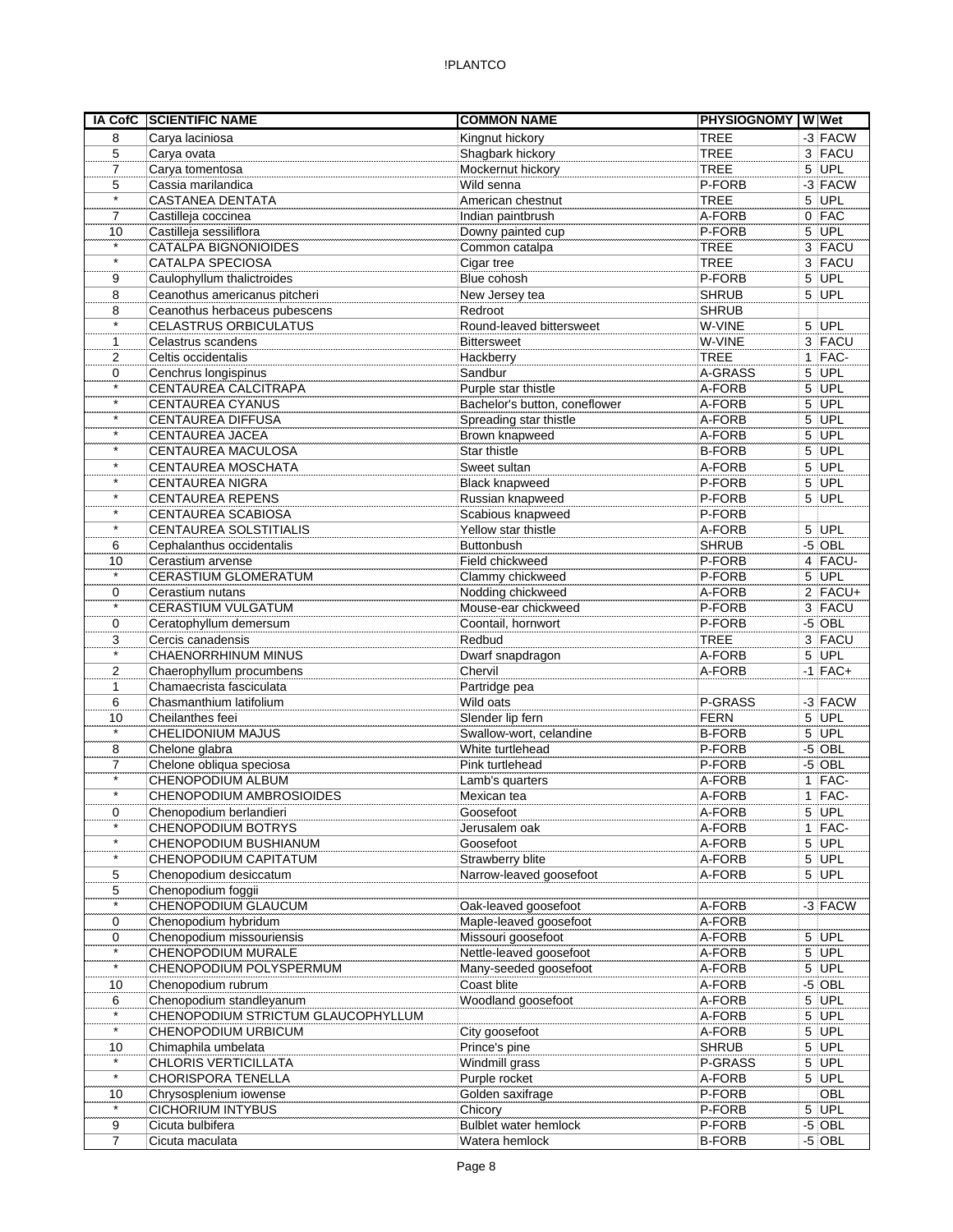| IA CofC | SCIENTIFIC NAME | COMMON NAME | PHYSIOGNOMY | W | Wet |
|---|---|---|---|---|---|
| 8 | Carya laciniosa | Kingnut hickory | TREE | -3 | FACW |
| 5 | Carya ovata | Shagbark hickory | TREE | 3 | FACU |
| 7 | Carya tomentosa | Mockernut hickory | TREE | 5 | UPL |
| 5 | Cassia marilandica | Wild senna | P-FORB | -3 | FACW |
| * | CASTANEA DENTATA | American chestnut | TREE | 5 | UPL |
| 7 | Castilleja coccinea | Indian paintbrush | A-FORB | 0 | FAC |
| 10 | Castilleja sessiliflora | Downy painted cup | P-FORB | 5 | UPL |
| * | CATALPA BIGNONIOIDES | Common catalpa | TREE | 3 | FACU |
| * | CATALPA SPECIOSA | Cigar tree | TREE | 3 | FACU |
| 9 | Caulophyllum thalictroides | Blue cohosh | P-FORB | 5 | UPL |
| 8 | Ceanothus americanus pitcheri | New Jersey tea | SHRUB | 5 | UPL |
| 8 | Ceanothus herbaceus pubescens | Redroot | SHRUB | | |
| * | CELASTRUS ORBICULATUS | Round-leaved bittersweet | W-VINE | 5 | UPL |
| 1 | Celastrus scandens | Bittersweet | W-VINE | 3 | FACU |
| 2 | Celtis occidentalis | Hackberry | TREE | 1 | FAC- |
| 0 | Cenchrus longispinus | Sandbur | A-GRASS | 5 | UPL |
| * | CENTAUREA CALCITRAPA | Purple star thistle | A-FORB | 5 | UPL |
| * | CENTAUREA CYANUS | Bachelor's button, coneflower | A-FORB | 5 | UPL |
| * | CENTAUREA DIFFUSA | Spreading star thistle | A-FORB | 5 | UPL |
| * | CENTAUREA JACEA | Brown knapweed | A-FORB | 5 | UPL |
| * | CENTAUREA MACULOSA | Star thistle | B-FORB | 5 | UPL |
| * | CENTAUREA MOSCHATA | Sweet sultan | A-FORB | 5 | UPL |
| * | CENTAUREA NIGRA | Black knapweed | P-FORB | 5 | UPL |
| * | CENTAUREA REPENS | Russian knapweed | P-FORB | 5 | UPL |
| * | CENTAUREA SCABIOSA | Scabious knapweed | P-FORB | | |
| * | CENTAUREA SOLSTITIALIS | Yellow star thistle | A-FORB | 5 | UPL |
| 6 | Cephalanthus occidentalis | Buttonbush | SHRUB | -5 | OBL |
| 10 | Cerastium arvense | Field chickweed | P-FORB | 4 | FACU- |
| * | CERASTIUM GLOMERATUM | Clammy chickweed | P-FORB | 5 | UPL |
| 0 | Cerastium nutans | Nodding chickweed | A-FORB | 2 | FACU+ |
| * | CERASTIUM VULGATUM | Mouse-ear chickweed | P-FORB | 3 | FACU |
| 0 | Ceratophyllum demersum | Coontail, hornwort | P-FORB | -5 | OBL |
| 3 | Cercis canadensis | Redbud | TREE | 3 | FACU |
| * | CHAENORRHINUM MINUS | Dwarf snapdragon | A-FORB | 5 | UPL |
| 2 | Chaerophyllum procumbens | Chervil | A-FORB | -1 | FAC+ |
| 1 | Chamaecrista fasciculata | Partridge pea | | | |
| 6 | Chasmanthium latifolium | Wild oats | P-GRASS | -3 | FACW |
| 10 | Cheilanthes feei | Slender lip fern | FERN | 5 | UPL |
| * | CHELIDONIUM MAJUS | Swallow-wort, celandine | B-FORB | 5 | UPL |
| 8 | Chelone glabra | White turtlehead | P-FORB | -5 | OBL |
| 7 | Chelone obliqua speciosa | Pink turtlehead | P-FORB | -5 | OBL |
| * | CHENOPODIUM ALBUM | Lamb's quarters | A-FORB | 1 | FAC- |
| * | CHENOPODIUM AMBROSIOIDES | Mexican tea | A-FORB | 1 | FAC- |
| 0 | Chenopodium berlandieri | Goosefoot | A-FORB | 5 | UPL |
| * | CHENOPODIUM BOTRYS | Jerusalem oak | A-FORB | 1 | FAC- |
| * | CHENOPODIUM BUSHIANUM | Goosefoot | A-FORB | 5 | UPL |
| * | CHENOPODIUM CAPITATUM | Strawberry blite | A-FORB | 5 | UPL |
| 5 | Chenopodium desiccatum | Narrow-leaved goosefoot | A-FORB | 5 | UPL |
| 5 | Chenopodium foggii | | | | |
| * | CHENOPODIUM GLAUCUM | Oak-leaved goosefoot | A-FORB | -3 | FACW |
| 0 | Chenopodium hybridum | Maple-leaved goosefoot | A-FORB | | |
| 0 | Chenopodium missouriensis | Missouri goosefoot | A-FORB | 5 | UPL |
| * | CHENOPODIUM MURALE | Nettle-leaved goosefoot | A-FORB | 5 | UPL |
| * | CHENOPODIUM POLYSPERMUM | Many-seeded goosefoot | A-FORB | 5 | UPL |
| 10 | Chenopodium rubrum | Coast blite | A-FORB | -5 | OBL |
| 6 | Chenopodium standleyanum | Woodland goosefoot | A-FORB | 5 | UPL |
| * | CHENOPODIUM STRICTUM GLAUCOPHYLLUM | | A-FORB | 5 | UPL |
| * | CHENOPODIUM URBICUM | City goosefoot | A-FORB | 5 | UPL |
| 10 | Chimaphila umbelata | Prince's pine | SHRUB | 5 | UPL |
| * | CHLORIS VERTICILLATA | Windmill grass | P-GRASS | 5 | UPL |
| * | CHORISPORA TENELLA | Purple rocket | A-FORB | 5 | UPL |
| 10 | Chrysosplenium iowense | Golden saxifrage | P-FORB | | OBL |
| * | CICHORIUM INTYBUS | Chicory | P-FORB | 5 | UPL |
| 9 | Cicuta bulbifera | Bulblet water hemlock | P-FORB | -5 | OBL |
| 7 | Cicuta maculata | Watera hemlock | B-FORB | -5 | OBL |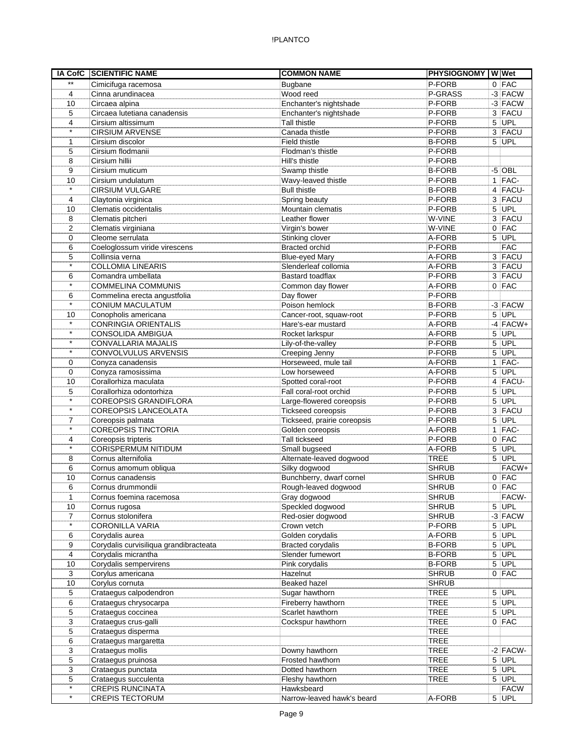| IA CofC | SCIENTIFIC NAME | COMMON NAME | PHYSIOGNOMY | W | Wet |
|---|---|---|---|---|---|
| ** | Cimicifuga racemosa | Bugbane | P-FORB | 0 | FAC |
| 4 | Cinna arundinacea | Wood reed | P-GRASS | -3 | FACW |
| 10 | Circaea alpina | Enchanter's nightshade | P-FORB | -3 | FACW |
| 5 | Circaea lutetiana canadensis | Enchanter's nightshade | P-FORB | 3 | FACU |
| 4 | Cirsium altissimum | Tall thistle | P-FORB | 5 | UPL |
| * | CIRSIUM ARVENSE | Canada thistle | P-FORB | 3 | FACU |
| 1 | Cirsium discolor | Field thistle | B-FORB | 5 | UPL |
| 5 | Cirsium flodmanii | Flodman's thistle | P-FORB | | |
| 8 | Cirsium hillii | Hill's thistle | P-FORB | | |
| 9 | Cirsium muticum | Swamp thistle | B-FORB | -5 | OBL |
| 10 | Cirsium undulatum | Wavy-leaved thistle | P-FORB | 1 | FAC- |
| * | CIRSIUM VULGARE | Bull thistle | B-FORB | 4 | FACU- |
| 4 | Claytonia virginica | Spring beauty | P-FORB | 3 | FACU |
| 10 | Clematis occidentalis | Mountain clematis | P-FORB | 5 | UPL |
| 8 | Clematis pitcheri | Leather flower | W-VINE | 3 | FACU |
| 2 | Clematis virginiana | Virgin's bower | W-VINE | 0 | FAC |
| 0 | Cleome serrulata | Stinking clover | A-FORB | 5 | UPL |
| 6 | Coeloglossum viride virescens | Bracted orchid | P-FORB | | FAC |
| 5 | Collinsia verna | Blue-eyed Mary | A-FORB | 3 | FACU |
| * | COLLOMIA LINEARIS | Slenderleaf collomia | A-FORB | 3 | FACU |
| 6 | Comandra umbellata | Bastard toadflax | P-FORB | 3 | FACU |
| * | COMMELINA COMMUNIS | Common day flower | A-FORB | 0 | FAC |
| 6 | Commelina erecta angustfolia | Day flower | P-FORB | | |
| * | CONIUM MACULATUM | Poison hemlock | B-FORB | -3 | FACW |
| 10 | Conopholis americana | Cancer-root, squaw-root | P-FORB | 5 | UPL |
| * | CONRINGIA ORIENTALIS | Hare's-ear mustard | A-FORB | -4 | FACW+ |
| * | CONSOLIDA AMBIGUA | Rocket larkspur | A-FORB | 5 | UPL |
| * | CONVALLARIA MAJALIS | Lily-of-the-valley | P-FORB | 5 | UPL |
| * | CONVOLVULUS ARVENSIS | Creeping Jenny | P-FORB | 5 | UPL |
| 0 | Conyza canadensis | Horseweed, mule tail | A-FORB | 1 | FAC- |
| 0 | Conyza ramosissima | Low horseweed | A-FORB | 5 | UPL |
| 10 | Corallorhiza maculata | Spotted coral-root | P-FORB | 4 | FACU- |
| 5 | Corallorhiza odontorhiza | Fall coral-root orchid | P-FORB | 5 | UPL |
| * | COREOPSIS GRANDIFLORA | Large-flowered coreopsis | P-FORB | 5 | UPL |
| * | COREOPSIS LANCEOLATA | Tickseed coreopsis | P-FORB | 3 | FACU |
| 7 | Coreopsis palmata | Tickseed, prairie coreopsis | P-FORB | 5 | UPL |
| * | COREOPSIS TINCTORIA | Golden coreopsis | A-FORB | 1 | FAC- |
| 4 | Coreopsis tripteris | Tall tickseed | P-FORB | 0 | FAC |
| * | CORISPERMUM NITIDUM | Small bugseed | A-FORB | 5 | UPL |
| 8 | Cornus alternifolia | Alternate-leaved dogwood | TREE | 5 | UPL |
| 6 | Cornus amomum obliqua | Silky dogwood | SHRUB | | FACW+ |
| 10 | Cornus canadensis | Bunchberry, dwarf cornel | SHRUB | 0 | FAC |
| 6 | Cornus drummondii | Rough-leaved dogwood | SHRUB | 0 | FAC |
| 1 | Cornus foemina racemosa | Gray dogwood | SHRUB | | FACW- |
| 10 | Cornus rugosa | Speckled dogwood | SHRUB | 5 | UPL |
| 7 | Cornus stolonifera | Red-osier dogwood | SHRUB | -3 | FACW |
| * | CORONILLA VARIA | Crown vetch | P-FORB | 5 | UPL |
| 6 | Corydalis aurea | Golden corydalis | A-FORB | 5 | UPL |
| 9 | Corydalis curvisiliqua grandibracteata | Bracted corydalis | B-FORB | 5 | UPL |
| 4 | Corydalis micrantha | Slender fumewort | B-FORB | 5 | UPL |
| 10 | Corydalis sempervirens | Pink corydalis | B-FORB | 5 | UPL |
| 3 | Corylus americana | Hazelnut | SHRUB | 0 | FAC |
| 10 | Corylus cornuta | Beaked hazel | SHRUB | | |
| 5 | Crataegus calpodendron | Sugar hawthorn | TREE | 5 | UPL |
| 6 | Crataegus chrysocarpa | Fireberry hawthorn | TREE | 5 | UPL |
| 5 | Crataegus coccinea | Scarlet hawthorn | TREE | 5 | UPL |
| 3 | Crataegus crus-galli | Cockspur hawthorn | TREE | 0 | FAC |
| 5 | Crataegus disperma | | TREE | | |
| 6 | Crataegus margaretta | | TREE | | |
| 3 | Crataegus mollis | Downy hawthorn | TREE | -2 | FACW- |
| 5 | Crataegus pruinosa | Frosted hawthorn | TREE | 5 | UPL |
| 3 | Crataegus punctata | Dotted hawthorn | TREE | 5 | UPL |
| 5 | Crataegus succulenta | Fleshy hawthorn | TREE | 5 | UPL |
| * | CREPIS RUNCINATA | Hawksbeard | | | FACW |
| * | CREPIS TECTORUM | Narrow-leaved hawk's beard | A-FORB | 5 | UPL |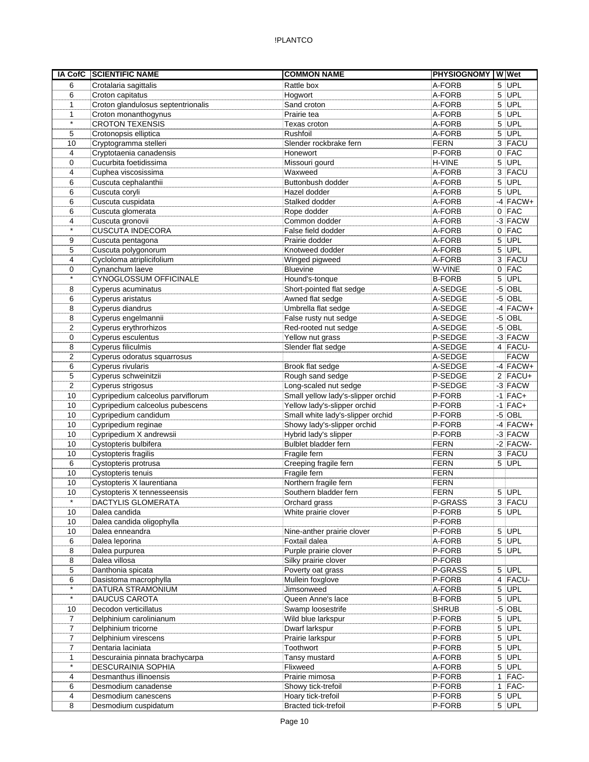| IA CofC | SCIENTIFIC NAME | COMMON NAME | PHYSIOGNOMY | W | Wet |
|---|---|---|---|---|---|
| 6 | Crotalaria sagittalis | Rattle box | A-FORB | 5 | UPL |
| 6 | Croton capitatus | Hogwort | A-FORB | 5 | UPL |
| 1 | Croton glandulosus septentrionalis | Sand croton | A-FORB | 5 | UPL |
| 1 | Croton monanthogynus | Prairie tea | A-FORB | 5 | UPL |
| * | CROTON TEXENSIS | Texas croton | A-FORB | 5 | UPL |
| 5 | Crotonopsis elliptica | Rushfoil | A-FORB | 5 | UPL |
| 10 | Cryptogramma stelleri | Slender rockbrake fern | FERN | 3 | FACU |
| 4 | Cryptotaenia canadensis | Honewort | P-FORB | 0 | FAC |
| 0 | Cucurbita foetidissima | Missouri gourd | H-VINE | 5 | UPL |
| 4 | Cuphea viscosissima | Waxweed | A-FORB | 3 | FACU |
| 6 | Cuscuta cephalanthii | Buttonbush dodder | A-FORB | 5 | UPL |
| 6 | Cuscuta coryli | Hazel dodder | A-FORB | 5 | UPL |
| 6 | Cuscuta cuspidata | Stalked dodder | A-FORB | -4 | FACW+ |
| 6 | Cuscuta glomerata | Rope dodder | A-FORB | 0 | FAC |
| 4 | Cuscuta gronovii | Common dodder | A-FORB | -3 | FACW |
| * | CUSCUTA INDECORA | False field dodder | A-FORB | 0 | FAC |
| 9 | Cuscuta pentagona | Prairie dodder | A-FORB | 5 | UPL |
| 5 | Cuscuta polygonorum | Knotweed dodder | A-FORB | 5 | UPL |
| 4 | Cycloloma atriplicifolium | Winged pigweed | A-FORB | 3 | FACU |
| 0 | Cynanchum laeve | Bluevine | W-VINE | 0 | FAC |
| * | CYNOGLOSSUM OFFICINALE | Hound's-tonque | B-FORB | 5 | UPL |
| 8 | Cyperus acuminatus | Short-pointed flat sedge | A-SEDGE | -5 | OBL |
| 6 | Cyperus aristatus | Awned flat sedge | A-SEDGE | -5 | OBL |
| 8 | Cyperus diandrus | Umbrella flat sedge | A-SEDGE | -4 | FACW+ |
| 8 | Cyperus engelmannii | False rusty nut sedge | A-SEDGE | -5 | OBL |
| 2 | Cyperus erythrorhizos | Red-rooted nut sedge | A-SEDGE | -5 | OBL |
| 0 | Cyperus esculentus | Yellow nut grass | P-SEDGE | -3 | FACW |
| 8 | Cyperus filiculmis | Slender flat sedge | A-SEDGE | 4 | FACU- |
| 2 | Cyperus odoratus squarrosus | | A-SEDGE | | FACW |
| 6 | Cyperus rivularis | Brook flat sedge | A-SEDGE | -4 | FACW+ |
| 5 | Cyperus schweinitzii | Rough sand sedge | P-SEDGE | 2 | FACU+ |
| 2 | Cyperus strigosus | Long-scaled nut sedge | P-SEDGE | -3 | FACW |
| 10 | Cypripedium calceolus parviflorum | Small yellow lady's-slipper orchid | P-FORB | -1 | FAC+ |
| 10 | Cypripedium calceolus pubescens | Yellow lady's-slipper orchid | P-FORB | -1 | FAC+ |
| 10 | Cypripedium candidum | Small white lady's-slipper orchid | P-FORB | -5 | OBL |
| 10 | Cypripedium reginae | Showy lady's-slipper orchid | P-FORB | -4 | FACW+ |
| 10 | Cypripedium X andrewsii | Hybrid lady's slipper | P-FORB | -3 | FACW |
| 10 | Cystopteris bulbifera | Bulblet bladder fern | FERN | -2 | FACW- |
| 10 | Cystopteris fragilis | Fragile fern | FERN | 3 | FACU |
| 6 | Cystopteris protrusa | Creeping fragile fern | FERN | 5 | UPL |
| 10 | Cystopteris tenuis | Fragile fern | FERN | | |
| 10 | Cystopteris X laurentiana | Northern fragile fern | FERN | | |
| 10 | Cystopteris X tennesseensis | Southern bladder fern | FERN | 5 | UPL |
| * | DACTYLIS GLOMERATA | Orchard grass | P-GRASS | 3 | FACU |
| 10 | Dalea candida | White prairie clover | P-FORB | 5 | UPL |
| 10 | Dalea candida oligophylla | | P-FORB | | |
| 10 | Dalea enneandra | Nine-anther prairie clover | P-FORB | 5 | UPL |
| 6 | Dalea leporina | Foxtail dalea | A-FORB | 5 | UPL |
| 8 | Dalea purpurea | Purple prairie clover | P-FORB | 5 | UPL |
| 8 | Dalea villosa | Silky prairie clover | P-FORB | | |
| 5 | Danthonia spicata | Poverty oat grass | P-GRASS | 5 | UPL |
| 6 | Dasistoma macrophylla | Mullein foxglove | P-FORB | 4 | FACU- |
| * | DATURA STRAMONIUM | Jimsonweed | A-FORB | 5 | UPL |
| * | DAUCUS CAROTA | Queen Anne's lace | B-FORB | 5 | UPL |
| 10 | Decodon verticillatus | Swamp loosestrife | SHRUB | -5 | OBL |
| 7 | Delphinium carolinianum | Wild blue larkspur | P-FORB | 5 | UPL |
| 7 | Delphinium tricorne | Dwarf larkspur | P-FORB | 5 | UPL |
| 7 | Delphinium virescens | Prairie larkspur | P-FORB | 5 | UPL |
| 7 | Dentaria laciniata | Toothwort | P-FORB | 5 | UPL |
| 1 | Descurainia pinnata brachycarpa | Tansy mustard | A-FORB | 5 | UPL |
| * | DESCURAINIA SOPHIA | Flixweed | A-FORB | 5 | UPL |
| 4 | Desmanthus illinoensis | Prairie mimosa | P-FORB | 1 | FAC- |
| 6 | Desmodium canadense | Showy tick-trefoil | P-FORB | 1 | FAC- |
| 4 | Desmodium canescens | Hoary tick-trefoil | P-FORB | 5 | UPL |
| 8 | Desmodium cuspidatum | Bracted tick-trefoil | P-FORB | 5 | UPL |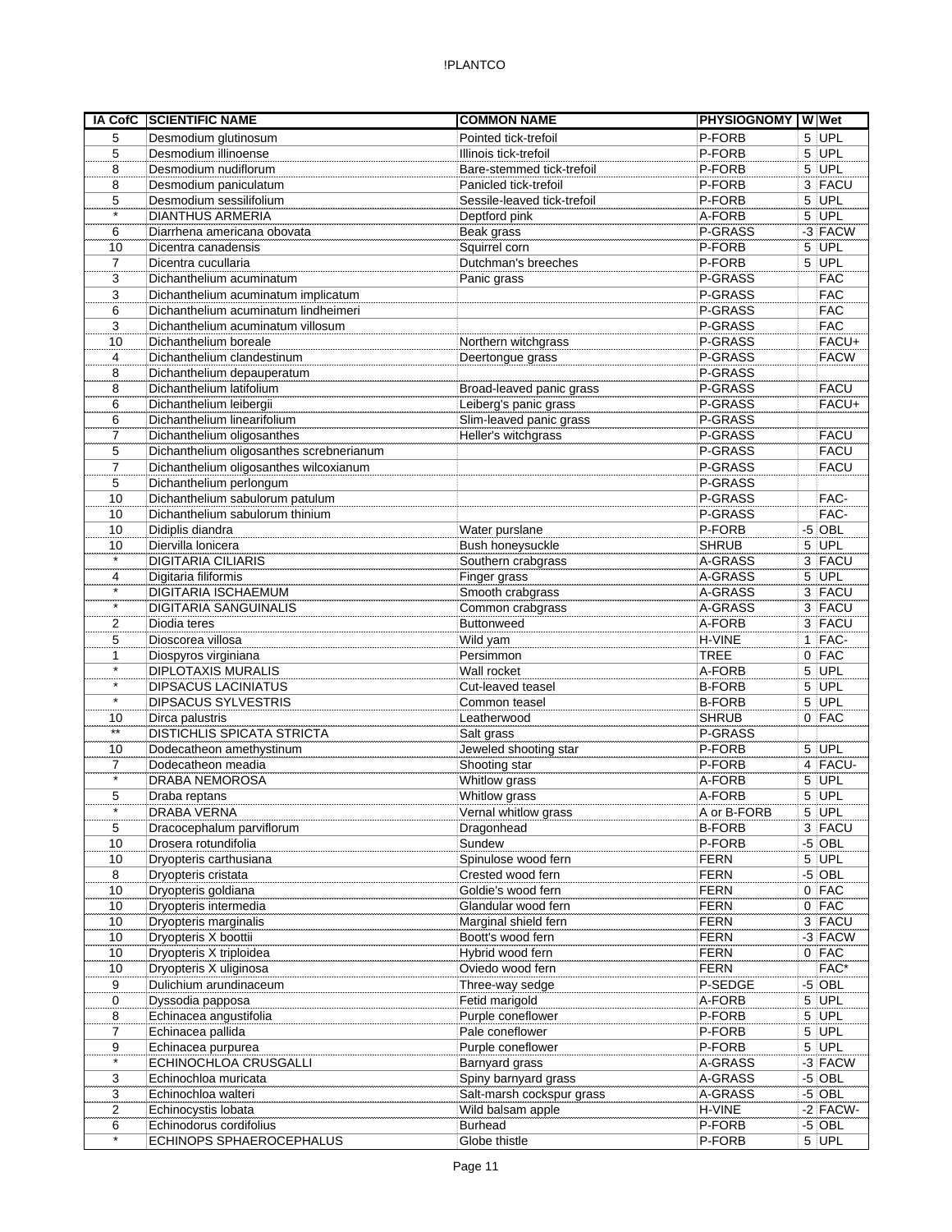| IA CofC | SCIENTIFIC NAME | COMMON NAME | PHYSIOGNOMY | W | Wet |
|---|---|---|---|---|---|
| 5 | Desmodium glutinosum | Pointed tick-trefoil | P-FORB | 5 | UPL |
| 5 | Desmodium illinoense | Illinois tick-trefoil | P-FORB | 5 | UPL |
| 8 | Desmodium nudiflorum | Bare-stemmed tick-trefoil | P-FORB | 5 | UPL |
| 8 | Desmodium paniculatum | Panicled tick-trefoil | P-FORB | 3 | FACU |
| 5 | Desmodium sessilifolium | Sessile-leaved tick-trefoil | P-FORB | 5 | UPL |
| * | DIANTHUS ARMERIA | Deptford pink | A-FORB | 5 | UPL |
| 6 | Diarrhena americana obovata | Beak grass | P-GRASS | -3 | FACW |
| 10 | Dicentra canadensis | Squirrel corn | P-FORB | 5 | UPL |
| 7 | Dicentra cucullaria | Dutchman's breeches | P-FORB | 5 | UPL |
| 3 | Dichanthelium acuminatum | Panic grass | P-GRASS | | FAC |
| 3 | Dichanthelium acuminatum implicatum | | P-GRASS | | FAC |
| 6 | Dichanthelium acuminatum lindheimeri | | P-GRASS | | FAC |
| 3 | Dichanthelium acuminatum villosum | | P-GRASS | | FAC |
| 10 | Dichanthelium boreale | Northern witchgrass | P-GRASS | | FACU+ |
| 4 | Dichanthelium clandestinum | Deertongue grass | P-GRASS | | FACW |
| 8 | Dichanthelium depauperatum | | P-GRASS | | |
| 8 | Dichanthelium latifolium | Broad-leaved panic grass | P-GRASS | | FACU |
| 6 | Dichanthelium leibergii | Leiberg's panic grass | P-GRASS | | FACU+ |
| 6 | Dichanthelium linearifolium | Slim-leaved panic grass | P-GRASS | | |
| 7 | Dichanthelium oligosanthes | Heller's witchgrass | P-GRASS | | FACU |
| 5 | Dichanthelium oligosanthes screbnerianum | | P-GRASS | | FACU |
| 7 | Dichanthelium oligosanthes wilcoxianum | | P-GRASS | | FACU |
| 5 | Dichanthelium perlongum | | P-GRASS | | |
| 10 | Dichanthelium sabulorum patulum | | P-GRASS | | FAC- |
| 10 | Dichanthelium sabulorum thinium | | P-GRASS | | FAC- |
| 10 | Didiplis diandra | Water purslane | P-FORB | -5 | OBL |
| 10 | Diervilla lonicera | Bush honeysuckle | SHRUB | 5 | UPL |
| * | DIGITARIA CILIARIS | Southern crabgrass | A-GRASS | 3 | FACU |
| 4 | Digitaria filiformis | Finger grass | A-GRASS | 5 | UPL |
| * | DIGITARIA ISCHAEMUM | Smooth crabgrass | A-GRASS | 3 | FACU |
| * | DIGITARIA SANGUINALIS | Common crabgrass | A-GRASS | 3 | FACU |
| 2 | Diodia teres | Buttonweed | A-FORB | 3 | FACU |
| 5 | Dioscorea villosa | Wild yam | H-VINE | 1 | FAC- |
| 1 | Diospyros virginiana | Persimmon | TREE | 0 | FAC |
| * | DIPLOTAXIS MURALIS | Wall rocket | A-FORB | 5 | UPL |
| * | DIPSACUS LACINIATUS | Cut-leaved teasel | B-FORB | 5 | UPL |
| * | DIPSACUS SYLVESTRIS | Common teasel | B-FORB | 5 | UPL |
| 10 | Dirca palustris | Leatherwood | SHRUB | 0 | FAC |
| ** | DISTICHLIS SPICATA STRICTA | Salt grass | P-GRASS | | |
| 10 | Dodecatheon amethystinum | Jeweled shooting star | P-FORB | 5 | UPL |
| 7 | Dodecatheon meadia | Shooting star | P-FORB | 4 | FACU- |
| * | DRABA NEMOROSA | Whitlow grass | A-FORB | 5 | UPL |
| 5 | Draba reptans | Whitlow grass | A-FORB | 5 | UPL |
| * | DRABA VERNA | Vernal whitlow grass | A or B-FORB | 5 | UPL |
| 5 | Dracocephalum parviflorum | Dragonhead | B-FORB | 3 | FACU |
| 10 | Drosera rotundifolia | Sundew | P-FORB | -5 | OBL |
| 10 | Dryopteris carthusiana | Spinulose wood fern | FERN | 5 | UPL |
| 8 | Dryopteris cristata | Crested wood fern | FERN | -5 | OBL |
| 10 | Dryopteris goldiana | Goldie's wood fern | FERN | 0 | FAC |
| 10 | Dryopteris intermedia | Glandular wood fern | FERN | 0 | FAC |
| 10 | Dryopteris marginalis | Marginal shield fern | FERN | 3 | FACU |
| 10 | Dryopteris X boottii | Boott's wood fern | FERN | -3 | FACW |
| 10 | Dryopteris X triploidea | Hybrid wood fern | FERN | 0 | FAC |
| 10 | Dryopteris X uliginosa | Oviedo wood fern | FERN | | FAC* |
| 9 | Dulichium arundinaceum | Three-way sedge | P-SEDGE | -5 | OBL |
| 0 | Dyssodia papposa | Fetid marigold | A-FORB | 5 | UPL |
| 8 | Echinacea angustifolia | Purple coneflower | P-FORB | 5 | UPL |
| 7 | Echinacea pallida | Pale coneflower | P-FORB | 5 | UPL |
| 9 | Echinacea purpurea | Purple coneflower | P-FORB | 5 | UPL |
| * | ECHINOCHLOA CRUSGALLI | Barnyard grass | A-GRASS | -3 | FACW |
| 3 | Echinochloa muricata | Spiny barnyard grass | A-GRASS | -5 | OBL |
| 3 | Echinochloa walteri | Salt-marsh cockspur grass | A-GRASS | -5 | OBL |
| 2 | Echinocystis lobata | Wild balsam apple | H-VINE | -2 | FACW- |
| 6 | Echinodorus cordifolius | Burhead | P-FORB | -5 | OBL |
| * | ECHINOPS SPHAEROCEPHALUS | Globe thistle | P-FORB | 5 | UPL |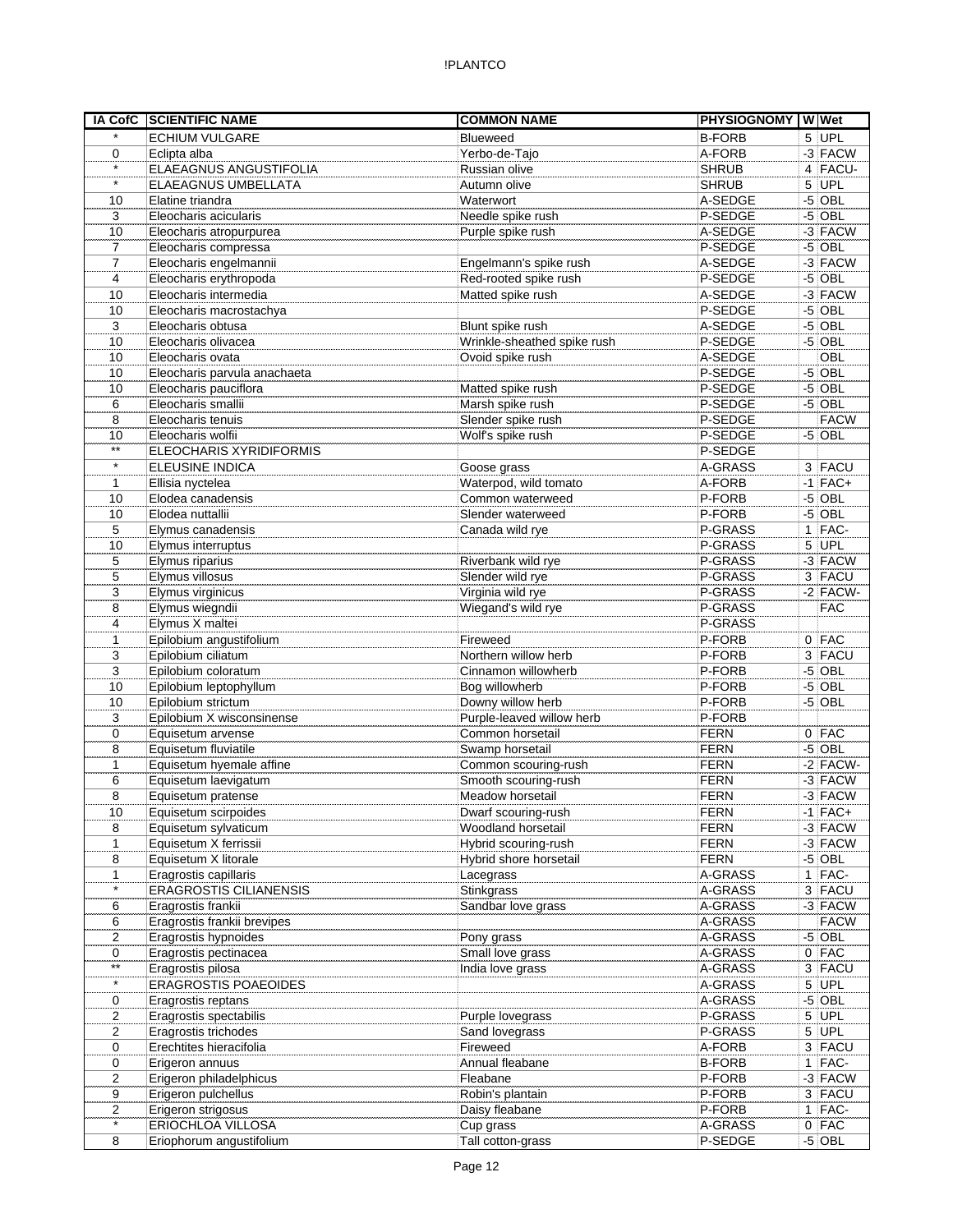| IA CofC | SCIENTIFIC NAME | COMMON NAME | PHYSIOGNOMY | W | Wet |
|---|---|---|---|---|---|
| * | ECHIUM VULGARE | Blueweed | B-FORB | 5 | UPL |
| 0 | Eclipta alba | Yerbo-de-Tajo | A-FORB | -3 | FACW |
| * | ELAEAGNUS ANGUSTIFOLIA | Russian olive | SHRUB | 4 | FACU- |
| * | ELAEAGNUS UMBELLATA | Autumn olive | SHRUB | 5 | UPL |
| 10 | Elatine triandra | Waterwort | A-SEDGE | -5 | OBL |
| 3 | Eleocharis acicularis | Needle spike rush | P-SEDGE | -5 | OBL |
| 10 | Eleocharis atropurpurea | Purple spike rush | A-SEDGE | -3 | FACW |
| 7 | Eleocharis compressa | | P-SEDGE | -5 | OBL |
| 7 | Eleocharis engelmannii | Engelmann's spike rush | A-SEDGE | -3 | FACW |
| 4 | Eleocharis erythropoda | Red-rooted spike rush | P-SEDGE | -5 | OBL |
| 10 | Eleocharis intermedia | Matted spike rush | A-SEDGE | -3 | FACW |
| 10 | Eleocharis macrostachya | | P-SEDGE | -5 | OBL |
| 3 | Eleocharis obtusa | Blunt spike rush | A-SEDGE | -5 | OBL |
| 10 | Eleocharis olivacea | Wrinkle-sheathed spike rush | P-SEDGE | -5 | OBL |
| 10 | Eleocharis ovata | Ovoid spike rush | A-SEDGE | | OBL |
| 10 | Eleocharis parvula anachaeta | | P-SEDGE | -5 | OBL |
| 10 | Eleocharis pauciflora | Matted spike rush | P-SEDGE | -5 | OBL |
| 6 | Eleocharis smallii | Marsh spike rush | P-SEDGE | -5 | OBL |
| 8 | Eleocharis tenuis | Slender spike rush | P-SEDGE | | FACW |
| 10 | Eleocharis wolfii | Wolf's spike rush | P-SEDGE | -5 | OBL |
| ** | ELEOCHARIS XYRIDIFORMIS | | P-SEDGE | | |
| * | ELEUSINE INDICA | Goose grass | A-GRASS | 3 | FACU |
| 1 | Ellisia nyctelea | Waterpod, wild tomato | A-FORB | -1 | FAC+ |
| 10 | Elodea canadensis | Common waterweed | P-FORB | -5 | OBL |
| 10 | Elodea nuttallii | Slender waterweed | P-FORB | -5 | OBL |
| 5 | Elymus canadensis | Canada wild rye | P-GRASS | 1 | FAC- |
| 10 | Elymus interruptus | | P-GRASS | 5 | UPL |
| 5 | Elymus riparius | Riverbank wild rye | P-GRASS | -3 | FACW |
| 5 | Elymus villosus | Slender wild rye | P-GRASS | 3 | FACU |
| 3 | Elymus virginicus | Virginia wild rye | P-GRASS | -2 | FACW- |
| 8 | Elymus wiegndii | Wiegand's wild rye | P-GRASS | | FAC |
| 4 | Elymus X maltei | | P-GRASS | | |
| 1 | Epilobium angustifolium | Fireweed | P-FORB | 0 | FAC |
| 3 | Epilobium ciliatum | Northern willow herb | P-FORB | 3 | FACU |
| 3 | Epilobium coloratum | Cinnamon willowherb | P-FORB | -5 | OBL |
| 10 | Epilobium leptophyllum | Bog willowherb | P-FORB | -5 | OBL |
| 10 | Epilobium strictum | Downy willow herb | P-FORB | -5 | OBL |
| 3 | Epilobium X wisconsinense | Purple-leaved willow herb | P-FORB | | |
| 0 | Equisetum arvense | Common horsetail | FERN | 0 | FAC |
| 8 | Equisetum fluviatile | Swamp horsetail | FERN | -5 | OBL |
| 1 | Equisetum hyemale affine | Common scouring-rush | FERN | -2 | FACW- |
| 6 | Equisetum laevigatum | Smooth scouring-rush | FERN | -3 | FACW |
| 8 | Equisetum pratense | Meadow horsetail | FERN | -3 | FACW |
| 10 | Equisetum scirpoides | Dwarf scouring-rush | FERN | -1 | FAC+ |
| 8 | Equisetum sylvaticum | Woodland horsetail | FERN | -3 | FACW |
| 1 | Equisetum X ferrissii | Hybrid scouring-rush | FERN | -3 | FACW |
| 8 | Equisetum X litorale | Hybrid shore horsetail | FERN | -5 | OBL |
| 1 | Eragrostis capillaris | Lacegrass | A-GRASS | 1 | FAC- |
| * | ERAGROSTIS CILIANENSIS | Stinkgrass | A-GRASS | 3 | FACU |
| 6 | Eragrostis frankii | Sandbar love grass | A-GRASS | -3 | FACW |
| 6 | Eragrostis frankii brevipes | | A-GRASS | | FACW |
| 2 | Eragrostis hypnoides | Pony grass | A-GRASS | -5 | OBL |
| 0 | Eragrostis pectinacea | Small love grass | A-GRASS | 0 | FAC |
| ** | Eragrostis pilosa | India love grass | A-GRASS | 3 | FACU |
| * | ERAGROSTIS POAEOIDES | | A-GRASS | 5 | UPL |
| 0 | Eragrostis reptans | | A-GRASS | -5 | OBL |
| 2 | Eragrostis spectabilis | Purple lovegrass | P-GRASS | 5 | UPL |
| 2 | Eragrostis trichodes | Sand lovegrass | P-GRASS | 5 | UPL |
| 0 | Erechtites hieracifolia | Fireweed | A-FORB | 3 | FACU |
| 0 | Erigeron annuus | Annual fleabane | B-FORB | 1 | FAC- |
| 2 | Erigeron philadelphicus | Fleabane | P-FORB | -3 | FACW |
| 9 | Erigeron pulchellus | Robin's plantain | P-FORB | 3 | FACU |
| 2 | Erigeron strigosus | Daisy fleabane | P-FORB | 1 | FAC- |
| * | ERIOCHLOA VILLOSA | Cup grass | A-GRASS | 0 | FAC |
| 8 | Eriophorum angustifolium | Tall cotton-grass | P-SEDGE | -5 | OBL |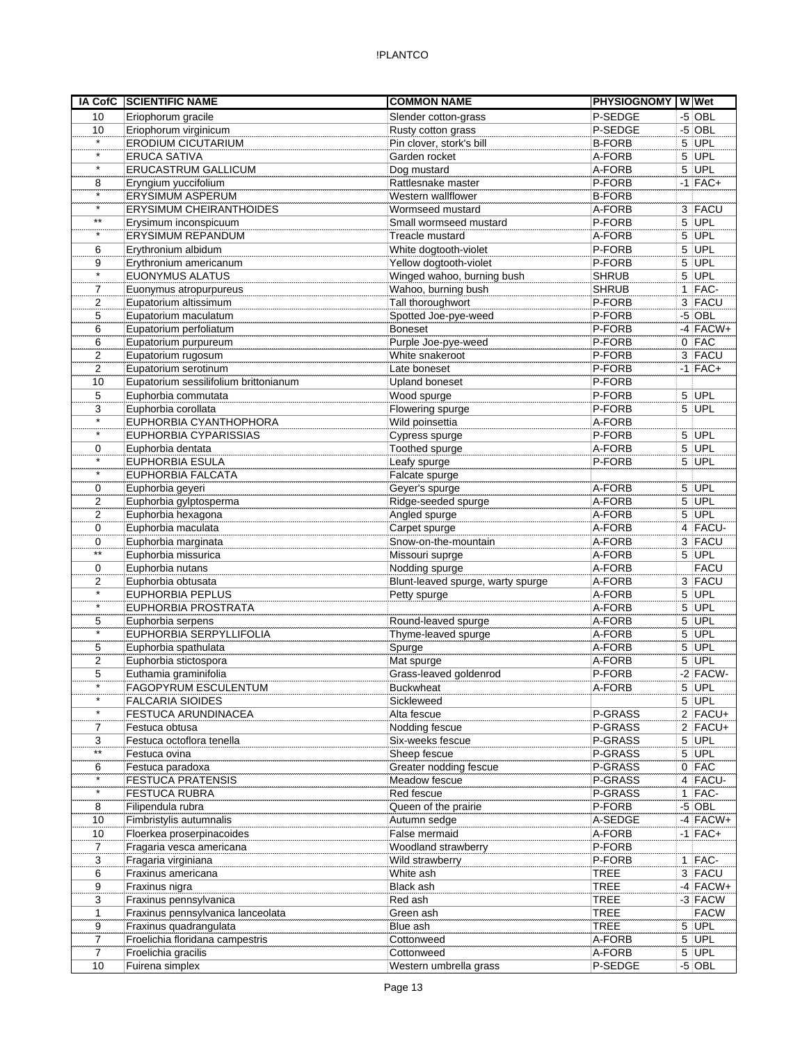| IA CofC | SCIENTIFIC NAME | COMMON NAME | PHYSIOGNOMY | W | Wet |
|---|---|---|---|---|---|
| 10 | Eriophorum gracile | Slender cotton-grass | P-SEDGE | -5 | OBL |
| 10 | Eriophorum virginicum | Rusty cotton grass | P-SEDGE | -5 | OBL |
| * | ERODIUM CICUTARIUM | Pin clover, stork's bill | B-FORB | 5 | UPL |
| * | ERUCA SATIVA | Garden rocket | A-FORB | 5 | UPL |
| * | ERUCASTRUM GALLICUM | Dog mustard | A-FORB | 5 | UPL |
| 8 | Eryngium yuccifolium | Rattlesnake master | P-FORB | -1 | FAC+ |
| * | ERYSIMUM ASPERUM | Western wallflower | B-FORB | | |
| * | ERYSIMUM CHEIRANTHOIDES | Wormseed mustard | A-FORB | 3 | FACU |
| ** | Erysimum inconspicuum | Small wormseed mustard | P-FORB | 5 | UPL |
| * | ERYSIMUM REPANDUM | Treacle mustard | A-FORB | 5 | UPL |
| 6 | Erythronium albidum | White dogtooth-violet | P-FORB | 5 | UPL |
| 9 | Erythronium americanum | Yellow dogtooth-violet | P-FORB | 5 | UPL |
| * | EUONYMUS ALATUS | Winged wahoo, burning bush | SHRUB | 5 | UPL |
| 7 | Euonymus atropurpureus | Wahoo, burning bush | SHRUB | 1 | FAC- |
| 2 | Eupatorium altissimum | Tall thoroughwort | P-FORB | 3 | FACU |
| 5 | Eupatorium maculatum | Spotted Joe-pye-weed | P-FORB | -5 | OBL |
| 6 | Eupatorium perfoliatum | Boneset | P-FORB | -4 | FACW+ |
| 6 | Eupatorium purpureum | Purple Joe-pye-weed | P-FORB | 0 | FAC |
| 2 | Eupatorium rugosum | White snakeroot | P-FORB | 3 | FACU |
| 2 | Eupatorium serotinum | Late boneset | P-FORB | -1 | FAC+ |
| 10 | Eupatorium sessilifolium brittonianum | Upland boneset | P-FORB | | |
| 5 | Euphorbia commutata | Wood spurge | P-FORB | 5 | UPL |
| 3 | Euphorbia corollata | Flowering spurge | P-FORB | 5 | UPL |
| * | EUPHORBIA CYANTHOPHORA | Wild poinsettia | A-FORB | | |
| * | EUPHORBIA CYPARISSIAS | Cypress spurge | P-FORB | 5 | UPL |
| 0 | Euphorbia dentata | Toothed spurge | A-FORB | 5 | UPL |
| * | EUPHORBIA ESULA | Leafy spurge | P-FORB | 5 | UPL |
| * | EUPHORBIA FALCATA | Falcate spurge | | | |
| 0 | Euphorbia geyeri | Geyer's spurge | A-FORB | 5 | UPL |
| 2 | Euphorbia gylptosperma | Ridge-seeded spurge | A-FORB | 5 | UPL |
| 2 | Euphorbia hexagona | Angled spurge | A-FORB | 5 | UPL |
| 0 | Euphorbia maculata | Carpet spurge | A-FORB | 4 | FACU- |
| 0 | Euphorbia marginata | Snow-on-the-mountain | A-FORB | 3 | FACU |
| ** | Euphorbia missurica | Missouri suprge | A-FORB | 5 | UPL |
| 0 | Euphorbia nutans | Nodding spurge | A-FORB | | FACU |
| 2 | Euphorbia obtusata | Blunt-leaved spurge, warty spurge | A-FORB | 3 | FACU |
| * | EUPHORBIA PEPLUS | Petty spurge | A-FORB | 5 | UPL |
| * | EUPHORBIA PROSTRATA | | A-FORB | 5 | UPL |
| 5 | Euphorbia serpens | Round-leaved spurge | A-FORB | 5 | UPL |
| * | EUPHORBIA SERPYLLIFOLIA | Thyme-leaved spurge | A-FORB | 5 | UPL |
| 5 | Euphorbia spathulata | Spurge | A-FORB | 5 | UPL |
| 2 | Euphorbia stictospora | Mat spurge | A-FORB | 5 | UPL |
| 5 | Euthamia graminifolia | Grass-leaved goldenrod | P-FORB | -2 | FACW- |
| * | FAGOPYRUM ESCULENTUM | Buckwheat | A-FORB | 5 | UPL |
| * | FALCARIA SIOIDES | Sickleweed | | 5 | UPL |
| * | FESTUCA ARUNDINACEA | Alta fescue | P-GRASS | 2 | FACU+ |
| 7 | Festuca obtusa | Nodding fescue | P-GRASS | 2 | FACU+ |
| 3 | Festuca octoflora tenella | Six-weeks fescue | P-GRASS | 5 | UPL |
| ** | Festuca ovina | Sheep fescue | P-GRASS | 5 | UPL |
| 6 | Festuca paradoxa | Greater nodding fescue | P-GRASS | 0 | FAC |
| * | FESTUCA PRATENSIS | Meadow fescue | P-GRASS | 4 | FACU- |
| * | FESTUCA RUBRA | Red fescue | P-GRASS | 1 | FAC- |
| 8 | Filipendula rubra | Queen of the prairie | P-FORB | -5 | OBL |
| 10 | Fimbristylis autumnalis | Autumn sedge | A-SEDGE | -4 | FACW+ |
| 10 | Floerkea proserpinacoides | False mermaid | A-FORB | -1 | FAC+ |
| 7 | Fragaria vesca americana | Woodland strawberry | P-FORB | | |
| 3 | Fragaria virginiana | Wild strawberry | P-FORB | 1 | FAC- |
| 6 | Fraxinus americana | White ash | TREE | 3 | FACU |
| 9 | Fraxinus nigra | Black ash | TREE | -4 | FACW+ |
| 3 | Fraxinus pennsylvanica | Red ash | TREE | -3 | FACW |
| 1 | Fraxinus pennsylvanica lanceolata | Green ash | TREE | | FACW |
| 9 | Fraxinus quadrangulata | Blue ash | TREE | 5 | UPL |
| 7 | Froelichia floridana campestris | Cottonweed | A-FORB | 5 | UPL |
| 7 | Froelichia gracilis | Cottonweed | A-FORB | 5 | UPL |
| 10 | Fuirena simplex | Western umbrella grass | P-SEDGE | -5 | OBL |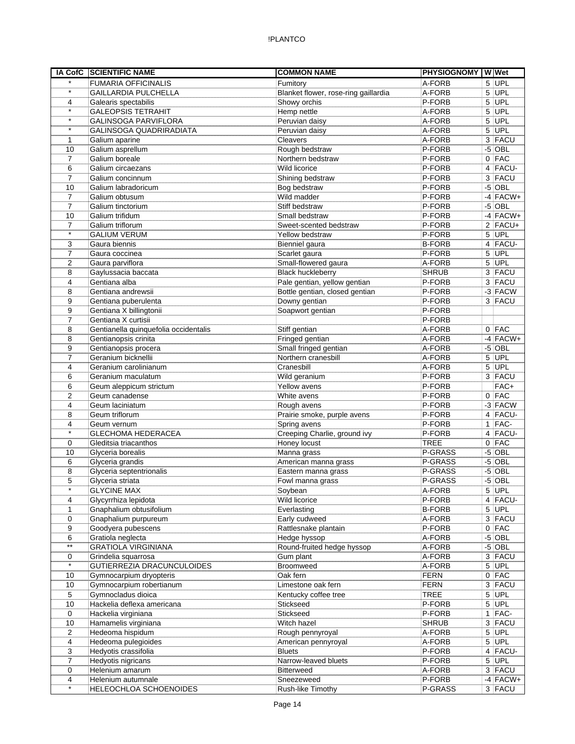| IA CofC | SCIENTIFIC NAME | COMMON NAME | PHYSIOGNOMY | W | Wet |
|---|---|---|---|---|---|
| * | FUMARIA OFFICINALIS | Fumitory | A-FORB | 5 | UPL |
| * | GAILLARDIA PULCHELLA | Blanket flower, rose-ring gaillardia | A-FORB | 5 | UPL |
| 4 | Galearis spectabilis | Showy orchis | P-FORB | 5 | UPL |
| * | GALEOPSIS TETRAHIT | Hemp nettle | A-FORB | 5 | UPL |
| * | GALINSOGA PARVIFLORA | Peruvian daisy | A-FORB | 5 | UPL |
| * | GALINSOGA QUADRIRADIATA | Peruvian daisy | A-FORB | 5 | UPL |
| 1 | Galium aparine | Cleavers | A-FORB | 3 | FACU |
| 10 | Galium asprellum | Rough bedstraw | P-FORB | -5 | OBL |
| 7 | Galium boreale | Northern bedstraw | P-FORB | 0 | FAC |
| 6 | Galium circaezans | Wild licorice | P-FORB | 4 | FACU- |
| 7 | Galium concinnum | Shining bedstraw | P-FORB | 3 | FACU |
| 10 | Galium labradoricum | Bog bedstraw | P-FORB | -5 | OBL |
| 7 | Galium obtusum | Wild madder | P-FORB | -4 | FACW+ |
| 7 | Galium tinctorium | Stiff bedstraw | P-FORB | -5 | OBL |
| 10 | Galium trifidum | Small bedstraw | P-FORB | -4 | FACW+ |
| 7 | Galium triflorum | Sweet-scented bedstraw | P-FORB | 2 | FACU+ |
| * | GALIUM VERUM | Yellow bedstraw | P-FORB | 5 | UPL |
| 3 | Gaura biennis | Bienniel gaura | B-FORB | 4 | FACU- |
| 7 | Gaura coccinea | Scarlet gaura | P-FORB | 5 | UPL |
| 2 | Gaura parviflora | Small-flowered gaura | A-FORB | 5 | UPL |
| 8 | Gaylussacia baccata | Black huckleberry | SHRUB | 3 | FACU |
| 4 | Gentiana alba | Pale gentian, yellow gentian | P-FORB | 3 | FACU |
| 8 | Gentiana andrewsii | Bottle gentian, closed gentian | P-FORB | -3 | FACW |
| 9 | Gentiana puberulenta | Downy gentian | P-FORB | 3 | FACU |
| 9 | Gentiana X billingtonii | Soapwort gentian | P-FORB | | |
| 7 | Gentiana X curtisii | | P-FORB | | |
| 8 | Gentianella quinquefolia occidentalis | Stiff gentian | A-FORB | 0 | FAC |
| 8 | Gentianopsis crinita | Fringed gentian | A-FORB | -4 | FACW+ |
| 9 | Gentianopsis procera | Small fringed gentian | A-FORB | -5 | OBL |
| 7 | Geranium bicknellii | Northern cranesbill | A-FORB | 5 | UPL |
| 4 | Geranium carolinianum | Cranesbill | A-FORB | 5 | UPL |
| 6 | Geranium maculatum | Wild geranium | P-FORB | 3 | FACU |
| 6 | Geum aleppicum strictum | Yellow avens | P-FORB | | FAC+ |
| 2 | Geum canadense | White avens | P-FORB | 0 | FAC |
| 4 | Geum laciniatum | Rough avens | P-FORB | -3 | FACW |
| 8 | Geum triflorum | Prairie smoke, purple avens | P-FORB | 4 | FACU- |
| 4 | Geum vernum | Spring avens | P-FORB | 1 | FAC- |
| * | GLECHOMA HEDERACEA | Creeping Charlie, ground ivy | P-FORB | 4 | FACU- |
| 0 | Gleditsia triacanthos | Honey locust | TREE | 0 | FAC |
| 10 | Glyceria borealis | Manna grass | P-GRASS | -5 | OBL |
| 6 | Glyceria grandis | American manna grass | P-GRASS | -5 | OBL |
| 8 | Glyceria septentrionalis | Eastern manna grass | P-GRASS | -5 | OBL |
| 5 | Glyceria striata | Fowl manna grass | P-GRASS | -5 | OBL |
| * | GLYCINE MAX | Soybean | A-FORB | 5 | UPL |
| 4 | Glycyrrhiza lepidota | Wild licorice | P-FORB | 4 | FACU- |
| 1 | Gnaphalium obtusifolium | Everlasting | B-FORB | 5 | UPL |
| 0 | Gnaphalium purpureum | Early cudweed | A-FORB | 3 | FACU |
| 9 | Goodyera pubescens | Rattlesnake plantain | P-FORB | 0 | FAC |
| 6 | Gratiola neglecta | Hedge hyssop | A-FORB | -5 | OBL |
| ** | GRATIOLA VIRGINIANA | Round-fruited hedge hyssop | A-FORB | -5 | OBL |
| 0 | Grindelia squarrosa | Gum plant | A-FORB | 3 | FACU |
| * | GUTIERREZIA DRACUNCULOIDES | Broomweed | A-FORB | 5 | UPL |
| 10 | Gymnocarpium dryopteris | Oak fern | FERN | 0 | FAC |
| 10 | Gymnocarpium robertianum | Limestone oak fern | FERN | 3 | FACU |
| 5 | Gymnocladus dioica | Kentucky coffee tree | TREE | 5 | UPL |
| 10 | Hackelia deflexa americana | Stickseed | P-FORB | 5 | UPL |
| 0 | Hackelia virginiana | Stickseed | P-FORB | 1 | FAC- |
| 10 | Hamamelis virginiana | Witch hazel | SHRUB | 3 | FACU |
| 2 | Hedeoma hispidum | Rough pennyroyal | A-FORB | 5 | UPL |
| 4 | Hedeoma pulegioides | American pennyroyal | A-FORB | 5 | UPL |
| 3 | Hedyotis crassifolia | Bluets | P-FORB | 4 | FACU- |
| 7 | Hedyotis nigricans | Narrow-leaved bluets | P-FORB | 5 | UPL |
| 0 | Helenium amarum | Bitterweed | A-FORB | 3 | FACU |
| 4 | Helenium autumnale | Sneezeweed | P-FORB | -4 | FACW+ |
| * | HELEOCHLOA SCHOENOIDES | Rush-like Timothy | P-GRASS | 3 | FACU |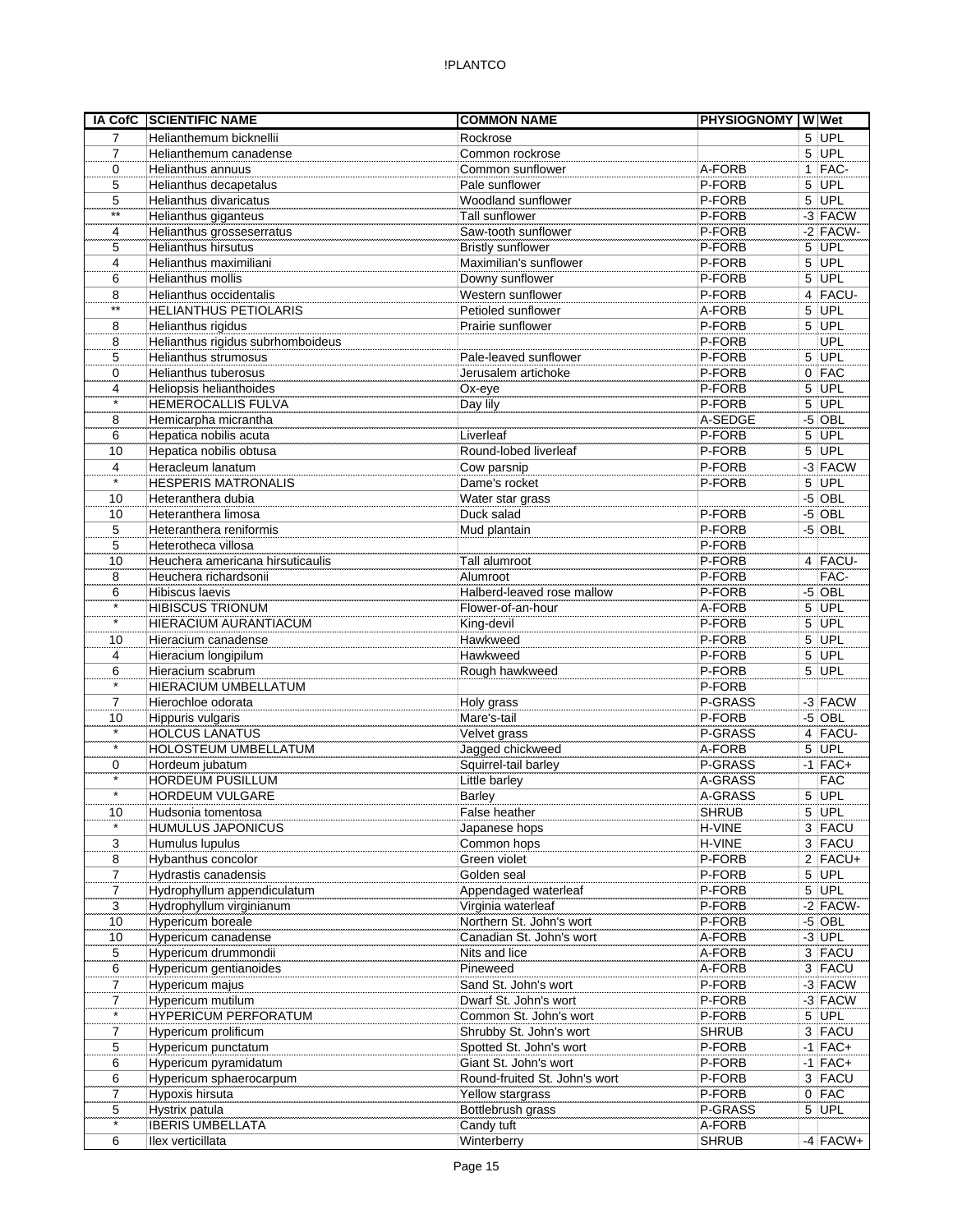| IA CofC | SCIENTIFIC NAME | COMMON NAME | PHYSIOGNOMY | W | Wet |
|---|---|---|---|---|---|
| 7 | Helianthemum bicknellii | Rockrose | | 5 | UPL |
| 7 | Helianthemum canadense | Common rockrose | | 5 | UPL |
| 0 | Helianthus annuus | Common sunflower | A-FORB | 1 | FAC- |
| 5 | Helianthus decapetalus | Pale sunflower | P-FORB | 5 | UPL |
| 5 | Helianthus divaricatus | Woodland sunflower | P-FORB | 5 | UPL |
| ** | Helianthus giganteus | Tall sunflower | P-FORB | -3 | FACW |
| 4 | Helianthus grosseserratus | Saw-tooth sunflower | P-FORB | -2 | FACW- |
| 5 | Helianthus hirsutus | Bristly sunflower | P-FORB | 5 | UPL |
| 4 | Helianthus maximiliani | Maximilian's sunflower | P-FORB | 5 | UPL |
| 6 | Helianthus mollis | Downy sunflower | P-FORB | 5 | UPL |
| 8 | Helianthus occidentalis | Western sunflower | P-FORB | 4 | FACU- |
| ** | HELIANTHUS PETIOLARIS | Petioled sunflower | A-FORB | 5 | UPL |
| 8 | Helianthus rigidus | Prairie sunflower | P-FORB | 5 | UPL |
| 8 | Helianthus rigidus subrhomboideus | | P-FORB | | UPL |
| 5 | Helianthus strumosus | Pale-leaved sunflower | P-FORB | 5 | UPL |
| 0 | Helianthus tuberosus | Jerusalem artichoke | P-FORB | 0 | FAC |
| 4 | Heliopsis helianthoides | Ox-eye | P-FORB | 5 | UPL |
| * | HEMEROCALLIS FULVA | Day lily | P-FORB | 5 | UPL |
| 8 | Hemicarpha micrantha | | A-SEDGE | -5 | OBL |
| 6 | Hepatica nobilis acuta | Liverleaf | P-FORB | 5 | UPL |
| 10 | Hepatica nobilis obtusa | Round-lobed liverleaf | P-FORB | 5 | UPL |
| 4 | Heracleum lanatum | Cow parsnip | P-FORB | -3 | FACW |
| * | HESPERIS MATRONALIS | Dame's rocket | P-FORB | 5 | UPL |
| 10 | Heteranthera dubia | Water star grass | | -5 | OBL |
| 10 | Heteranthera limosa | Duck salad | P-FORB | -5 | OBL |
| 5 | Heteranthera reniformis | Mud plantain | P-FORB | -5 | OBL |
| 5 | Heterotheca villosa | | P-FORB | | |
| 10 | Heuchera americana hirsuticaulis | Tall alumroot | P-FORB | 4 | FACU- |
| 8 | Heuchera richardsonii | Alumroot | P-FORB | | FAC- |
| 6 | Hibiscus laevis | Halberd-leaved rose mallow | P-FORB | -5 | OBL |
| * | HIBISCUS TRIONUM | Flower-of-an-hour | A-FORB | 5 | UPL |
| * | HIERACIUM AURANTIACUM | King-devil | P-FORB | 5 | UPL |
| 10 | Hieracium canadense | Hawkweed | P-FORB | 5 | UPL |
| 4 | Hieracium longipilum | Hawkweed | P-FORB | 5 | UPL |
| 6 | Hieracium scabrum | Rough hawkweed | P-FORB | 5 | UPL |
| * | HIERACIUM UMBELLATUM | | P-FORB | | |
| 7 | Hierochloe odorata | Holy grass | P-GRASS | -3 | FACW |
| 10 | Hippuris vulgaris | Mare's-tail | P-FORB | -5 | OBL |
| * | HOLCUS LANATUS | Velvet grass | P-GRASS | 4 | FACU- |
| * | HOLOSTEUM UMBELLATUM | Jagged chickweed | A-FORB | 5 | UPL |
| 0 | Hordeum jubatum | Squirrel-tail barley | P-GRASS | -1 | FAC+ |
| * | HORDEUM PUSILLUM | Little barley | A-GRASS | | FAC |
| * | HORDEUM VULGARE | Barley | A-GRASS | 5 | UPL |
| 10 | Hudsonia tomentosa | False heather | SHRUB | 5 | UPL |
| * | HUMULUS JAPONICUS | Japanese hops | H-VINE | 3 | FACU |
| 3 | Humulus lupulus | Common hops | H-VINE | 3 | FACU |
| 8 | Hybanthus concolor | Green violet | P-FORB | 2 | FACU+ |
| 7 | Hydrastis canadensis | Golden seal | P-FORB | 5 | UPL |
| 7 | Hydrophyllum appendiculatum | Appendaged waterleaf | P-FORB | 5 | UPL |
| 3 | Hydrophyllum virginianum | Virginia waterleaf | P-FORB | -2 | FACW- |
| 10 | Hypericum boreale | Northern St. John's wort | P-FORB | -5 | OBL |
| 10 | Hypericum canadense | Canadian St. John's wort | A-FORB | -3 | UPL |
| 5 | Hypericum drummondii | Nits and lice | A-FORB | 3 | FACU |
| 6 | Hypericum gentianoides | Pineweed | A-FORB | 3 | FACU |
| 7 | Hypericum majus | Sand St. John's wort | P-FORB | -3 | FACW |
| 7 | Hypericum mutilum | Dwarf St. John's wort | P-FORB | -3 | FACW |
| * | HYPERICUM PERFORATUM | Common St. John's wort | P-FORB | 5 | UPL |
| 7 | Hypericum prolificum | Shrubby St. John's wort | SHRUB | 3 | FACU |
| 5 | Hypericum punctatum | Spotted St. John's wort | P-FORB | -1 | FAC+ |
| 6 | Hypericum pyramidatum | Giant St. John's wort | P-FORB | -1 | FAC+ |
| 6 | Hypericum sphaerocarpum | Round-fruited St. John's wort | P-FORB | 3 | FACU |
| 7 | Hypoxis hirsuta | Yellow stargrass | P-FORB | 0 | FAC |
| 5 | Hystrix patula | Bottlebrush grass | P-GRASS | 5 | UPL |
| * | IBERIS UMBELLATA | Candy tuft | A-FORB | | |
| 6 | Ilex verticillata | Winterberry | SHRUB | -4 | FACW+ |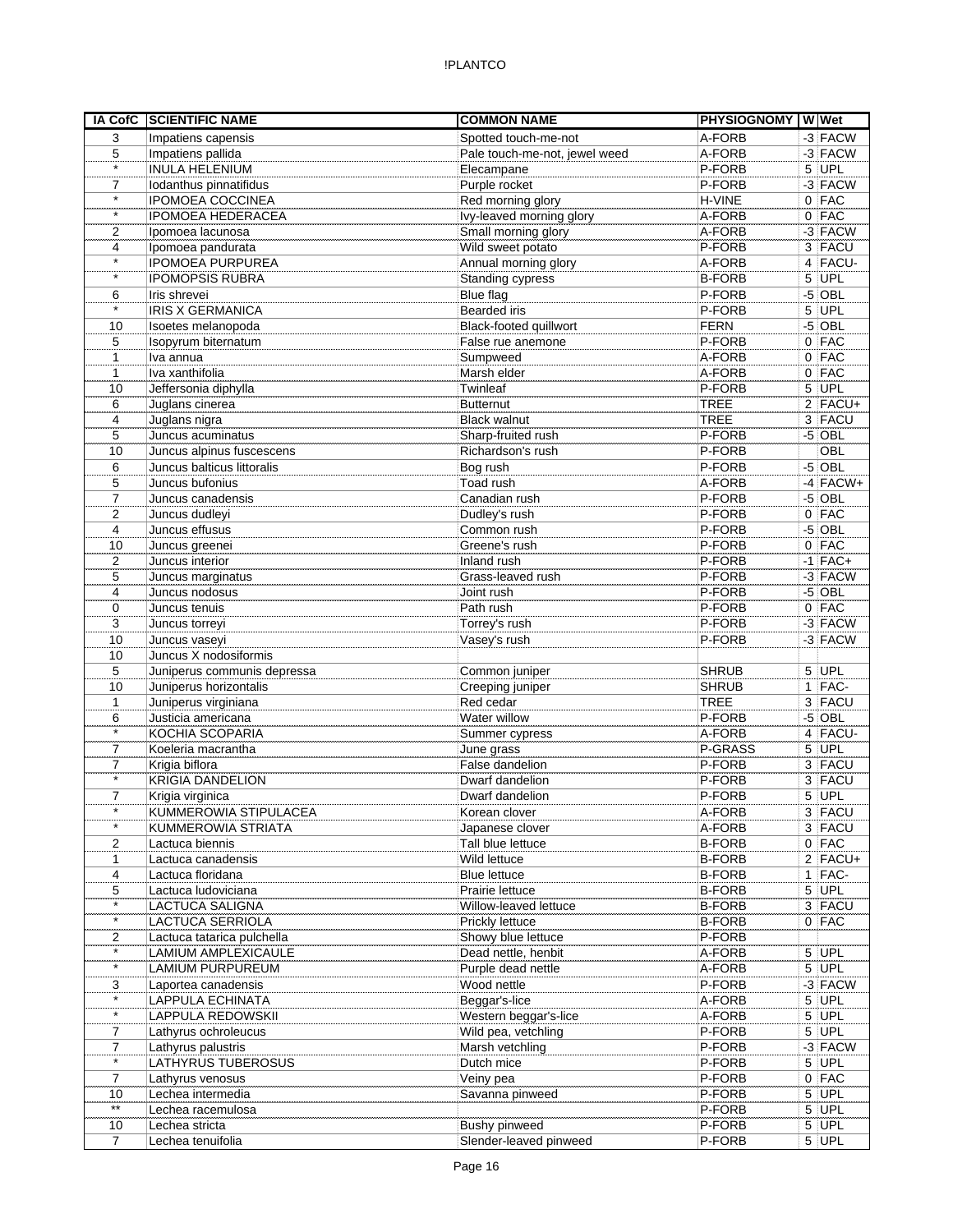| IA CofC | SCIENTIFIC NAME | COMMON NAME | PHYSIOGNOMY | W | Wet |
|---|---|---|---|---|---|
| 3 | Impatiens capensis | Spotted touch-me-not | A-FORB | -3 | FACW |
| 5 | Impatiens pallida | Pale touch-me-not, jewel weed | A-FORB | -3 | FACW |
| * | INULA HELENIUM | Elecampane | P-FORB | 5 | UPL |
| 7 | Iodanthus pinnatifidus | Purple rocket | P-FORB | -3 | FACW |
| * | IPOMOEA COCCINEA | Red morning glory | H-VINE | 0 | FAC |
| * | IPOMOEA HEDERACEA | Ivy-leaved morning glory | A-FORB | 0 | FAC |
| 2 | Ipomoea lacunosa | Small morning glory | A-FORB | -3 | FACW |
| 4 | Ipomoea pandurata | Wild sweet potato | P-FORB | 3 | FACU |
| * | IPOMOEA PURPUREA | Annual morning glory | A-FORB | 4 | FACU- |
| * | IPOMOPSIS RUBRA | Standing cypress | B-FORB | 5 | UPL |
| 6 | Iris shrevei | Blue flag | P-FORB | -5 | OBL |
| * | IRIS X GERMANICA | Bearded iris | P-FORB | 5 | UPL |
| 10 | Isoetes melanopoda | Black-footed quillwort | FERN | -5 | OBL |
| 5 | Isopyrum biternatum | False rue anemone | P-FORB | 0 | FAC |
| 1 | Iva annua | Sumpweed | A-FORB | 0 | FAC |
| 1 | Iva xanthifolia | Marsh elder | A-FORB | 0 | FAC |
| 10 | Jeffersonia diphylla | Twinleaf | P-FORB | 5 | UPL |
| 6 | Juglans cinerea | Butternut | TREE | 2 | FACU+ |
| 4 | Juglans nigra | Black walnut | TREE | 3 | FACU |
| 5 | Juncus acuminatus | Sharp-fruited rush | P-FORB | -5 | OBL |
| 10 | Juncus alpinus fuscescens | Richardson's rush | P-FORB | | OBL |
| 6 | Juncus balticus littoralis | Bog rush | P-FORB | -5 | OBL |
| 5 | Juncus bufonius | Toad rush | A-FORB | -4 | FACW+ |
| 7 | Juncus canadensis | Canadian rush | P-FORB | -5 | OBL |
| 2 | Juncus dudleyi | Dudley's rush | P-FORB | 0 | FAC |
| 4 | Juncus effusus | Common rush | P-FORB | -5 | OBL |
| 10 | Juncus greenei | Greene's rush | P-FORB | 0 | FAC |
| 2 | Juncus interior | Inland rush | P-FORB | -1 | FAC+ |
| 5 | Juncus marginatus | Grass-leaved rush | P-FORB | -3 | FACW |
| 4 | Juncus nodosus | Joint rush | P-FORB | -5 | OBL |
| 0 | Juncus tenuis | Path rush | P-FORB | 0 | FAC |
| 3 | Juncus torreyi | Torrey's rush | P-FORB | -3 | FACW |
| 10 | Juncus vaseyi | Vasey's rush | P-FORB | -3 | FACW |
| 10 | Juncus X nodosiformis | | | | |
| 5 | Juniperus communis depressa | Common juniper | SHRUB | 5 | UPL |
| 10 | Juniperus horizontalis | Creeping juniper | SHRUB | 1 | FAC- |
| 1 | Juniperus virginiana | Red cedar | TREE | 3 | FACU |
| 6 | Justicia americana | Water willow | P-FORB | -5 | OBL |
| * | KOCHIA SCOPARIA | Summer cypress | A-FORB | 4 | FACU- |
| 7 | Koeleria macrantha | June grass | P-GRASS | 5 | UPL |
| 7 | Krigia biflora | False dandelion | P-FORB | 3 | FACU |
| * | KRIGIA DANDELION | Dwarf dandelion | P-FORB | 3 | FACU |
| 7 | Krigia virginica | Dwarf dandelion | P-FORB | 5 | UPL |
| * | KUMMEROWIA STIPULACEA | Korean clover | A-FORB | 3 | FACU |
| * | KUMMEROWIA STRIATA | Japanese clover | A-FORB | 3 | FACU |
| 2 | Lactuca biennis | Tall blue lettuce | B-FORB | 0 | FAC |
| 1 | Lactuca canadensis | Wild lettuce | B-FORB | 2 | FACU+ |
| 4 | Lactuca floridana | Blue lettuce | B-FORB | 1 | FAC- |
| 5 | Lactuca ludoviciana | Prairie lettuce | B-FORB | 5 | UPL |
| * | LACTUCA SALIGNA | Willow-leaved lettuce | B-FORB | 3 | FACU |
| * | LACTUCA SERRIOLA | Prickly lettuce | B-FORB | 0 | FAC |
| 2 | Lactuca tatarica pulchella | Showy blue lettuce | P-FORB | | |
| * | LAMIUM AMPLEXICAULE | Dead nettle, henbit | A-FORB | 5 | UPL |
| * | LAMIUM PURPUREUM | Purple dead nettle | A-FORB | 5 | UPL |
| 3 | Laportea canadensis | Wood nettle | P-FORB | -3 | FACW |
| * | LAPPULA ECHINATA | Beggar's-lice | A-FORB | 5 | UPL |
| * | LAPPULA REDOWSKII | Western beggar's-lice | A-FORB | 5 | UPL |
| 7 | Lathyrus ochroleucus | Wild pea, vetchling | P-FORB | 5 | UPL |
| 7 | Lathyrus palustris | Marsh vetchling | P-FORB | -3 | FACW |
| * | LATHYRUS TUBEROSUS | Dutch mice | P-FORB | 5 | UPL |
| 7 | Lathyrus venosus | Veiny pea | P-FORB | 0 | FAC |
| 10 | Lechea intermedia | Savanna pinweed | P-FORB | 5 | UPL |
| ** | Lechea racemulosa | | P-FORB | 5 | UPL |
| 10 | Lechea stricta | Bushy pinweed | P-FORB | 5 | UPL |
| 7 | Lechea tenuifolia | Slender-leaved pinweed | P-FORB | 5 | UPL |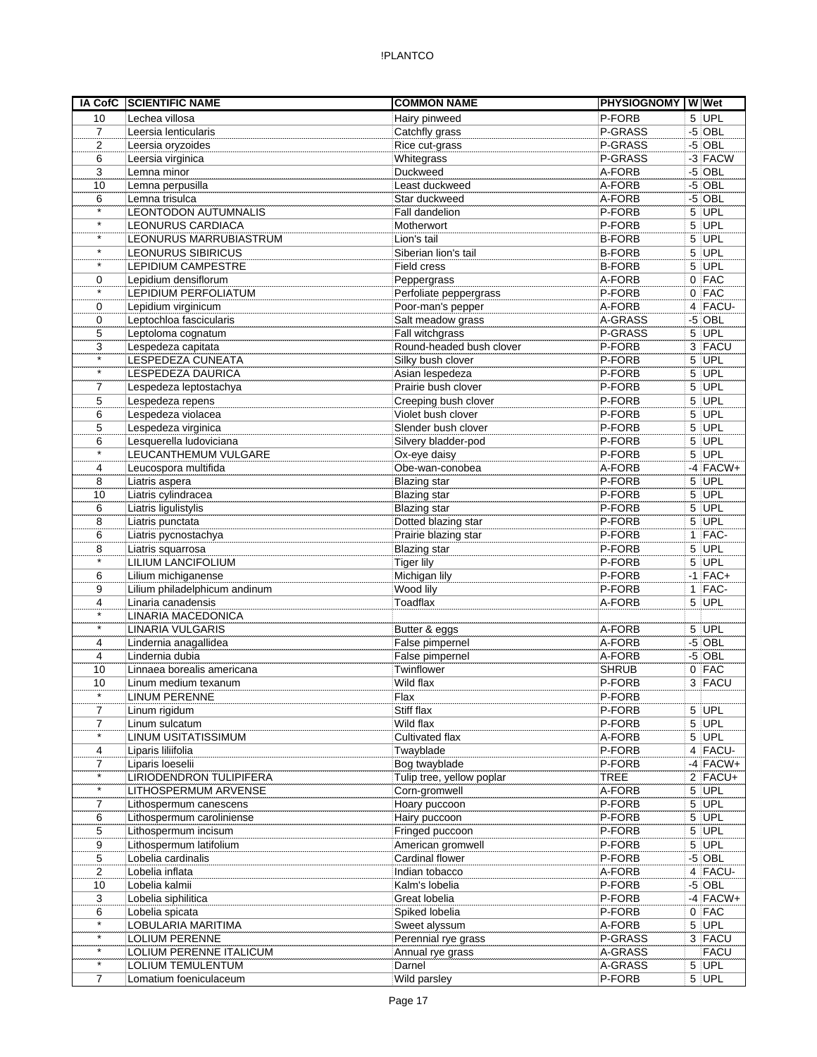| IA CofC | SCIENTIFIC NAME | COMMON NAME | PHYSIOGNOMY | W | Wet |
|---|---|---|---|---|---|
| 10 | Lechea villosa | Hairy pinweed | P-FORB | 5 | UPL |
| 7 | Leersia lenticularis | Catchfly grass | P-GRASS | -5 | OBL |
| 2 | Leersia oryzoides | Rice cut-grass | P-GRASS | -5 | OBL |
| 6 | Leersia virginica | Whitegrass | P-GRASS | -3 | FACW |
| 3 | Lemna minor | Duckweed | A-FORB | -5 | OBL |
| 10 | Lemna perpusilla | Least duckweed | A-FORB | -5 | OBL |
| 6 | Lemna trisulca | Star duckweed | A-FORB | -5 | OBL |
| * | LEONTODON AUTUMNALIS | Fall dandelion | P-FORB | 5 | UPL |
| * | LEONURUS CARDIACA | Motherwort | P-FORB | 5 | UPL |
| * | LEONURUS MARRUBIASTRUM | Lion's tail | B-FORB | 5 | UPL |
| * | LEONURUS SIBIRICUS | Siberian lion's tail | B-FORB | 5 | UPL |
| * | LEPIDIUM CAMPESTRE | Field cress | B-FORB | 5 | UPL |
| 0 | Lepidium densiflorum | Peppergrass | A-FORB | 0 | FAC |
| * | LEPIDIUM PERFOLIATUM | Perfoliate peppergrass | P-FORB | 0 | FAC |
| 0 | Lepidium virginicum | Poor-man's pepper | A-FORB | 4 | FACU- |
| 0 | Leptochloa fascicularis | Salt meadow grass | A-GRASS | -5 | OBL |
| 5 | Leptoloma cognatum | Fall witchgrass | P-GRASS | 5 | UPL |
| 3 | Lespedeza capitata | Round-headed bush clover | P-FORB | 3 | FACU |
| * | LESPEDEZA CUNEATA | Silky bush clover | P-FORB | 5 | UPL |
| * | LESPEDEZA DAURICA | Asian lespedeza | P-FORB | 5 | UPL |
| 7 | Lespedeza leptostachya | Prairie bush clover | P-FORB | 5 | UPL |
| 5 | Lespedeza repens | Creeping bush clover | P-FORB | 5 | UPL |
| 6 | Lespedeza violacea | Violet bush clover | P-FORB | 5 | UPL |
| 5 | Lespedeza virginica | Slender bush clover | P-FORB | 5 | UPL |
| 6 | Lesquerella ludoviciana | Silvery bladder-pod | P-FORB | 5 | UPL |
| * | LEUCANTHEMUM VULGARE | Ox-eye daisy | P-FORB | 5 | UPL |
| 4 | Leucospora multifida | Obe-wan-conobea | A-FORB | -4 | FACW+ |
| 8 | Liatris aspera | Blazing star | P-FORB | 5 | UPL |
| 10 | Liatris cylindracea | Blazing star | P-FORB | 5 | UPL |
| 6 | Liatris ligulistylis | Blazing star | P-FORB | 5 | UPL |
| 8 | Liatris punctata | Dotted blazing star | P-FORB | 5 | UPL |
| 6 | Liatris pycnostachya | Prairie blazing star | P-FORB | 1 | FAC- |
| 8 | Liatris squarrosa | Blazing star | P-FORB | 5 | UPL |
| * | LILIUM LANCIFOLIUM | Tiger lily | P-FORB | 5 | UPL |
| 6 | Lilium michiganense | Michigan lily | P-FORB | -1 | FAC+ |
| 9 | Lilium philadelphicum andinum | Wood lily | P-FORB | 1 | FAC- |
| 4 | Linaria canadensis | Toadflax | A-FORB | 5 | UPL |
| * | LINARIA MACEDONICA | | | | |
| * | LINARIA VULGARIS | Butter & eggs | A-FORB | 5 | UPL |
| 4 | Lindernia anagallidea | False pimpernel | A-FORB | -5 | OBL |
| 4 | Lindernia dubia | False pimpernel | A-FORB | -5 | OBL |
| 10 | Linnaea borealis americana | Twinflower | SHRUB | 0 | FAC |
| 10 | Linum medium texanum | Wild flax | P-FORB | 3 | FACU |
| * | LINUM PERENNE | Flax | P-FORB | | |
| 7 | Linum rigidum | Stiff flax | P-FORB | 5 | UPL |
| 7 | Linum sulcatum | Wild flax | P-FORB | 5 | UPL |
| * | LINUM USITATISSIMUM | Cultivated flax | A-FORB | 5 | UPL |
| 4 | Liparis liliifolia | Twayblade | P-FORB | 4 | FACU- |
| 7 | Liparis loeselii | Bog twayblade | P-FORB | -4 | FACW+ |
| * | LIRIODENDRON TULIPIFERA | Tulip tree, yellow poplar | TREE | 2 | FACU+ |
| * | LITHOSPERMUM ARVENSE | Corn-gromwell | A-FORB | 5 | UPL |
| 7 | Lithospermum canescens | Hoary puccoon | P-FORB | 5 | UPL |
| 6 | Lithospermum caroliniense | Hairy puccoon | P-FORB | 5 | UPL |
| 5 | Lithospermum incisum | Fringed puccoon | P-FORB | 5 | UPL |
| 9 | Lithospermum latifolium | American gromwell | P-FORB | 5 | UPL |
| 5 | Lobelia cardinalis | Cardinal flower | P-FORB | -5 | OBL |
| 2 | Lobelia inflata | Indian tobacco | A-FORB | 4 | FACU- |
| 10 | Lobelia kalmii | Kalm's lobelia | P-FORB | -5 | OBL |
| 3 | Lobelia siphilitica | Great lobelia | P-FORB | -4 | FACW+ |
| 6 | Lobelia spicata | Spiked lobelia | P-FORB | 0 | FAC |
| * | LOBULARIA MARITIMA | Sweet alyssum | A-FORB | 5 | UPL |
| * | LOLIUM PERENNE | Perennial rye grass | P-GRASS | 3 | FACU |
| * | LOLIUM PERENNE ITALICUM | Annual rye grass | A-GRASS | | FACU |
| * | LOLIUM TEMULENTUM | Darnel | A-GRASS | 5 | UPL |
| 7 | Lomatium foeniculaceum | Wild parsley | P-FORB | 5 | UPL |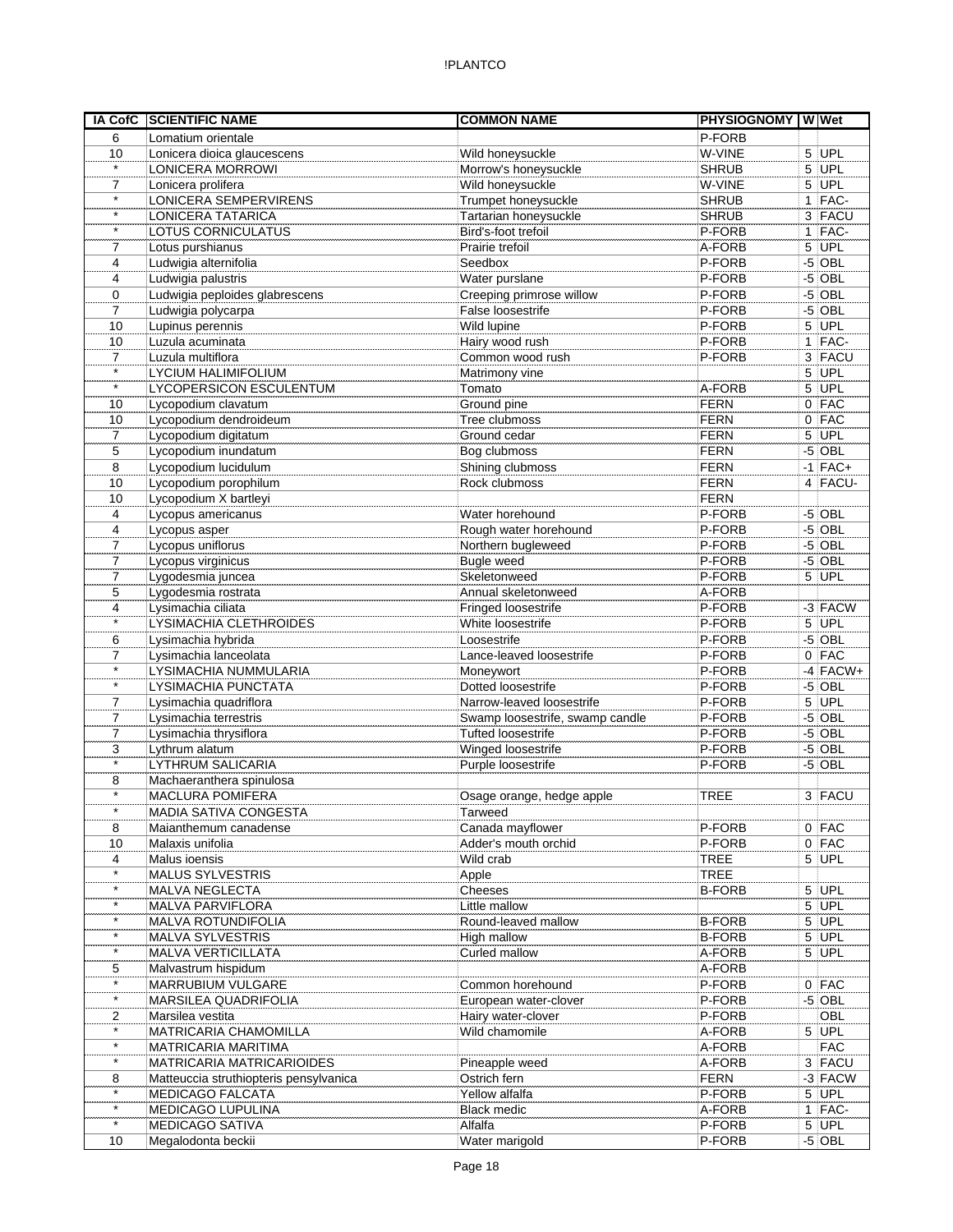| IA CofC | SCIENTIFIC NAME | COMMON NAME | PHYSIOGNOMY | W | Wet |
|---|---|---|---|---|---|
| 6 | Lomatium orientale | | P-FORB | | |
| 10 | Lonicera dioica glaucescens | Wild honeysuckle | W-VINE | 5 | UPL |
| * | LONICERA MORROWI | Morrow's honeysuckle | SHRUB | 5 | UPL |
| 7 | Lonicera prolifera | Wild honeysuckle | W-VINE | 5 | UPL |
| * | LONICERA SEMPERVIRENS | Trumpet honeysuckle | SHRUB | 1 | FAC- |
| * | LONICERA TATARICA | Tartarian honeysuckle | SHRUB | 3 | FACU |
| * | LOTUS CORNICULATUS | Bird's-foot trefoil | P-FORB | 1 | FAC- |
| 7 | Lotus purshianus | Prairie trefoil | A-FORB | 5 | UPL |
| 4 | Ludwigia alternifolia | Seedbox | P-FORB | -5 | OBL |
| 4 | Ludwigia palustris | Water purslane | P-FORB | -5 | OBL |
| 0 | Ludwigia peploides glabrescens | Creeping primrose willow | P-FORB | -5 | OBL |
| 7 | Ludwigia polycarpa | False loosestrife | P-FORB | -5 | OBL |
| 10 | Lupinus perennis | Wild lupine | P-FORB | 5 | UPL |
| 10 | Luzula acuminata | Hairy wood rush | P-FORB | 1 | FAC- |
| 7 | Luzula multiflora | Common wood rush | P-FORB | 3 | FACU |
| * | LYCIUM HALIMIFOLIUM | Matrimony vine | | 5 | UPL |
| * | LYCOPERSICON ESCULENTUM | Tomato | A-FORB | 5 | UPL |
| 10 | Lycopodium clavatum | Ground pine | FERN | 0 | FAC |
| 10 | Lycopodium dendroideum | Tree clubmoss | FERN | 0 | FAC |
| 7 | Lycopodium digitatum | Ground cedar | FERN | 5 | UPL |
| 5 | Lycopodium inundatum | Bog clubmoss | FERN | -5 | OBL |
| 8 | Lycopodium lucidulum | Shining clubmoss | FERN | -1 | FAC+ |
| 10 | Lycopodium porophilum | Rock clubmoss | FERN | 4 | FACU- |
| 10 | Lycopodium X bartleyi | | FERN | | |
| 4 | Lycopus americanus | Water horehound | P-FORB | -5 | OBL |
| 4 | Lycopus asper | Rough water horehound | P-FORB | -5 | OBL |
| 7 | Lycopus uniflorus | Northern bugleweed | P-FORB | -5 | OBL |
| 7 | Lycopus virginicus | Bugle weed | P-FORB | -5 | OBL |
| 7 | Lygodesmia juncea | Skeletonweed | P-FORB | 5 | UPL |
| 5 | Lygodesmia rostrata | Annual skeletonweed | A-FORB | | |
| 4 | Lysimachia ciliata | Fringed loosestrife | P-FORB | -3 | FACW |
| * | LYSIMACHIA CLETHROIDES | White loosestrife | P-FORB | 5 | UPL |
| 6 | Lysimachia hybrida | Loosestrife | P-FORB | -5 | OBL |
| 7 | Lysimachia lanceolata | Lance-leaved loosestrife | P-FORB | 0 | FAC |
| * | LYSIMACHIA NUMMULARIA | Moneywort | P-FORB | -4 | FACW+ |
| * | LYSIMACHIA PUNCTATA | Dotted loosestrife | P-FORB | -5 | OBL |
| 7 | Lysimachia quadriflora | Narrow-leaved loosestrife | P-FORB | 5 | UPL |
| 7 | Lysimachia terrestris | Swamp loosestrife, swamp candle | P-FORB | -5 | OBL |
| 7 | Lysimachia thyrsiflora | Tufted loosestrife | P-FORB | -5 | OBL |
| 3 | Lythrum alatum | Winged loosestrife | P-FORB | -5 | OBL |
| * | LYTHRUM SALICARIA | Purple loosestrife | P-FORB | -5 | OBL |
| 8 | Machaeranthera spinulosa | | | | |
| * | MACLURA POMIFERA | Osage orange, hedge apple | TREE | 3 | FACU |
| * | MADIA SATIVA CONGESTA | Tarweed | | | |
| 8 | Maianthemum canadense | Canada mayflower | P-FORB | 0 | FAC |
| 10 | Malaxis unifolia | Adder's mouth orchid | P-FORB | 0 | FAC |
| 4 | Malus ioensis | Wild crab | TREE | 5 | UPL |
| * | MALUS SYLVESTRIS | Apple | TREE | | |
| * | MALVA NEGLECTA | Cheeses | B-FORB | 5 | UPL |
| * | MALVA PARVIFLORA | Little mallow | | 5 | UPL |
| * | MALVA ROTUNDIFOLIA | Round-leaved mallow | B-FORB | 5 | UPL |
| * | MALVA SYLVESTRIS | High mallow | B-FORB | 5 | UPL |
| * | MALVA VERTICILLATA | Curled mallow | A-FORB | 5 | UPL |
| 5 | Malvastrum hispidum | | A-FORB | | |
| * | MARRUBIUM VULGARE | Common horehound | P-FORB | 0 | FAC |
| * | MARSILEA QUADRIFOLIA | European water-clover | P-FORB | -5 | OBL |
| 2 | Marsilea vestita | Hairy water-clover | P-FORB | | OBL |
| * | MATRICARIA CHAMOMILLA | Wild chamomile | A-FORB | 5 | UPL |
| * | MATRICARIA MARITIMA | | A-FORB | | FAC |
| * | MATRICARIA MATRICARIOIDES | Pineapple weed | A-FORB | 3 | FACU |
| 8 | Matteuccia struthiopteris pensylvanica | Ostrich fern | FERN | -3 | FACW |
| * | MEDICAGO FALCATA | Yellow alfalfa | P-FORB | 5 | UPL |
| * | MEDICAGO LUPULINA | Black medic | A-FORB | 1 | FAC- |
| * | MEDICAGO SATIVA | Alfalfa | P-FORB | 5 | UPL |
| 10 | Megalodonta beckii | Water marigold | P-FORB | -5 | OBL |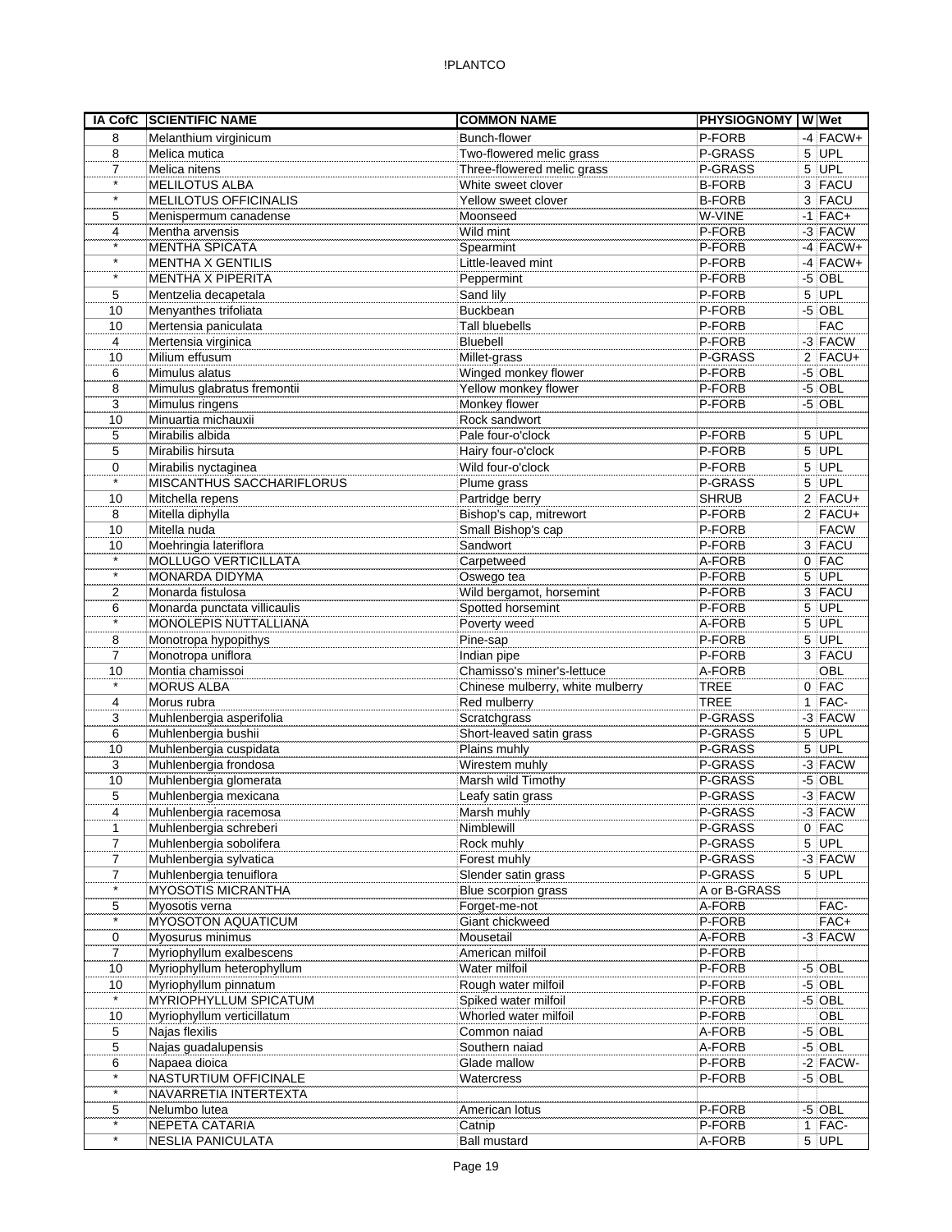| IA CofC | SCIENTIFIC NAME | COMMON NAME | PHYSIOGNOMY | W | Wet |
|---|---|---|---|---|---|
| 8 | Melanthium virginicum | Bunch-flower | P-FORB | -4 | FACW+ |
| 8 | Melica mutica | Two-flowered melic grass | P-GRASS | 5 | UPL |
| 7 | Melica nitens | Three-flowered melic grass | P-GRASS | 5 | UPL |
| * | MELILOTUS ALBA | White sweet clover | B-FORB | 3 | FACU |
| * | MELILOTUS OFFICINALIS | Yellow sweet clover | B-FORB | 3 | FACU |
| 5 | Menispermum canadense | Moonseed | W-VINE | -1 | FAC+ |
| 4 | Mentha arvensis | Wild mint | P-FORB | -3 | FACW |
| * | MENTHA SPICATA | Spearmint | P-FORB | -4 | FACW+ |
| * | MENTHA X GENTILIS | Little-leaved mint | P-FORB | -4 | FACW+ |
| * | MENTHA X PIPERITA | Peppermint | P-FORB | -5 | OBL |
| 5 | Mentzelia decapetala | Sand lily | P-FORB | 5 | UPL |
| 10 | Menyanthes trifoliata | Buckbean | P-FORB | -5 | OBL |
| 10 | Mertensia paniculata | Tall bluebells | P-FORB | | FAC |
| 4 | Mertensia virginica | Bluebell | P-FORB | -3 | FACW |
| 10 | Milium effusum | Millet-grass | P-GRASS | 2 | FACU+ |
| 6 | Mimulus alatus | Winged monkey flower | P-FORB | -5 | OBL |
| 8 | Mimulus glabratus fremontii | Yellow monkey flower | P-FORB | -5 | OBL |
| 3 | Mimulus ringens | Monkey flower | P-FORB | -5 | OBL |
| 10 | Minuartia michauxii | Rock sandwort | | | |
| 5 | Mirabilis albida | Pale four-o'clock | P-FORB | 5 | UPL |
| 5 | Mirabilis hirsuta | Hairy four-o'clock | P-FORB | 5 | UPL |
| 0 | Mirabilis nyctaginea | Wild four-o'clock | P-FORB | 5 | UPL |
| * | MISCANTHUS SACCHARIFLORUS | Plume grass | P-GRASS | 5 | UPL |
| 10 | Mitchella repens | Partridge berry | SHRUB | 2 | FACU+ |
| 8 | Mitella diphylla | Bishop's cap, mitrewort | P-FORB | 2 | FACU+ |
| 10 | Mitella nuda | Small Bishop's cap | P-FORB | | FACW |
| 10 | Moehringia lateriflora | Sandwort | P-FORB | 3 | FACU |
| * | MOLLUGO VERTICILLATA | Carpetweed | A-FORB | 0 | FAC |
| * | MONARDA DIDYMA | Oswego tea | P-FORB | 5 | UPL |
| 2 | Monarda fistulosa | Wild bergamot, horsemint | P-FORB | 3 | FACU |
| 6 | Monarda punctata villicaulis | Spotted horsemint | P-FORB | 5 | UPL |
| * | MONOLEPIS NUTTALLIANA | Poverty weed | A-FORB | 5 | UPL |
| 8 | Monotropa hypopithys | Pine-sap | P-FORB | 5 | UPL |
| 7 | Monotropa uniflora | Indian pipe | P-FORB | 3 | FACU |
| 10 | Montia chamissoi | Chamisso's miner's-lettuce | A-FORB | | OBL |
| * | MORUS ALBA | Chinese mulberry, white mulberry | TREE | 0 | FAC |
| 4 | Morus rubra | Red mulberry | TREE | 1 | FAC- |
| 3 | Muhlenbergia asperifolia | Scratchgrass | P-GRASS | -3 | FACW |
| 6 | Muhlenbergia bushii | Short-leaved satin grass | P-GRASS | 5 | UPL |
| 10 | Muhlenbergia cuspidata | Plains muhly | P-GRASS | 5 | UPL |
| 3 | Muhlenbergia frondosa | Wirestem muhly | P-GRASS | -3 | FACW |
| 10 | Muhlenbergia glomerata | Marsh wild Timothy | P-GRASS | -5 | OBL |
| 5 | Muhlenbergia mexicana | Leafy satin grass | P-GRASS | -3 | FACW |
| 4 | Muhlenbergia racemosa | Marsh muhly | P-GRASS | -3 | FACW |
| 1 | Muhlenbergia schreberi | Nimblewill | P-GRASS | 0 | FAC |
| 7 | Muhlenbergia sobolifera | Rock muhly | P-GRASS | 5 | UPL |
| 7 | Muhlenbergia sylvatica | Forest muhly | P-GRASS | -3 | FACW |
| 7 | Muhlenbergia tenuiflora | Slender satin grass | P-GRASS | 5 | UPL |
| * | MYOSOTIS MICRANTHA | Blue scorpion grass | A or B-GRASS | | |
| 5 | Myosotis verna | Forget-me-not | A-FORB | | FAC- |
| * | MYOSOTON AQUATICUM | Giant chickweed | P-FORB | | FAC+ |
| 0 | Myosurus minimus | Mousetail | A-FORB | -3 | FACW |
| 7 | Myriophyllum exalbescens | American milfoil | P-FORB | | |
| 10 | Myriophyllum heterophyllum | Water milfoil | P-FORB | -5 | OBL |
| 10 | Myriophyllum pinnatum | Rough water milfoil | P-FORB | -5 | OBL |
| * | MYRIOPHYLLUM SPICATUM | Spiked water milfoil | P-FORB | -5 | OBL |
| 10 | Myriophyllum verticillatum | Whorled water milfoil | P-FORB | | OBL |
| 5 | Najas flexilis | Common naiad | A-FORB | -5 | OBL |
| 5 | Najas guadalupensis | Southern naiad | A-FORB | -5 | OBL |
| 6 | Napaea dioica | Glade mallow | P-FORB | -2 | FACW- |
| * | NASTURTIUM OFFICINALE | Watercress | P-FORB | -5 | OBL |
| * | NAVARRETIA INTERTEXTA | | | | |
| 5 | Nelumbo lutea | American lotus | P-FORB | -5 | OBL |
| * | NEPETA CATARIA | Catnip | P-FORB | 1 | FAC- |
| * | NESLIA PANICULATA | Ball mustard | A-FORB | 5 | UPL |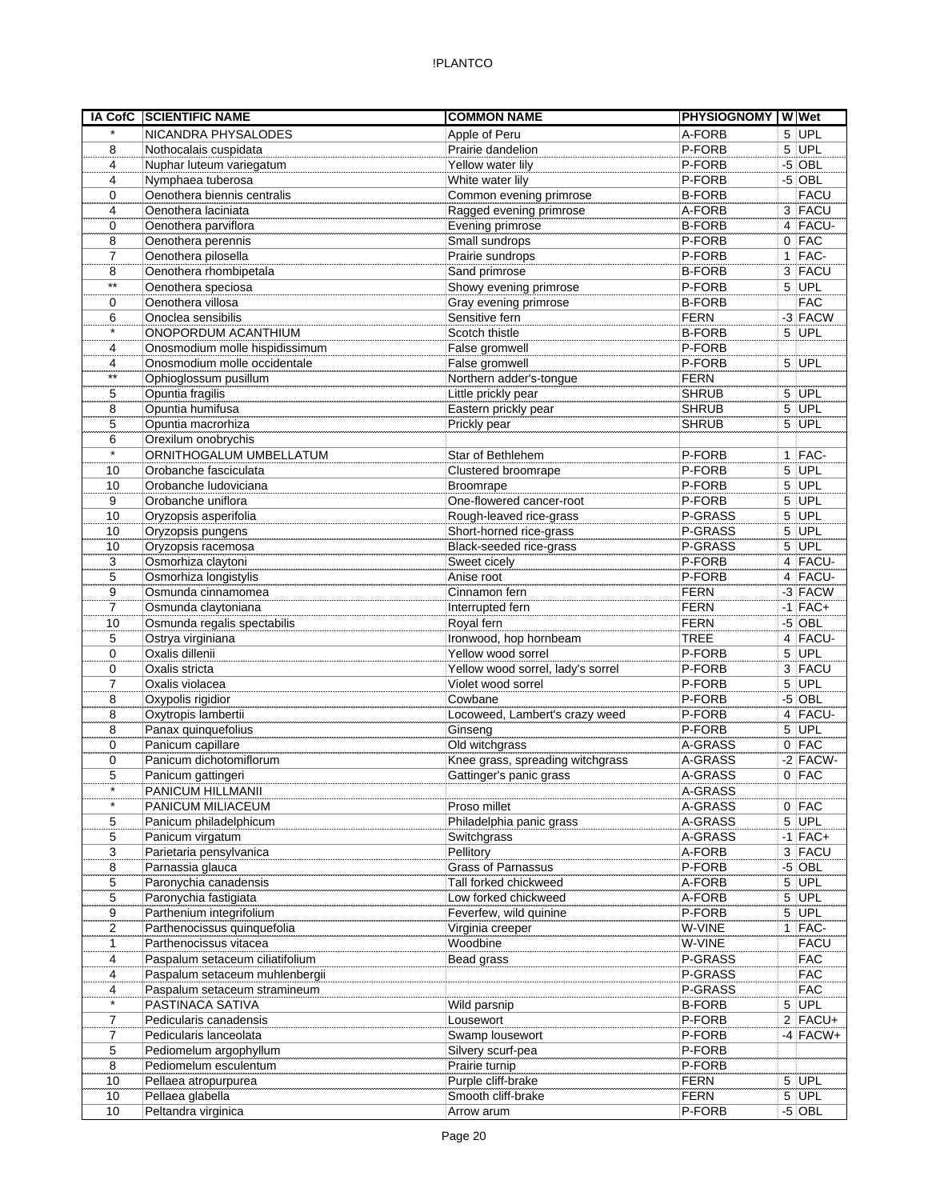| IA CofC | SCIENTIFIC NAME | COMMON NAME | PHYSIOGNOMY | W | Wet |
|---|---|---|---|---|---|
| * | NICANDRA PHYSALODES | Apple of Peru | A-FORB | 5 | UPL |
| 8 | Nothocalais cuspidata | Prairie dandelion | P-FORB | 5 | UPL |
| 4 | Nuphar luteum variegatum | Yellow water lily | P-FORB | -5 | OBL |
| 4 | Nymphaea tuberosa | White water lily | P-FORB | -5 | OBL |
| 0 | Oenothera biennis centralis | Common evening primrose | B-FORB | | FACU |
| 4 | Oenothera laciniata | Ragged evening primrose | A-FORB | 3 | FACU |
| 0 | Oenothera parviflora | Evening primrose | B-FORB | 4 | FACU- |
| 8 | Oenothera perennis | Small sundrops | P-FORB | 0 | FAC |
| 7 | Oenothera pilosella | Prairie sundrops | P-FORB | 1 | FAC- |
| 8 | Oenothera rhombipetala | Sand primrose | B-FORB | 3 | FACU |
| ** | Oenothera speciosa | Showy evening primrose | P-FORB | 5 | UPL |
| 0 | Oenothera villosa | Gray evening primrose | B-FORB | | FAC |
| 6 | Onoclea sensibilis | Sensitive fern | FERN | -3 | FACW |
| * | ONOPORDUM ACANTHIUM | Scotch thistle | B-FORB | 5 | UPL |
| 4 | Onosmodium molle hispidissimum | False gromwell | P-FORB | | |
| 4 | Onosmodium molle occidentale | False gromwell | P-FORB | 5 | UPL |
| ** | Ophioglossum pusillum | Northern adder's-tongue | FERN | | |
| 5 | Opuntia fragilis | Little prickly pear | SHRUB | 5 | UPL |
| 8 | Opuntia humifusa | Eastern prickly pear | SHRUB | 5 | UPL |
| 5 | Opuntia macrorhiza | Prickly pear | SHRUB | 5 | UPL |
| 6 | Orexilum onobrychis | | | | |
| * | ORNITHOGALUM UMBELLATUM | Star of Bethlehem | P-FORB | 1 | FAC- |
| 10 | Orobanche fasciculata | Clustered broomrape | P-FORB | 5 | UPL |
| 10 | Orobanche ludoviciana | Broomrape | P-FORB | 5 | UPL |
| 9 | Orobanche uniflora | One-flowered cancer-root | P-FORB | 5 | UPL |
| 10 | Oryzopsis asperifolia | Rough-leaved rice-grass | P-GRASS | 5 | UPL |
| 10 | Oryzopsis pungens | Short-horned rice-grass | P-GRASS | 5 | UPL |
| 10 | Oryzopsis racemosa | Black-seeded rice-grass | P-GRASS | 5 | UPL |
| 3 | Osmorhiza claytoni | Sweet cicely | P-FORB | 4 | FACU- |
| 5 | Osmorhiza longistylis | Anise root | P-FORB | 4 | FACU- |
| 9 | Osmunda cinnamomea | Cinnamon fern | FERN | -3 | FACW |
| 7 | Osmunda claytoniana | Interrupted fern | FERN | -1 | FAC+ |
| 10 | Osmunda regalis spectabilis | Royal fern | FERN | -5 | OBL |
| 5 | Ostrya virginiana | Ironwood, hop hornbeam | TREE | 4 | FACU- |
| 0 | Oxalis dillenii | Yellow wood sorrel | P-FORB | 5 | UPL |
| 0 | Oxalis stricta | Yellow wood sorrel, lady's sorrel | P-FORB | 3 | FACU |
| 7 | Oxalis violacea | Violet wood sorrel | P-FORB | 5 | UPL |
| 8 | Oxypolis rigidior | Cowbane | P-FORB | -5 | OBL |
| 8 | Oxytropis lambertii | Locoweed, Lambert's crazy weed | P-FORB | 4 | FACU- |
| 8 | Panax quinquefolius | Ginseng | P-FORB | 5 | UPL |
| 0 | Panicum capillare | Old witchgrass | A-GRASS | 0 | FAC |
| 0 | Panicum dichotomiflorum | Knee grass, spreading witchgrass | A-GRASS | -2 | FACW- |
| 5 | Panicum gattingeri | Gattinger's panic grass | A-GRASS | 0 | FAC |
| * | PANICUM HILLMANII | | A-GRASS | | |
| * | PANICUM MILIACEUM | Proso millet | A-GRASS | 0 | FAC |
| 5 | Panicum philadelphicum | Philadelphia panic grass | A-GRASS | 5 | UPL |
| 5 | Panicum virgatum | Switchgrass | A-GRASS | -1 | FAC+ |
| 3 | Parietaria pensylvanica | Pellitory | A-FORB | 3 | FACU |
| 8 | Parnassia glauca | Grass of Parnassus | P-FORB | -5 | OBL |
| 5 | Paronychia canadensis | Tall forked chickweed | A-FORB | 5 | UPL |
| 5 | Paronychia fastigiata | Low forked chickweed | A-FORB | 5 | UPL |
| 9 | Parthenium integrifolium | Feverfew, wild quinine | P-FORB | 5 | UPL |
| 2 | Parthenocissus quinquefolia | Virginia creeper | W-VINE | 1 | FAC- |
| 1 | Parthenocissus vitacea | Woodbine | W-VINE | | FACU |
| 4 | Paspalum setaceum ciliatifolium | Bead grass | P-GRASS | | FAC |
| 4 | Paspalum setaceum muhlenbergii | | P-GRASS | | FAC |
| 4 | Paspalum setaceum stramineum | | P-GRASS | | FAC |
| * | PASTINACA SATIVA | Wild parsnip | B-FORB | 5 | UPL |
| 7 | Pedicularis canadensis | Lousewort | P-FORB | 2 | FACU+ |
| 7 | Pedicularis lanceolata | Swamp lousewort | P-FORB | -4 | FACW+ |
| 5 | Pediomelum argophyllum | Silvery scurf-pea | P-FORB | | |
| 8 | Pediomelum esculentum | Prairie turnip | P-FORB | | |
| 10 | Pellaea atropurpurea | Purple cliff-brake | FERN | 5 | UPL |
| 10 | Pellaea glabella | Smooth cliff-brake | FERN | 5 | UPL |
| 10 | Peltandra virginica | Arrow arum | P-FORB | -5 | OBL |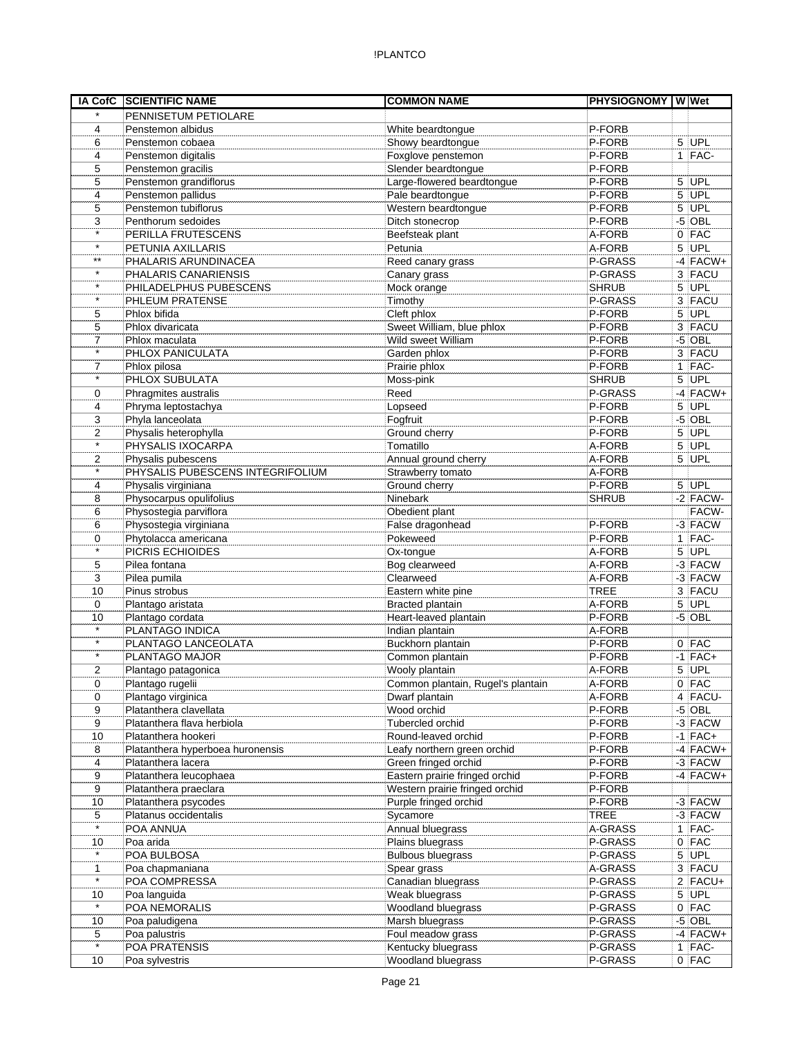| IA CofC | SCIENTIFIC NAME | COMMON NAME | PHYSIOGNOMY | W | Wet |
|---|---|---|---|---|---|
| * | PENNISETUM PETIOLARE | | | | |
| 4 | Penstemon albidus | White beardtongue | P-FORB | | |
| 6 | Penstemon cobaea | Showy beardtongue | P-FORB | 5 | UPL |
| 4 | Penstemon digitalis | Foxglove penstemon | P-FORB | 1 | FAC- |
| 5 | Penstemon gracilis | Slender beardtongue | P-FORB | | |
| 5 | Penstemon grandiflorus | Large-flowered beardtongue | P-FORB | 5 | UPL |
| 4 | Penstemon pallidus | Pale beardtongue | P-FORB | 5 | UPL |
| 5 | Penstemon tubiflorus | Western beardtongue | P-FORB | 5 | UPL |
| 3 | Penthorum sedoides | Ditch stonecrop | P-FORB | -5 | OBL |
| * | PERILLA FRUTESCENS | Beefsteak plant | A-FORB | 0 | FAC |
| * | PETUNIA AXILLARIS | Petunia | A-FORB | 5 | UPL |
| ** | PHALARIS ARUNDINACEA | Reed canary grass | P-GRASS | -4 | FACW+ |
| * | PHALARIS CANARIENSIS | Canary grass | P-GRASS | 3 | FACU |
| * | PHILADELPHUS PUBESCENS | Mock orange | SHRUB | 5 | UPL |
| * | PHLEUM PRATENSE | Timothy | P-GRASS | 3 | FACU |
| 5 | Phlox bifida | Cleft phlox | P-FORB | 5 | UPL |
| 5 | Phlox divaricata | Sweet William, blue phlox | P-FORB | 3 | FACU |
| 7 | Phlox maculata | Wild sweet William | P-FORB | -5 | OBL |
| * | PHLOX PANICULATA | Garden phlox | P-FORB | 3 | FACU |
| 7 | Phlox pilosa | Prairie phlox | P-FORB | 1 | FAC- |
| * | PHLOX SUBULATA | Moss-pink | SHRUB | 5 | UPL |
| 0 | Phragmites australis | Reed | P-GRASS | -4 | FACW+ |
| 4 | Phryma leptostachya | Lopseed | P-FORB | 5 | UPL |
| 3 | Phyla lanceolata | Fogfruit | P-FORB | -5 | OBL |
| 2 | Physalis heterophylla | Ground cherry | P-FORB | 5 | UPL |
| * | PHYSALIS IXOCARPA | Tomatillo | A-FORB | 5 | UPL |
| 2 | Physalis pubescens | Annual ground cherry | A-FORB | 5 | UPL |
| * | PHYSALIS PUBESCENS INTEGRIFOLIUM | Strawberry tomato | A-FORB | | |
| 4 | Physalis virginiana | Ground cherry | P-FORB | 5 | UPL |
| 8 | Physocarpus opulifolius | Ninebark | SHRUB | -2 | FACW- |
| 6 | Physostegia parviflora | Obedient plant | | | FACW- |
| 6 | Physostegia virginiana | False dragonhead | P-FORB | -3 | FACW |
| 0 | Phytolacca americana | Pokeweed | P-FORB | 1 | FAC- |
| * | PICRIS ECHIOIDES | Ox-tongue | A-FORB | 5 | UPL |
| 5 | Pilea fontana | Bog clearweed | A-FORB | -3 | FACW |
| 3 | Pilea pumila | Clearweed | A-FORB | -3 | FACW |
| 10 | Pinus strobus | Eastern white pine | TREE | 3 | FACU |
| 0 | Plantago aristata | Bracted plantain | A-FORB | 5 | UPL |
| 10 | Plantago cordata | Heart-leaved plantain | P-FORB | -5 | OBL |
| * | PLANTAGO INDICA | Indian plantain | A-FORB | | |
| * | PLANTAGO LANCEOLATA | Buckhorn plantain | P-FORB | 0 | FAC |
| * | PLANTAGO MAJOR | Common plantain | P-FORB | -1 | FAC+ |
| 2 | Plantago patagonica | Wooly plantain | A-FORB | 5 | UPL |
| 0 | Plantago rugelii | Common plantain, Rugel's plantain | A-FORB | 0 | FAC |
| 0 | Plantago virginica | Dwarf plantain | A-FORB | 4 | FACU- |
| 9 | Platanthera clavellata | Wood orchid | P-FORB | -5 | OBL |
| 9 | Platanthera flava herbiola | Tubercled orchid | P-FORB | -3 | FACW |
| 10 | Platanthera hookeri | Round-leaved orchid | P-FORB | -1 | FAC+ |
| 8 | Platanthera hyperboea huronensis | Leafy northern green orchid | P-FORB | -4 | FACW+ |
| 4 | Platanthera lacera | Green fringed orchid | P-FORB | -3 | FACW |
| 9 | Platanthera leucophaea | Eastern prairie fringed orchid | P-FORB | -4 | FACW+ |
| 9 | Platanthera praeclara | Western prairie fringed orchid | P-FORB | | |
| 10 | Platanthera psycodes | Purple fringed orchid | P-FORB | -3 | FACW |
| 5 | Platanus occidentalis | Sycamore | TREE | -3 | FACW |
| * | POA ANNUA | Annual bluegrass | A-GRASS | 1 | FAC- |
| 10 | Poa arida | Plains bluegrass | P-GRASS | 0 | FAC |
| * | POA BULBOSA | Bulbous bluegrass | P-GRASS | 5 | UPL |
| 1 | Poa chapmaniana | Spear grass | A-GRASS | 3 | FACU |
| * | POA COMPRESSA | Canadian bluegrass | P-GRASS | 2 | FACU+ |
| 10 | Poa languida | Weak bluegrass | P-GRASS | 5 | UPL |
| * | POA NEMORALIS | Woodland bluegrass | P-GRASS | 0 | FAC |
| 10 | Poa paludigena | Marsh bluegrass | P-GRASS | -5 | OBL |
| 5 | Poa palustris | Foul meadow grass | P-GRASS | -4 | FACW+ |
| * | POA PRATENSIS | Kentucky bluegrass | P-GRASS | 1 | FAC- |
| 10 | Poa sylvestris | Woodland bluegrass | P-GRASS | 0 | FAC |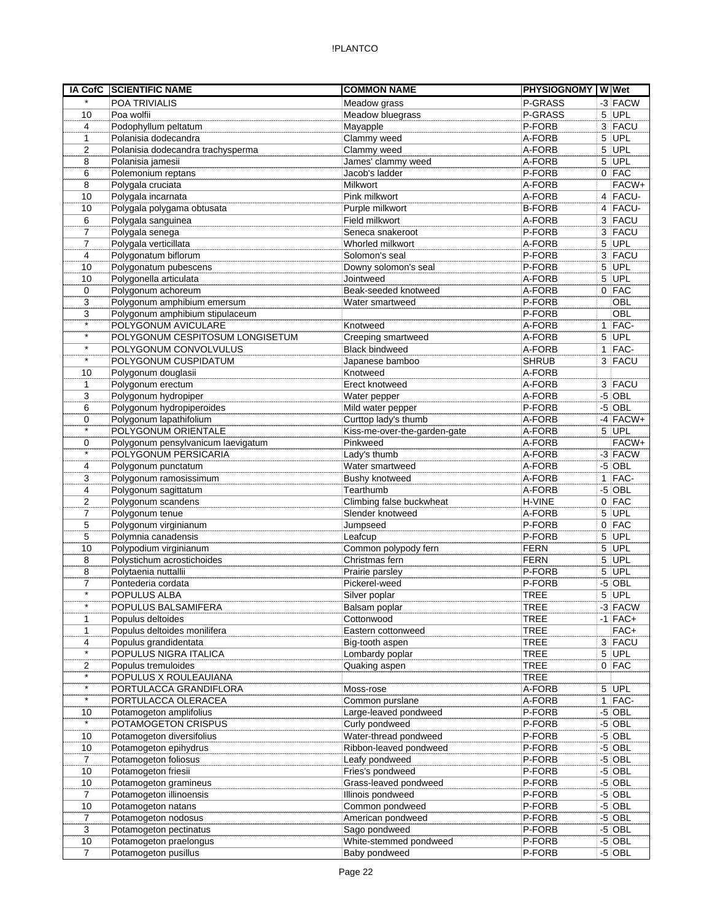| IA CofC | SCIENTIFIC NAME | COMMON NAME | PHYSIOGNOMY | W | Wet |
|---|---|---|---|---|---|
| * | POA TRIVIALIS | Meadow grass | P-GRASS | -3 | FACW |
| 10 | Poa wolfii | Meadow bluegrass | P-GRASS | 5 | UPL |
| 4 | Podophyllum peltatum | Mayapple | P-FORB | 3 | FACU |
| 1 | Polanisia dodecandra | Clammy weed | A-FORB | 5 | UPL |
| 2 | Polanisia dodecandra trachysperma | Clammy weed | A-FORB | 5 | UPL |
| 8 | Polanisia jamesii | James' clammy weed | A-FORB | 5 | UPL |
| 6 | Polemonium reptans | Jacob's ladder | P-FORB | 0 | FAC |
| 8 | Polygala cruciata | Milkwort | A-FORB | | FACW+ |
| 10 | Polygala incarnata | Pink milkwort | A-FORB | 4 | FACU- |
| 10 | Polygala polygama obtusata | Purple milkwort | B-FORB | 4 | FACU- |
| 6 | Polygala sanguinea | Field milkwort | A-FORB | 3 | FACU |
| 7 | Polygala senega | Seneca snakeroot | P-FORB | 3 | FACU |
| 7 | Polygala verticillata | Whorled milkwort | A-FORB | 5 | UPL |
| 4 | Polygonatum biflorum | Solomon's seal | P-FORB | 3 | FACU |
| 10 | Polygonatum pubescens | Downy solomon's seal | P-FORB | 5 | UPL |
| 10 | Polygonella articulata | Jointweed | A-FORB | 5 | UPL |
| 0 | Polygonum achoreum | Beak-seeded knotweed | A-FORB | 0 | FAC |
| 3 | Polygonum amphibium emersum | Water smartweed | P-FORB | | OBL |
| 3 | Polygonum amphibium stipulaceum | | P-FORB | | OBL |
| * | POLYGONUM AVICULARE | Knotweed | A-FORB | 1 | FAC- |
| * | POLYGONUM CESPITOSUM LONGISETUM | Creeping smartweed | A-FORB | 5 | UPL |
| * | POLYGONUM CONVOLVULUS | Black bindweed | A-FORB | 1 | FAC- |
| * | POLYGONUM CUSPIDATUM | Japanese bamboo | SHRUB | 3 | FACU |
| 10 | Polygonum douglasii | Knotweed | A-FORB | | |
| 1 | Polygonum erectum | Erect knotweed | A-FORB | 3 | FACU |
| 3 | Polygonum hydropiper | Water pepper | A-FORB | -5 | OBL |
| 6 | Polygonum hydropiperoides | Mild water pepper | P-FORB | -5 | OBL |
| 0 | Polygonum lapathifolium | Curttop lady's thumb | A-FORB | -4 | FACW+ |
| * | POLYGONUM ORIENTALE | Kiss-me-over-the-garden-gate | A-FORB | 5 | UPL |
| 0 | Polygonum pensylvanicum laevigatum | Pinkweed | A-FORB | | FACW+ |
| * | POLYGONUM PERSICARIA | Lady's thumb | A-FORB | -3 | FACW |
| 4 | Polygonum punctatum | Water smartweed | A-FORB | -5 | OBL |
| 3 | Polygonum ramosissimum | Bushy knotweed | A-FORB | 1 | FAC- |
| 4 | Polygonum sagittatum | Tearthumb | A-FORB | -5 | OBL |
| 2 | Polygonum scandens | Climbing false buckwheat | H-VINE | 0 | FAC |
| 7 | Polygonum tenue | Slender knotweed | A-FORB | 5 | UPL |
| 5 | Polygonum virginianum | Jumpseed | P-FORB | 0 | FAC |
| 5 | Polymnia canadensis | Leafcup | P-FORB | 5 | UPL |
| 10 | Polypodium virginianum | Common polypody fern | FERN | 5 | UPL |
| 8 | Polystichum acrostichoides | Christmas fern | FERN | 5 | UPL |
| 8 | Polytaenia nuttallii | Prairie parsley | P-FORB | 5 | UPL |
| 7 | Pontederia cordata | Pickerel-weed | P-FORB | -5 | OBL |
| * | POPULUS ALBA | Silver poplar | TREE | 5 | UPL |
| * | POPULUS BALSAMIFERA | Balsam poplar | TREE | -3 | FACW |
| 1 | Populus deltoides | Cottonwood | TREE | -1 | FAC+ |
| 1 | Populus deltoides monilifera | Eastern cottonweed | TREE | | FAC+ |
| 4 | Populus grandidentata | Big-tooth aspen | TREE | 3 | FACU |
| * | POPULUS NIGRA ITALICA | Lombardy poplar | TREE | 5 | UPL |
| 2 | Populus tremuloides | Quaking aspen | TREE | 0 | FAC |
| * | POPULUS X ROULEAUIANA | | TREE | | |
| * | PORTULACCA GRANDIFLORA | Moss-rose | A-FORB | 5 | UPL |
| * | PORTULACCA OLERACEA | Common purslane | A-FORB | 1 | FAC- |
| 10 | Potamogeton amplifolius | Large-leaved pondweed | P-FORB | -5 | OBL |
| * | POTAMOGETON CRISPUS | Curly pondweed | P-FORB | -5 | OBL |
| 10 | Potamogeton diversifolius | Water-thread pondweed | P-FORB | -5 | OBL |
| 10 | Potamogeton epihydrus | Ribbon-leaved pondweed | P-FORB | -5 | OBL |
| 7 | Potamogeton foliosus | Leafy pondweed | P-FORB | -5 | OBL |
| 10 | Potamogeton friesii | Fries's pondweed | P-FORB | -5 | OBL |
| 10 | Potamogeton gramineus | Grass-leaved pondweed | P-FORB | -5 | OBL |
| 7 | Potamogeton illinoensis | Illinois pondweed | P-FORB | -5 | OBL |
| 10 | Potamogeton natans | Common pondweed | P-FORB | -5 | OBL |
| 7 | Potamogeton nodosus | American pondweed | P-FORB | -5 | OBL |
| 3 | Potamogeton pectinatus | Sago pondweed | P-FORB | -5 | OBL |
| 10 | Potamogeton praelongus | White-stemmed pondweed | P-FORB | -5 | OBL |
| 7 | Potamogeton pusillus | Baby pondweed | P-FORB | -5 | OBL |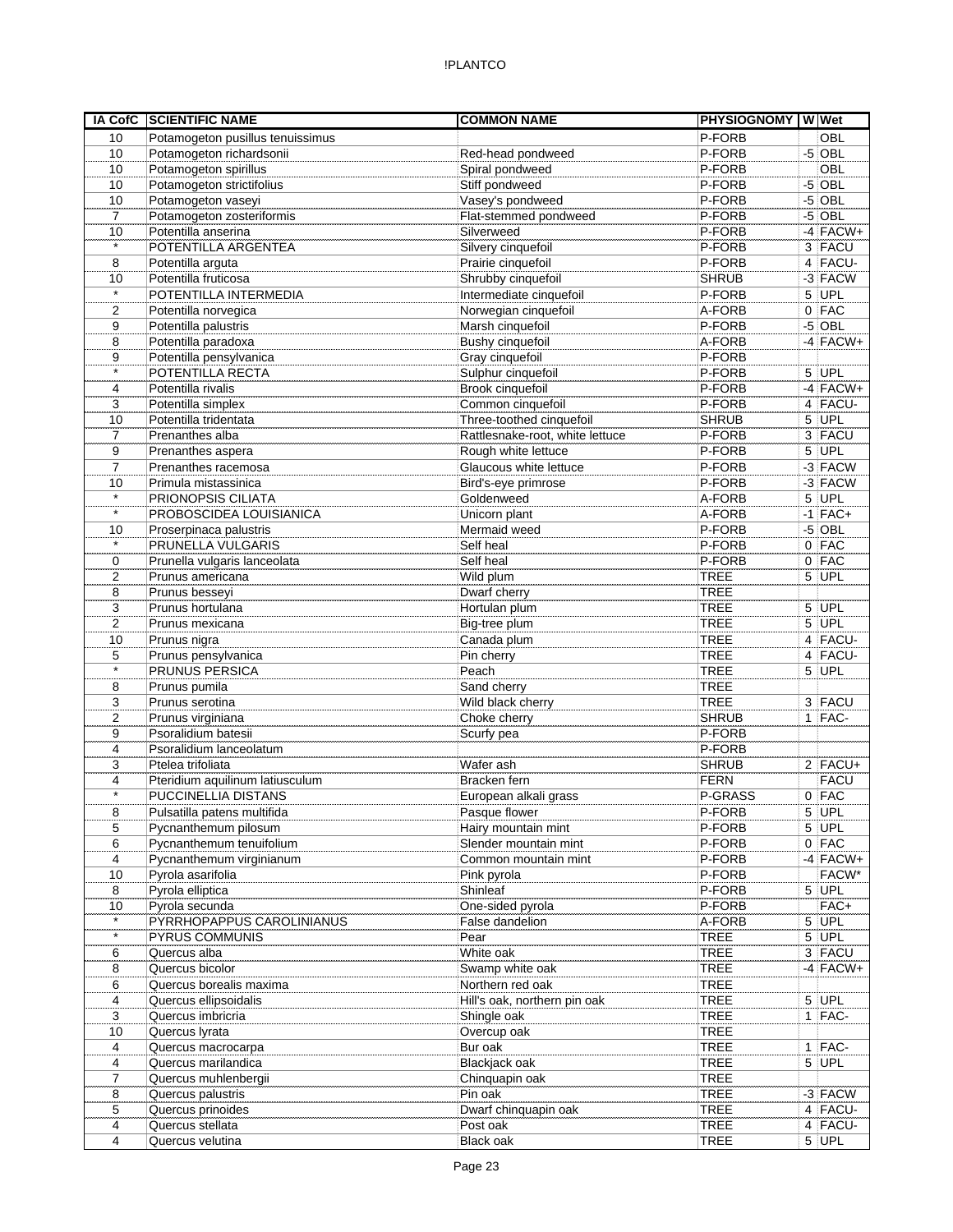| IA CofC | SCIENTIFIC NAME | COMMON NAME | PHYSIOGNOMY | W | Wet |
|---|---|---|---|---|---|
| 10 | Potamogeton pusillus tenuissimus | | P-FORB | | OBL |
| 10 | Potamogeton richardsonii | Red-head pondweed | P-FORB | -5 | OBL |
| 10 | Potamogeton spirillus | Spiral pondweed | P-FORB | | OBL |
| 10 | Potamogeton strictifolius | Stiff pondweed | P-FORB | -5 | OBL |
| 10 | Potamogeton vaseyi | Vasey's pondweed | P-FORB | -5 | OBL |
| 7 | Potamogeton zosteriformis | Flat-stemmed pondweed | P-FORB | -5 | OBL |
| 10 | Potentilla anserina | Silverweed | P-FORB | -4 | FACW+ |
| * | POTENTILLA ARGENTEA | Silvery cinquefoil | P-FORB | 3 | FACU |
| 8 | Potentilla arguta | Prairie cinquefoil | P-FORB | 4 | FACU- |
| 10 | Potentilla fruticosa | Shrubby cinquefoil | SHRUB | -3 | FACW |
| * | POTENTILLA INTERMEDIA | Intermediate cinquefoil | P-FORB | 5 | UPL |
| 2 | Potentilla norvegica | Norwegian cinquefoil | A-FORB | 0 | FAC |
| 9 | Potentilla palustris | Marsh cinquefoil | P-FORB | -5 | OBL |
| 8 | Potentilla paradoxa | Bushy cinquefoil | A-FORB | -4 | FACW+ |
| 9 | Potentilla pensylvanica | Gray cinquefoil | P-FORB | | |
| * | POTENTILLA RECTA | Sulphur cinquefoil | P-FORB | 5 | UPL |
| 4 | Potentilla rivalis | Brook cinquefoil | P-FORB | -4 | FACW+ |
| 3 | Potentilla simplex | Common cinquefoil | P-FORB | 4 | FACU- |
| 10 | Potentilla tridentata | Three-toothed cinquefoil | SHRUB | 5 | UPL |
| 7 | Prenanthes alba | Rattlesnake-root, white lettuce | P-FORB | 3 | FACU |
| 9 | Prenanthes aspera | Rough white lettuce | P-FORB | 5 | UPL |
| 7 | Prenanthes racemosa | Glaucous white lettuce | P-FORB | -3 | FACW |
| 10 | Primula mistassinica | Bird's-eye primrose | P-FORB | -3 | FACW |
| * | PRIONOPSIS CILIATA | Goldenweed | A-FORB | 5 | UPL |
| * | PROBOSCIDEA LOUISIANICA | Unicorn plant | A-FORB | -1 | FAC+ |
| 10 | Proserpinaca palustris | Mermaid weed | P-FORB | -5 | OBL |
| * | PRUNELLA VULGARIS | Self heal | P-FORB | 0 | FAC |
| 0 | Prunella vulgaris lanceolata | Self heal | P-FORB | 0 | FAC |
| 2 | Prunus americana | Wild plum | TREE | 5 | UPL |
| 8 | Prunus besseyi | Dwarf cherry | TREE | | |
| 3 | Prunus hortulana | Hortulan plum | TREE | 5 | UPL |
| 2 | Prunus mexicana | Big-tree plum | TREE | 5 | UPL |
| 10 | Prunus nigra | Canada plum | TREE | 4 | FACU- |
| 5 | Prunus pensylvanica | Pin cherry | TREE | 4 | FACU- |
| * | PRUNUS PERSICA | Peach | TREE | 5 | UPL |
| 8 | Prunus pumila | Sand cherry | TREE | | |
| 3 | Prunus serotina | Wild black cherry | TREE | 3 | FACU |
| 2 | Prunus virginiana | Choke cherry | SHRUB | 1 | FAC- |
| 9 | Psoralidium batesii | Scurfy pea | P-FORB | | |
| 4 | Psoralidium lanceolatum | | P-FORB | | |
| 3 | Ptelea trifoliata | Wafer ash | SHRUB | 2 | FACU+ |
| 4 | Pteridium aquilinum latiusculum | Bracken fern | FERN | | FACU |
| * | PUCCINELLIA DISTANS | European alkali grass | P-GRASS | 0 | FAC |
| 8 | Pulsatilla patens multifida | Pasque flower | P-FORB | 5 | UPL |
| 5 | Pycnanthemum pilosum | Hairy mountain mint | P-FORB | 5 | UPL |
| 6 | Pycnanthemum tenuifolium | Slender mountain mint | P-FORB | 0 | FAC |
| 4 | Pycnanthemum virginianum | Common mountain mint | P-FORB | -4 | FACW+ |
| 10 | Pyrola asarifolia | Pink pyrola | P-FORB | | FACW* |
| 8 | Pyrola elliptica | Shinleaf | P-FORB | 5 | UPL |
| 10 | Pyrola secunda | One-sided pyrola | P-FORB | | FAC+ |
| * | PYRRHOPAPPUS CAROLINIANUS | False dandelion | A-FORB | 5 | UPL |
| * | PYRUS COMMUNIS | Pear | TREE | 5 | UPL |
| 6 | Quercus alba | White oak | TREE | 3 | FACU |
| 8 | Quercus bicolor | Swamp white oak | TREE | -4 | FACW+ |
| 6 | Quercus borealis maxima | Northern red oak | TREE | | |
| 4 | Quercus ellipsoidalis | Hill's oak, northern pin oak | TREE | 5 | UPL |
| 3 | Quercus imbricria | Shingle oak | TREE | 1 | FAC- |
| 10 | Quercus lyrata | Overcup oak | TREE | | |
| 4 | Quercus macrocarpa | Bur oak | TREE | 1 | FAC- |
| 4 | Quercus marilandica | Blackjack oak | TREE | 5 | UPL |
| 7 | Quercus muhlenbergii | Chinquapin oak | TREE | | |
| 8 | Quercus palustris | Pin oak | TREE | -3 | FACW |
| 5 | Quercus prinoides | Dwarf chinquapin oak | TREE | 4 | FACU- |
| 4 | Quercus stellata | Post oak | TREE | 4 | FACU- |
| 4 | Quercus velutina | Black oak | TREE | 5 | UPL |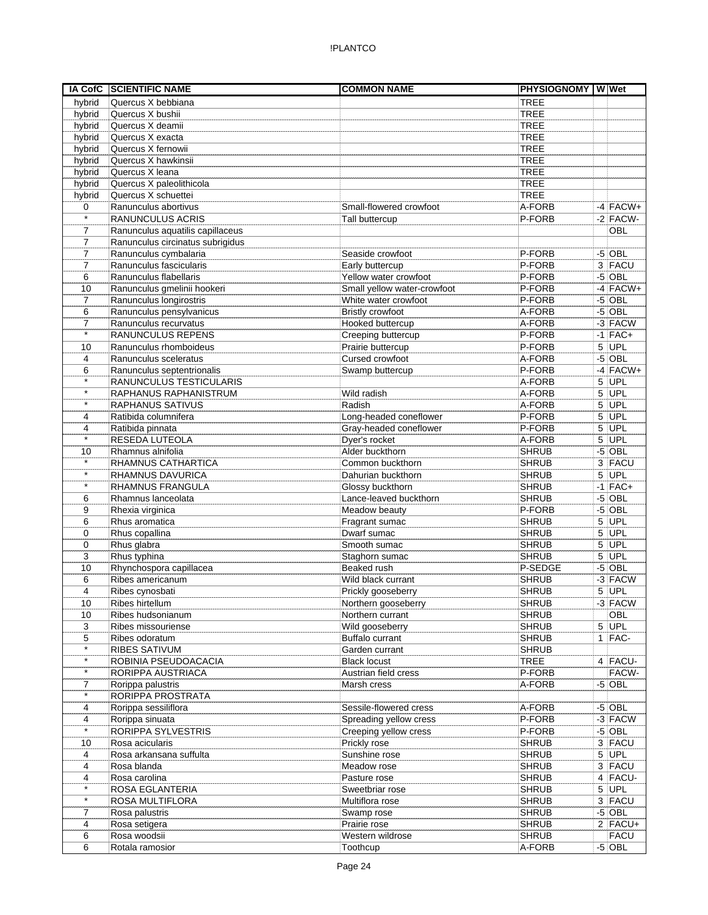| IA CofC | SCIENTIFIC NAME | COMMON NAME | PHYSIOGNOMY | W | Wet |
|---|---|---|---|---|---|
| hybrid | Quercus X bebbiana | | TREE | | |
| hybrid | Quercus X bushii | | TREE | | |
| hybrid | Quercus X deamii | | TREE | | |
| hybrid | Quercus X exacta | | TREE | | |
| hybrid | Quercus X fernowii | | TREE | | |
| hybrid | Quercus X hawkinsii | | TREE | | |
| hybrid | Quercus X leana | | TREE | | |
| hybrid | Quercus X paleolithicola | | TREE | | |
| hybrid | Quercus X schuettei | | TREE | | |
| 0 | Ranunculus abortivus | Small-flowered crowfoot | A-FORB | -4 | FACW+ |
| * | RANUNCULUS ACRIS | Tall buttercup | P-FORB | -2 | FACW- |
| 7 | Ranunculus aquatilis capillaceus | | | | OBL |
| 7 | Ranunculus circinatus subrigidus | | | | |
| 7 | Ranunculus cymbalaria | Seaside crowfoot | P-FORB | -5 | OBL |
| 7 | Ranunculus fascicularis | Early buttercup | P-FORB | 3 | FACU |
| 6 | Ranunculus flabellaris | Yellow water crowfoot | P-FORB | -5 | OBL |
| 10 | Ranunculus gmelinii hookeri | Small yellow water-crowfoot | P-FORB | -4 | FACW+ |
| 7 | Ranunculus longirostris | White water crowfoot | P-FORB | -5 | OBL |
| 6 | Ranunculus pensylvanicus | Bristly crowfoot | A-FORB | -5 | OBL |
| 7 | Ranunculus recurvatus | Hooked buttercup | A-FORB | -3 | FACW |
| * | RANUNCULUS REPENS | Creeping buttercup | P-FORB | -1 | FAC+ |
| 10 | Ranunculus rhomboideus | Prairie buttercup | P-FORB | 5 | UPL |
| 4 | Ranunculus sceleratus | Cursed crowfoot | A-FORB | -5 | OBL |
| 6 | Ranunculus septentrionalis | Swamp buttercup | P-FORB | -4 | FACW+ |
| * | RANUNCULUS TESTICULARIS | | A-FORB | 5 | UPL |
| * | RAPHANUS RAPHANISTRUM | Wild radish | A-FORB | 5 | UPL |
| * | RAPHANUS SATIVUS | Radish | A-FORB | 5 | UPL |
| 4 | Ratibida columnifera | Long-headed coneflower | P-FORB | 5 | UPL |
| 4 | Ratibida pinnata | Gray-headed coneflower | P-FORB | 5 | UPL |
| * | RESEDA LUTEOLA | Dyer's rocket | A-FORB | 5 | UPL |
| 10 | Rhamnus alnifolia | Alder buckthorn | SHRUB | -5 | OBL |
| * | RHAMNUS CATHARTICA | Common buckthorn | SHRUB | 3 | FACU |
| * | RHAMNUS DAVURICA | Dahurian buckthorn | SHRUB | 5 | UPL |
| * | RHAMNUS FRANGULA | Glossy buckthorn | SHRUB | -1 | FAC+ |
| 6 | Rhamnus lanceolata | Lance-leaved buckthorn | SHRUB | -5 | OBL |
| 9 | Rhexia virginica | Meadow beauty | P-FORB | -5 | OBL |
| 6 | Rhus aromatica | Fragrant sumac | SHRUB | 5 | UPL |
| 0 | Rhus copallina | Dwarf sumac | SHRUB | 5 | UPL |
| 0 | Rhus glabra | Smooth sumac | SHRUB | 5 | UPL |
| 3 | Rhus typhina | Staghorn sumac | SHRUB | 5 | UPL |
| 10 | Rhynchospora capillacea | Beaked rush | P-SEDGE | -5 | OBL |
| 6 | Ribes americanum | Wild black currant | SHRUB | -3 | FACW |
| 4 | Ribes cynosbati | Prickly gooseberry | SHRUB | 5 | UPL |
| 10 | Ribes hirtellum | Northern gooseberry | SHRUB | -3 | FACW |
| 10 | Ribes hudsonianum | Northern currant | SHRUB | | OBL |
| 3 | Ribes missouriense | Wild gooseberry | SHRUB | 5 | UPL |
| 5 | Ribes odoratum | Buffalo currant | SHRUB | 1 | FAC- |
| * | RIBES SATIVUM | Garden currant | SHRUB | | |
| * | ROBINIA PSEUDOACACIA | Black locust | TREE | 4 | FACU- |
| * | RORIPPA AUSTRIACA | Austrian field cress | P-FORB | | FACW- |
| 7 | Rorippa palustris | Marsh cress | A-FORB | -5 | OBL |
| * | RORIPPA PROSTRATA | | | | |
| 4 | Rorippa sessiliflora | Sessile-flowered cress | A-FORB | -5 | OBL |
| 4 | Rorippa sinuata | Spreading yellow cress | P-FORB | -3 | FACW |
| * | RORIPPA SYLVESTRIS | Creeping yellow cress | P-FORB | -5 | OBL |
| 10 | Rosa acicularis | Prickly rose | SHRUB | 3 | FACU |
| 4 | Rosa arkansana suffulta | Sunshine rose | SHRUB | 5 | UPL |
| 4 | Rosa blanda | Meadow rose | SHRUB | 3 | FACU |
| 4 | Rosa carolina | Pasture rose | SHRUB | 4 | FACU- |
| * | ROSA EGLANTERIA | Sweetbriar rose | SHRUB | 5 | UPL |
| * | ROSA MULTIFLORA | Multiflora rose | SHRUB | 3 | FACU |
| 7 | Rosa palustris | Swamp rose | SHRUB | -5 | OBL |
| 4 | Rosa setigera | Prairie rose | SHRUB | 2 | FACU+ |
| 6 | Rosa woodsii | Western wildrose | SHRUB | | FACU |
| 6 | Rotala ramosior | Toothcup | A-FORB | -5 | OBL |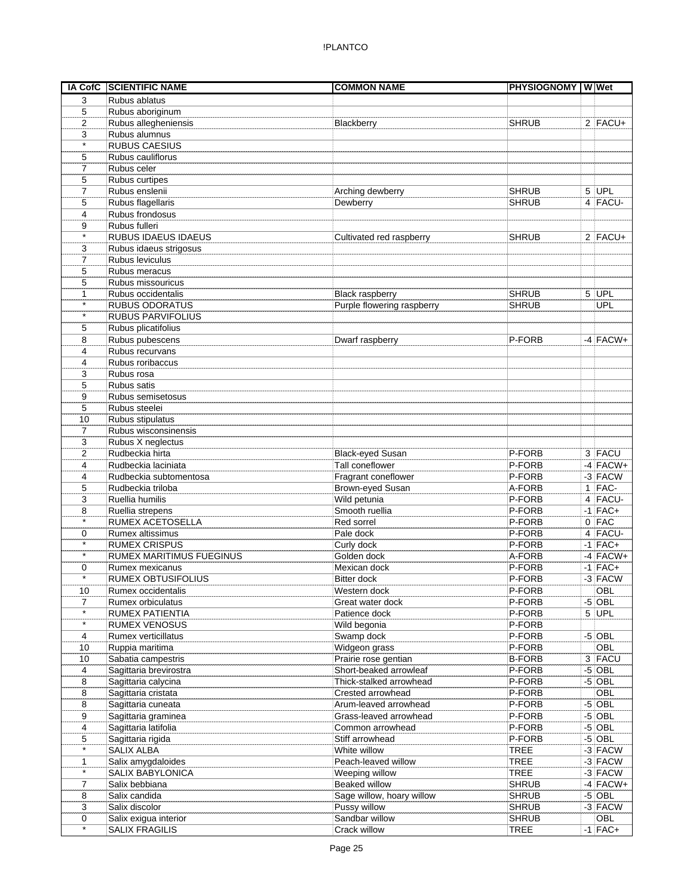| IA CofC | SCIENTIFIC NAME | COMMON NAME | PHYSIOGNOMY | W | Wet |
|---|---|---|---|---|---|
| 3 | Rubus ablatus | | | | |
| 5 | Rubus aboriginum | | | | |
| 2 | Rubus allegheniensis | Blackberry | SHRUB | 2 | FACU+ |
| 3 | Rubus alumnus | | | | |
| * | RUBUS CAESIUS | | | | |
| 5 | Rubus cauliflorus | | | | |
| 7 | Rubus celer | | | | |
| 5 | Rubus curtipes | | | | |
| 7 | Rubus enslenii | Arching dewberry | SHRUB | 5 | UPL |
| 5 | Rubus flagellaris | Dewberry | SHRUB | 4 | FACU- |
| 4 | Rubus frondosus | | | | |
| 9 | Rubus fulleri | | | | |
| * | RUBUS IDAEUS IDAEUS | Cultivated red raspberry | SHRUB | 2 | FACU+ |
| 3 | Rubus idaeus strigosus | | | | |
| 7 | Rubus leviculus | | | | |
| 5 | Rubus meracus | | | | |
| 5 | Rubus missouricus | | | | |
| 1 | Rubus occidentalis | Black raspberry | SHRUB | 5 | UPL |
| * | RUBUS ODORATUS | Purple flowering raspberry | SHRUB | | UPL |
| * | RUBUS PARVIFOLIUS | | | | |
| 5 | Rubus plicatifolius | | | | |
| 8 | Rubus pubescens | Dwarf raspberry | P-FORB | -4 | FACW+ |
| 4 | Rubus recurvans | | | | |
| 4 | Rubus roribaccus | | | | |
| 3 | Rubus rosa | | | | |
| 5 | Rubus satis | | | | |
| 9 | Rubus semisetosus | | | | |
| 5 | Rubus steelei | | | | |
| 10 | Rubus stipulatus | | | | |
| 7 | Rubus wisconsinensis | | | | |
| 3 | Rubus X neglectus | | | | |
| 2 | Rudbeckia hirta | Black-eyed Susan | P-FORB | 3 | FACU |
| 4 | Rudbeckia laciniata | Tall coneflower | P-FORB | -4 | FACW+ |
| 4 | Rudbeckia subtomentosa | Fragrant coneflower | P-FORB | -3 | FACW |
| 5 | Rudbeckia triloba | Brown-eyed Susan | A-FORB | 1 | FAC- |
| 3 | Ruellia humilis | Wild petunia | P-FORB | 4 | FACU- |
| 8 | Ruellia strepens | Smooth ruellia | P-FORB | -1 | FAC+ |
| * | RUMEX ACETOSELLA | Red sorrel | P-FORB | 0 | FAC |
| 0 | Rumex altissimus | Pale dock | P-FORB | 4 | FACU- |
| * | RUMEX CRISPUS | Curly dock | P-FORB | -1 | FAC+ |
| * | RUMEX MARITIMUS FUEGINUS | Golden dock | A-FORB | -4 | FACW+ |
| 0 | Rumex mexicanus | Mexican dock | P-FORB | -1 | FAC+ |
| * | RUMEX OBTUSIFOLIUS | Bitter dock | P-FORB | -3 | FACW |
| 10 | Rumex occidentalis | Western dock | P-FORB | | OBL |
| 7 | Rumex orbiculatus | Great water dock | P-FORB | -5 | OBL |
| * | RUMEX PATIENTIA | Patience dock | P-FORB | 5 | UPL |
| * | RUMEX VENOSUS | Wild begonia | P-FORB | | |
| 4 | Rumex verticillatus | Swamp dock | P-FORB | -5 | OBL |
| 10 | Ruppia maritima | Widgeon grass | P-FORB | | OBL |
| 10 | Sabatia campestris | Prairie rose gentian | B-FORB | 3 | FACU |
| 4 | Sagittaria brevirostra | Short-beaked arrowleaf | P-FORB | -5 | OBL |
| 8 | Sagittaria calycina | Thick-stalked arrowhead | P-FORB | -5 | OBL |
| 8 | Sagittaria cristata | Crested arrowhead | P-FORB | | OBL |
| 8 | Sagittaria cuneata | Arum-leaved arrowhead | P-FORB | -5 | OBL |
| 9 | Sagittaria graminea | Grass-leaved arrowhead | P-FORB | -5 | OBL |
| 4 | Sagittaria latifolia | Common arrowhead | P-FORB | -5 | OBL |
| 5 | Sagittaria rigida | Stiff arrowhead | P-FORB | -5 | OBL |
| * | SALIX ALBA | White willow | TREE | -3 | FACW |
| 1 | Salix amygdaloides | Peach-leaved willow | TREE | -3 | FACW |
| * | SALIX BABYLONICA | Weeping willow | TREE | -3 | FACW |
| 7 | Salix bebbiana | Beaked willow | SHRUB | -4 | FACW+ |
| 8 | Salix candida | Sage willow, hoary willow | SHRUB | -5 | OBL |
| 3 | Salix discolor | Pussy willow | SHRUB | -3 | FACW |
| 0 | Salix exigua interior | Sandbar willow | SHRUB | | OBL |
| * | SALIX FRAGILIS | Crack willow | TREE | -1 | FAC+ |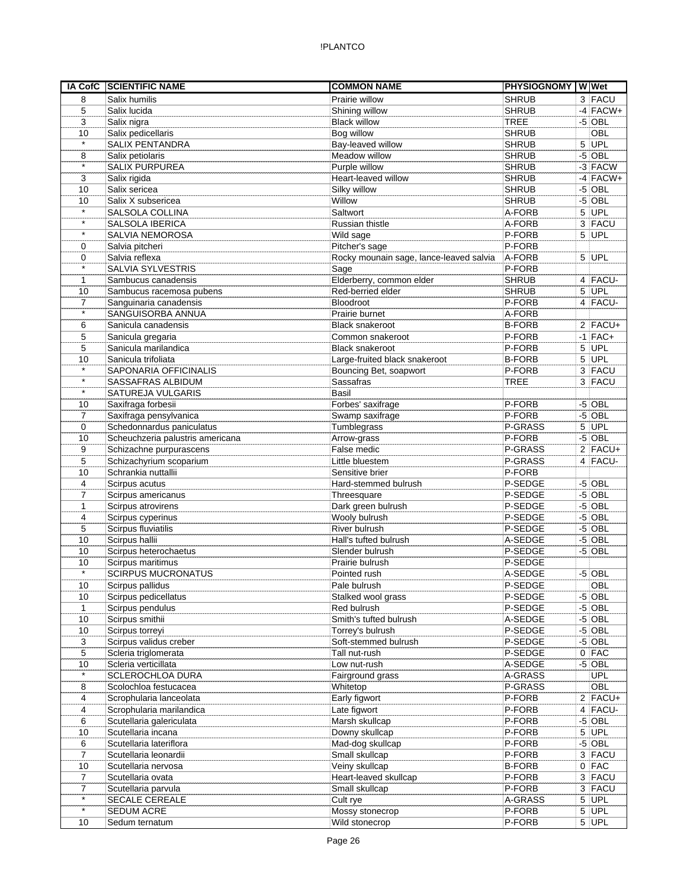| IA CofC | SCIENTIFIC NAME | COMMON NAME | PHYSIOGNOMY | W | Wet |
|---|---|---|---|---|---|
| 8 | Salix humilis | Prairie willow | SHRUB | 3 | FACU |
| 5 | Salix lucida | Shining willow | SHRUB | -4 | FACW+ |
| 3 | Salix nigra | Black willow | TREE | -5 | OBL |
| 10 | Salix pedicellaris | Bog willow | SHRUB | | OBL |
| * | SALIX PENTANDRA | Bay-leaved willow | SHRUB | 5 | UPL |
| 8 | Salix petiolaris | Meadow willow | SHRUB | -5 | OBL |
| * | SALIX PURPUREA | Purple willow | SHRUB | -3 | FACW |
| 3 | Salix rigida | Heart-leaved willow | SHRUB | -4 | FACW+ |
| 10 | Salix sericea | Silky willow | SHRUB | -5 | OBL |
| 10 | Salix X subsericea | Willow | SHRUB | -5 | OBL |
| * | SALSOLA COLLINA | Saltwort | A-FORB | 5 | UPL |
| * | SALSOLA IBERICA | Russian thistle | A-FORB | 3 | FACU |
| * | SALVIA NEMOROSA | Wild sage | P-FORB | 5 | UPL |
| 0 | Salvia pitcheri | Pitcher's sage | P-FORB | | |
| 0 | Salvia reflexa | Rocky mounain sage, lance-leaved salvia | A-FORB | 5 | UPL |
| * | SALVIA SYLVESTRIS | Sage | P-FORB | | |
| 1 | Sambucus canadensis | Elderberry, common elder | SHRUB | 4 | FACU- |
| 10 | Sambucus racemosa pubens | Red-berried elder | SHRUB | 5 | UPL |
| 7 | Sanguinaria canadensis | Bloodroot | P-FORB | 4 | FACU- |
| * | SANGUISORBA ANNUA | Prairie burnet | A-FORB | | |
| 6 | Sanicula canadensis | Black snakeroot | B-FORB | 2 | FACU+ |
| 5 | Sanicula gregaria | Common snakeroot | P-FORB | -1 | FAC+ |
| 5 | Sanicula marilandica | Black snakeroot | P-FORB | 5 | UPL |
| 10 | Sanicula trifoliata | Large-fruited black snakeroot | B-FORB | 5 | UPL |
| * | SAPONARIA OFFICINALIS | Bouncing Bet, soapwort | P-FORB | 3 | FACU |
| * | SASSAFRAS ALBIDUM | Sassafras | TREE | 3 | FACU |
| * | SATUREJA VULGARIS | Basil | | | |
| 10 | Saxifraga forbesii | Forbes' saxifrage | P-FORB | -5 | OBL |
| 7 | Saxifraga pensylvanica | Swamp saxifrage | P-FORB | -5 | OBL |
| 0 | Schedonnardus paniculatus | Tumblegrass | P-GRASS | 5 | UPL |
| 10 | Scheuchzeria palustris americana | Arrow-grass | P-FORB | -5 | OBL |
| 9 | Schizachne purpurascens | False medic | P-GRASS | 2 | FACU+ |
| 5 | Schizachyrium scoparium | Little bluestem | P-GRASS | 4 | FACU- |
| 10 | Schrankia nuttallii | Sensitive brier | P-FORB | | |
| 4 | Scirpus acutus | Hard-stemmed bulrush | P-SEDGE | -5 | OBL |
| 7 | Scirpus americanus | Threesquare | P-SEDGE | -5 | OBL |
| 1 | Scirpus atrovirens | Dark green bulrush | P-SEDGE | -5 | OBL |
| 4 | Scirpus cyperinus | Wooly bulrush | P-SEDGE | -5 | OBL |
| 5 | Scirpus fluviatilis | River bulrush | P-SEDGE | -5 | OBL |
| 10 | Scirpus hallii | Hall's tufted bulrush | A-SEDGE | -5 | OBL |
| 10 | Scirpus heterochaetus | Slender bulrush | P-SEDGE | -5 | OBL |
| 10 | Scirpus maritimus | Prairie bulrush | P-SEDGE | | |
| * | SCIRPUS MUCRONATUS | Pointed rush | A-SEDGE | -5 | OBL |
| 10 | Scirpus pallidus | Pale bulrush | P-SEDGE | | OBL |
| 10 | Scirpus pedicellatus | Stalked wool grass | P-SEDGE | -5 | OBL |
| 1 | Scirpus pendulus | Red bulrush | P-SEDGE | -5 | OBL |
| 10 | Scirpus smithii | Smith's tufted bulrush | A-SEDGE | -5 | OBL |
| 10 | Scirpus torreyi | Torrey's bulrush | P-SEDGE | -5 | OBL |
| 3 | Scirpus validus creber | Soft-stemmed bulrush | P-SEDGE | -5 | OBL |
| 5 | Scleria triglomerata | Tall nut-rush | P-SEDGE | 0 | FAC |
| 10 | Scleria verticillata | Low nut-rush | A-SEDGE | -5 | OBL |
| * | SCLEROCHLOA DURA | Fairground grass | A-GRASS | | UPL |
| 8 | Scolochloa festucacea | Whitetop | P-GRASS | | OBL |
| 4 | Scrophularia lanceolata | Early figwort | P-FORB | 2 | FACU+ |
| 4 | Scrophularia marilandica | Late figwort | P-FORB | 4 | FACU- |
| 6 | Scutellaria galericulata | Marsh skullcap | P-FORB | -5 | OBL |
| 10 | Scutellaria incana | Downy skullcap | P-FORB | 5 | UPL |
| 6 | Scutellaria lateriflora | Mad-dog skullcap | P-FORB | -5 | OBL |
| 7 | Scutellaria leonardii | Small skullcap | P-FORB | 3 | FACU |
| 10 | Scutellaria nervosa | Veiny skullcap | B-FORB | 0 | FAC |
| 7 | Scutellaria ovata | Heart-leaved skullcap | P-FORB | 3 | FACU |
| 7 | Scutellaria parvula | Small skullcap | P-FORB | 3 | FACU |
| * | SECALE CEREALE | Cult rye | A-GRASS | 5 | UPL |
| * | SEDUM ACRE | Mossy stonecrop | P-FORB | 5 | UPL |
| 10 | Sedum ternatum | Wild stonecrop | P-FORB | 5 | UPL |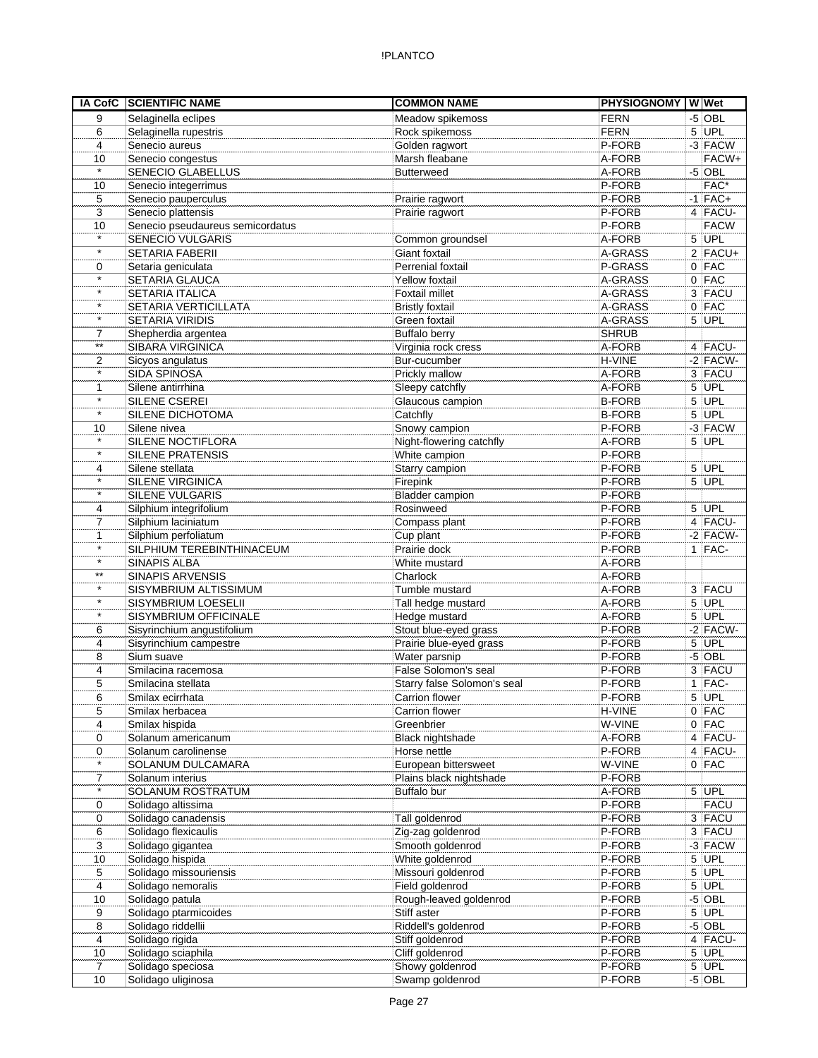| IA CofC | SCIENTIFIC NAME | COMMON NAME | PHYSIOGNOMY | W | Wet |
|---|---|---|---|---|---|
| 9 | Selaginella eclipes | Meadow spikemoss | FERN | -5 | OBL |
| 6 | Selaginella rupestris | Rock spikemoss | FERN | 5 | UPL |
| 4 | Senecio aureus | Golden ragwort | P-FORB | -3 | FACW |
| 10 | Senecio congestus | Marsh fleabane | A-FORB | | FACW+ |
| * | SENECIO GLABELLUS | Butterweed | A-FORB | -5 | OBL |
| 10 | Senecio integerrimus | | P-FORB | | FAC* |
| 5 | Senecio pauperculus | Prairie ragwort | P-FORB | -1 | FAC+ |
| 3 | Senecio plattensis | Prairie ragwort | P-FORB | 4 | FACU- |
| 10 | Senecio pseudaureus semicordatus | | P-FORB | | FACW |
| * | SENECIO VULGARIS | Common groundsel | A-FORB | 5 | UPL |
| * | SETARIA FABERII | Giant foxtail | A-GRASS | 2 | FACU+ |
| 0 | Setaria geniculata | Perrenial foxtail | P-GRASS | 0 | FAC |
| * | SETARIA GLAUCA | Yellow foxtail | A-GRASS | 0 | FAC |
| * | SETARIA ITALICA | Foxtail millet | A-GRASS | 3 | FACU |
| * | SETARIA VERTICILLATA | Bristly foxtail | A-GRASS | 0 | FAC |
| * | SETARIA VIRIDIS | Green foxtail | A-GRASS | 5 | UPL |
| 7 | Shepherdia argentea | Buffalo berry | SHRUB | | |
| ** | SIBARA VIRGINICA | Virginia rock cress | A-FORB | 4 | FACU- |
| 2 | Sicyos angulatus | Bur-cucumber | H-VINE | -2 | FACW- |
| * | SIDA SPINOSA | Prickly mallow | A-FORB | 3 | FACU |
| 1 | Silene antirrhina | Sleepy catchfly | A-FORB | 5 | UPL |
| * | SILENE CSEREI | Glaucous campion | B-FORB | 5 | UPL |
| * | SILENE DICHOTOMA | Catchfly | B-FORB | 5 | UPL |
| 10 | Silene nivea | Snowy campion | P-FORB | -3 | FACW |
| * | SILENE NOCTIFLORA | Night-flowering catchfly | A-FORB | 5 | UPL |
| * | SILENE PRATENSIS | White campion | P-FORB | | |
| 4 | Silene stellata | Starry campion | P-FORB | 5 | UPL |
| * | SILENE VIRGINICA | Firepink | P-FORB | 5 | UPL |
| * | SILENE VULGARIS | Bladder campion | P-FORB | | |
| 4 | Silphium integrifolium | Rosinweed | P-FORB | 5 | UPL |
| 7 | Silphium laciniatum | Compass plant | P-FORB | 4 | FACU- |
| 1 | Silphium perfoliatum | Cup plant | P-FORB | -2 | FACW- |
| * | SILPHIUM TEREBINTHINACEUM | Prairie dock | P-FORB | 1 | FAC- |
| * | SINAPIS ALBA | White mustard | A-FORB | | |
| ** | SINAPIS ARVENSIS | Charlock | A-FORB | | |
| * | SISYMBRIUM ALTISSIMUM | Tumble mustard | A-FORB | 3 | FACU |
| * | SISYMBRIUM LOESELII | Tall hedge mustard | A-FORB | 5 | UPL |
| * | SISYMBRIUM OFFICINALE | Hedge mustard | A-FORB | 5 | UPL |
| 6 | Sisyrinchium angustifolium | Stout blue-eyed grass | P-FORB | -2 | FACW- |
| 4 | Sisyrinchium campestre | Prairie blue-eyed grass | P-FORB | 5 | UPL |
| 8 | Sium suave | Water parsnip | P-FORB | -5 | OBL |
| 4 | Smilacina racemosa | False Solomon's seal | P-FORB | 3 | FACU |
| 5 | Smilacina stellata | Starry false Solomon's seal | P-FORB | 1 | FAC- |
| 6 | Smilax ecirrhata | Carrion flower | P-FORB | 5 | UPL |
| 5 | Smilax herbacea | Carrion flower | H-VINE | 0 | FAC |
| 4 | Smilax hispida | Greenbrier | W-VINE | 0 | FAC |
| 0 | Solanum americanum | Black nightshade | A-FORB | 4 | FACU- |
| 0 | Solanum carolinense | Horse nettle | P-FORB | 4 | FACU- |
| * | SOLANUM DULCAMARA | European bittersweet | W-VINE | 0 | FAC |
| 7 | Solanum interius | Plains black nightshade | P-FORB | | |
| * | SOLANUM ROSTRATUM | Buffalo bur | A-FORB | 5 | UPL |
| 0 | Solidago altissima | | P-FORB | | FACU |
| 0 | Solidago canadensis | Tall goldenrod | P-FORB | 3 | FACU |
| 6 | Solidago flexicaulis | Zig-zag goldenrod | P-FORB | 3 | FACU |
| 3 | Solidago gigantea | Smooth goldenrod | P-FORB | -3 | FACW |
| 10 | Solidago hispida | White goldenrod | P-FORB | 5 | UPL |
| 5 | Solidago missouriensis | Missouri goldenrod | P-FORB | 5 | UPL |
| 4 | Solidago nemoralis | Field goldenrod | P-FORB | 5 | UPL |
| 10 | Solidago patula | Rough-leaved goldenrod | P-FORB | -5 | OBL |
| 9 | Solidago ptarmicoides | Stiff aster | P-FORB | 5 | UPL |
| 8 | Solidago riddellii | Riddell's goldenrod | P-FORB | -5 | OBL |
| 4 | Solidago rigida | Stiff goldenrod | P-FORB | 4 | FACU- |
| 10 | Solidago sciaphila | Cliff goldenrod | P-FORB | 5 | UPL |
| 7 | Solidago speciosa | Showy goldenrod | P-FORB | 5 | UPL |
| 10 | Solidago uliginosa | Swamp goldenrod | P-FORB | -5 | OBL |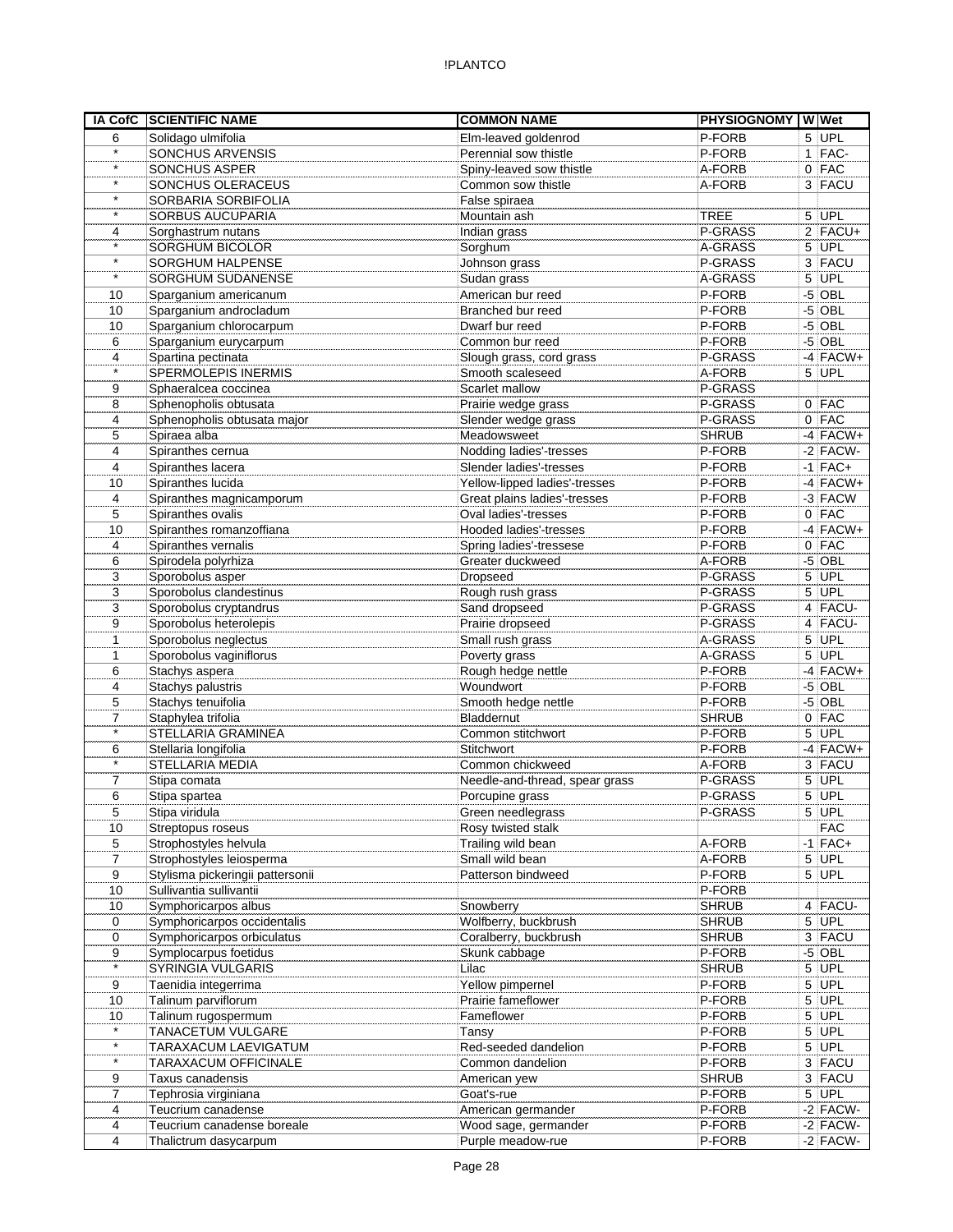| IA CofC | SCIENTIFIC NAME | COMMON NAME | PHYSIOGNOMY | W | Wet |
|---|---|---|---|---|---|
| 6 | Solidago ulmifolia | Elm-leaved goldenrod | P-FORB | 5 | UPL |
| * | SONCHUS ARVENSIS | Perennial sow thistle | P-FORB | 1 | FAC- |
| * | SONCHUS ASPER | Spiny-leaved sow thistle | A-FORB | 0 | FAC |
| * | SONCHUS OLERACEUS | Common sow thistle | A-FORB | 3 | FACU |
| * | SORBARIA SORBIFOLIA | False spiraea | | | |
| * | SORBUS AUCUPARIA | Mountain ash | TREE | 5 | UPL |
| 4 | Sorghastrum nutans | Indian grass | P-GRASS | 2 | FACU+ |
| * | SORGHUM BICOLOR | Sorghum | A-GRASS | 5 | UPL |
| * | SORGHUM HALPENSE | Johnson grass | P-GRASS | 3 | FACU |
| * | SORGHUM SUDANENSE | Sudan grass | A-GRASS | 5 | UPL |
| 10 | Sparganium americanum | American bur reed | P-FORB | -5 | OBL |
| 10 | Sparganium androcladum | Branched bur reed | P-FORB | -5 | OBL |
| 10 | Sparganium chlorocarpum | Dwarf bur reed | P-FORB | -5 | OBL |
| 6 | Sparganium eurycarpum | Common bur reed | P-FORB | -5 | OBL |
| 4 | Spartina pectinata | Slough grass, cord grass | P-GRASS | -4 | FACW+ |
| * | SPERMOLEPIS INERMIS | Smooth scaleseed | A-FORB | 5 | UPL |
| 9 | Sphaeralcea coccinea | Scarlet mallow | P-GRASS | | |
| 8 | Sphenopholis obtusata | Prairie wedge grass | P-GRASS | 0 | FAC |
| 4 | Sphenopholis obtusata major | Slender wedge grass | P-GRASS | 0 | FAC |
| 5 | Spiraea alba | Meadowsweet | SHRUB | -4 | FACW+ |
| 4 | Spiranthes cernua | Nodding ladies'-tresses | P-FORB | -2 | FACW- |
| 4 | Spiranthes lacera | Slender ladies'-tresses | P-FORB | -1 | FAC+ |
| 10 | Spiranthes lucida | Yellow-lipped ladies'-tresses | P-FORB | -4 | FACW+ |
| 4 | Spiranthes magnicamporum | Great plains ladies'-tresses | P-FORB | -3 | FACW |
| 5 | Spiranthes ovalis | Oval ladies'-tresses | P-FORB | 0 | FAC |
| 10 | Spiranthes romanzoffiana | Hooded ladies'-tresses | P-FORB | -4 | FACW+ |
| 4 | Spiranthes vernalis | Spring ladies'-tressese | P-FORB | 0 | FAC |
| 6 | Spirodela polyrhiza | Greater duckweed | A-FORB | -5 | OBL |
| 3 | Sporobolus asper | Dropseed | P-GRASS | 5 | UPL |
| 3 | Sporobolus clandestinus | Rough rush grass | P-GRASS | 5 | UPL |
| 3 | Sporobolus cryptandrus | Sand dropseed | P-GRASS | 4 | FACU- |
| 9 | Sporobolus heterolepis | Prairie dropseed | P-GRASS | 4 | FACU- |
| 1 | Sporobolus neglectus | Small rush grass | A-GRASS | 5 | UPL |
| 1 | Sporobolus vaginiflorus | Poverty grass | A-GRASS | 5 | UPL |
| 6 | Stachys aspera | Rough hedge nettle | P-FORB | -4 | FACW+ |
| 4 | Stachys palustris | Woundwort | P-FORB | -5 | OBL |
| 5 | Stachys tenuifolia | Smooth hedge nettle | P-FORB | -5 | OBL |
| 7 | Staphylea trifolia | Bladdernut | SHRUB | 0 | FAC |
| * | STELLARIA GRAMINEA | Common stitchwort | P-FORB | 5 | UPL |
| 6 | Stellaria longifolia | Stitchwort | P-FORB | -4 | FACW+ |
| * | STELLARIA MEDIA | Common chickweed | A-FORB | 3 | FACU |
| 7 | Stipa comata | Needle-and-thread, spear grass | P-GRASS | 5 | UPL |
| 6 | Stipa spartea | Porcupine grass | P-GRASS | 5 | UPL |
| 5 | Stipa viridula | Green needlegrass | P-GRASS | 5 | UPL |
| 10 | Streptopus roseus | Rosy twisted stalk | | | FAC |
| 5 | Strophostyles helvula | Trailing wild bean | A-FORB | -1 | FAC+ |
| 7 | Strophostyles leiosperma | Small wild bean | A-FORB | 5 | UPL |
| 9 | Stylisma pickeringii pattersonii | Patterson bindweed | P-FORB | 5 | UPL |
| 10 | Sullivantia sullivantii | | P-FORB | | |
| 10 | Symphoricarpos albus | Snowberry | SHRUB | 4 | FACU- |
| 0 | Symphoricarpos occidentalis | Wolfberry, buckbrush | SHRUB | 5 | UPL |
| 0 | Symphoricarpos orbiculatus | Coralberry, buckbrush | SHRUB | 3 | FACU |
| 9 | Symplocarpus foetidus | Skunk cabbage | P-FORB | -5 | OBL |
| * | SYRINGIA VULGARIS | Lilac | SHRUB | 5 | UPL |
| 9 | Taenidia integerrima | Yellow pimpernel | P-FORB | 5 | UPL |
| 10 | Talinum parviflorum | Prairie fameflower | P-FORB | 5 | UPL |
| 10 | Talinum rugospermum | Fameflower | P-FORB | 5 | UPL |
| * | TANACETUM VULGARE | Tansy | P-FORB | 5 | UPL |
| * | TARAXACUM LAEVIGATUM | Red-seeded dandelion | P-FORB | 5 | UPL |
| * | TARAXACUM OFFICINALE | Common dandelion | P-FORB | 3 | FACU |
| 9 | Taxus canadensis | American yew | SHRUB | 3 | FACU |
| 7 | Tephrosia virginiana | Goat's-rue | P-FORB | 5 | UPL |
| 4 | Teucrium canadense | American germander | P-FORB | -2 | FACW- |
| 4 | Teucrium canadense boreale | Wood sage, germander | P-FORB | -2 | FACW- |
| 4 | Thalictrum dasycarpum | Purple meadow-rue | P-FORB | -2 | FACW- |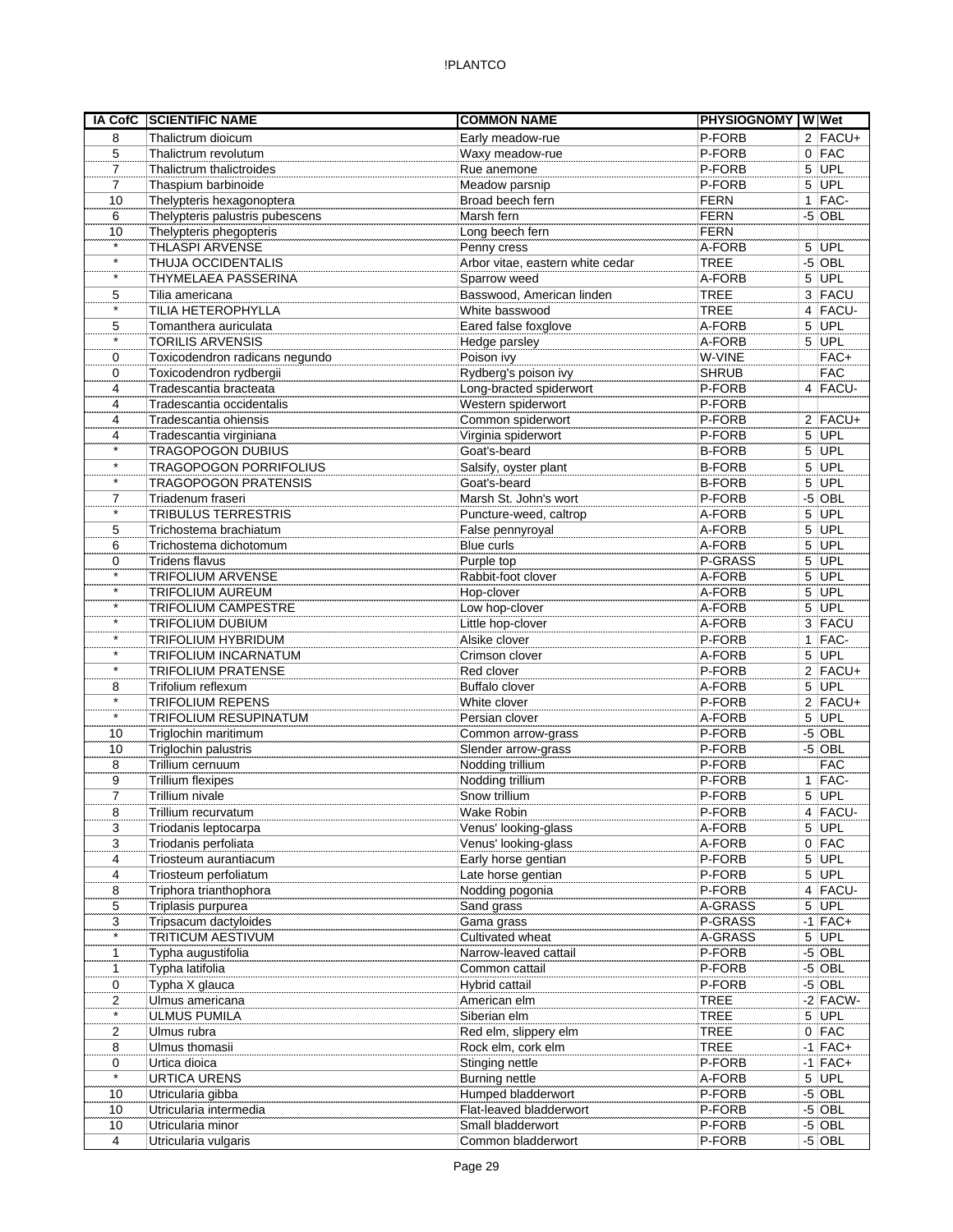| IA CofC | SCIENTIFIC NAME | COMMON NAME | PHYSIOGNOMY | W | Wet |
|---|---|---|---|---|---|
| 8 | Thalictrum dioicum | Early meadow-rue | P-FORB | 2 | FACU+ |
| 5 | Thalictrum revolutum | Waxy meadow-rue | P-FORB | 0 | FAC |
| 7 | Thalictrum thalictroides | Rue anemone | P-FORB | 5 | UPL |
| 7 | Thaspium barbinoide | Meadow parsnip | P-FORB | 5 | UPL |
| 10 | Thelypteris hexagonoptera | Broad beech fern | FERN | 1 | FAC- |
| 6 | Thelypteris palustris pubescens | Marsh fern | FERN | -5 | OBL |
| 10 | Thelypteris phegopteris | Long beech fern | FERN | | |
| * | THLASPI ARVENSE | Penny cress | A-FORB | 5 | UPL |
| * | THUJA OCCIDENTALIS | Arbor vitae, eastern white cedar | TREE | -5 | OBL |
| * | THYMELAEA PASSERINA | Sparrow weed | A-FORB | 5 | UPL |
| 5 | Tilia americana | Basswood, American linden | TREE | 3 | FACU |
| * | TILIA HETEROPHYLLA | White basswood | TREE | 4 | FACU- |
| 5 | Tomanthera auriculata | Eared false foxglove | A-FORB | 5 | UPL |
| * | TORILIS ARVENSIS | Hedge parsley | A-FORB | 5 | UPL |
| 0 | Toxicodendron radicans negundo | Poison ivy | W-VINE | | FAC+ |
| 0 | Toxicodendron rydbergii | Rydberg's poison ivy | SHRUB | | FAC |
| 4 | Tradescantia bracteata | Long-bracted spiderwort | P-FORB | 4 | FACU- |
| 4 | Tradescantia occidentalis | Western spiderwort | P-FORB | | |
| 4 | Tradescantia ohiensis | Common spiderwort | P-FORB | 2 | FACU+ |
| 4 | Tradescantia virginiana | Virginia spiderwort | P-FORB | 5 | UPL |
| * | TRAGOPOGON DUBIUS | Goat's-beard | B-FORB | 5 | UPL |
| * | TRAGOPOGON PORRIFOLIUS | Salsify, oyster plant | B-FORB | 5 | UPL |
| * | TRAGOPOGON PRATENSIS | Goat's-beard | B-FORB | 5 | UPL |
| 7 | Triadenum fraseri | Marsh St. John's wort | P-FORB | -5 | OBL |
| * | TRIBULUS TERRESTRIS | Puncture-weed, caltrop | A-FORB | 5 | UPL |
| 5 | Trichostema brachiatum | False pennyroyal | A-FORB | 5 | UPL |
| 6 | Trichostema dichotomum | Blue curls | A-FORB | 5 | UPL |
| 0 | Tridens flavus | Purple top | P-GRASS | 5 | UPL |
| * | TRIFOLIUM ARVENSE | Rabbit-foot clover | A-FORB | 5 | UPL |
| * | TRIFOLIUM AUREUM | Hop-clover | A-FORB | 5 | UPL |
| * | TRIFOLIUM CAMPESTRE | Low hop-clover | A-FORB | 5 | UPL |
| * | TRIFOLIUM DUBIUM | Little hop-clover | A-FORB | 3 | FACU |
| * | TRIFOLIUM HYBRIDUM | Alsike clover | P-FORB | 1 | FAC- |
| * | TRIFOLIUM INCARNATUM | Crimson clover | A-FORB | 5 | UPL |
| * | TRIFOLIUM PRATENSE | Red clover | P-FORB | 2 | FACU+ |
| 8 | Trifolium reflexum | Buffalo clover | A-FORB | 5 | UPL |
| * | TRIFOLIUM REPENS | White clover | P-FORB | 2 | FACU+ |
| * | TRIFOLIUM RESUPINATUM | Persian clover | A-FORB | 5 | UPL |
| 10 | Triglochin maritimum | Common arrow-grass | P-FORB | -5 | OBL |
| 10 | Triglochin palustris | Slender arrow-grass | P-FORB | -5 | OBL |
| 8 | Trillium cernuum | Nodding trillium | P-FORB | | FAC |
| 9 | Trillium flexipes | Nodding trillium | P-FORB | 1 | FAC- |
| 7 | Trillium nivale | Snow trillium | P-FORB | 5 | UPL |
| 8 | Trillium recurvatum | Wake Robin | P-FORB | 4 | FACU- |
| 3 | Triodanis leptocarpa | Venus' looking-glass | A-FORB | 5 | UPL |
| 3 | Triodanis perfoliata | Venus' looking-glass | A-FORB | 0 | FAC |
| 4 | Triosteum aurantiacum | Early horse gentian | P-FORB | 5 | UPL |
| 4 | Triosteum perfoliatum | Late horse gentian | P-FORB | 5 | UPL |
| 8 | Triphora trianthophora | Nodding pogonia | P-FORB | 4 | FACU- |
| 5 | Triplasis purpurea | Sand grass | A-GRASS | 5 | UPL |
| 3 | Tripsacum dactyloides | Gama grass | P-GRASS | -1 | FAC+ |
| * | TRITICUM AESTIVUM | Cultivated wheat | A-GRASS | 5 | UPL |
| 1 | Typha augustifolia | Narrow-leaved cattail | P-FORB | -5 | OBL |
| 1 | Typha latifolia | Common cattail | P-FORB | -5 | OBL |
| 0 | Typha X glauca | Hybrid cattail | P-FORB | -5 | OBL |
| 2 | Ulmus americana | American elm | TREE | -2 | FACW- |
| * | ULMUS PUMILA | Siberian elm | TREE | 5 | UPL |
| 2 | Ulmus rubra | Red elm, slippery elm | TREE | 0 | FAC |
| 8 | Ulmus thomasii | Rock elm, cork elm | TREE | -1 | FAC+ |
| 0 | Urtica dioica | Stinging nettle | P-FORB | -1 | FAC+ |
| * | URTICA URENS | Burning nettle | A-FORB | 5 | UPL |
| 10 | Utricularia gibba | Humped bladderwort | P-FORB | -5 | OBL |
| 10 | Utricularia intermedia | Flat-leaved bladderwort | P-FORB | -5 | OBL |
| 10 | Utricularia minor | Small bladderwort | P-FORB | -5 | OBL |
| 4 | Utricularia vulgaris | Common bladderwort | P-FORB | -5 | OBL |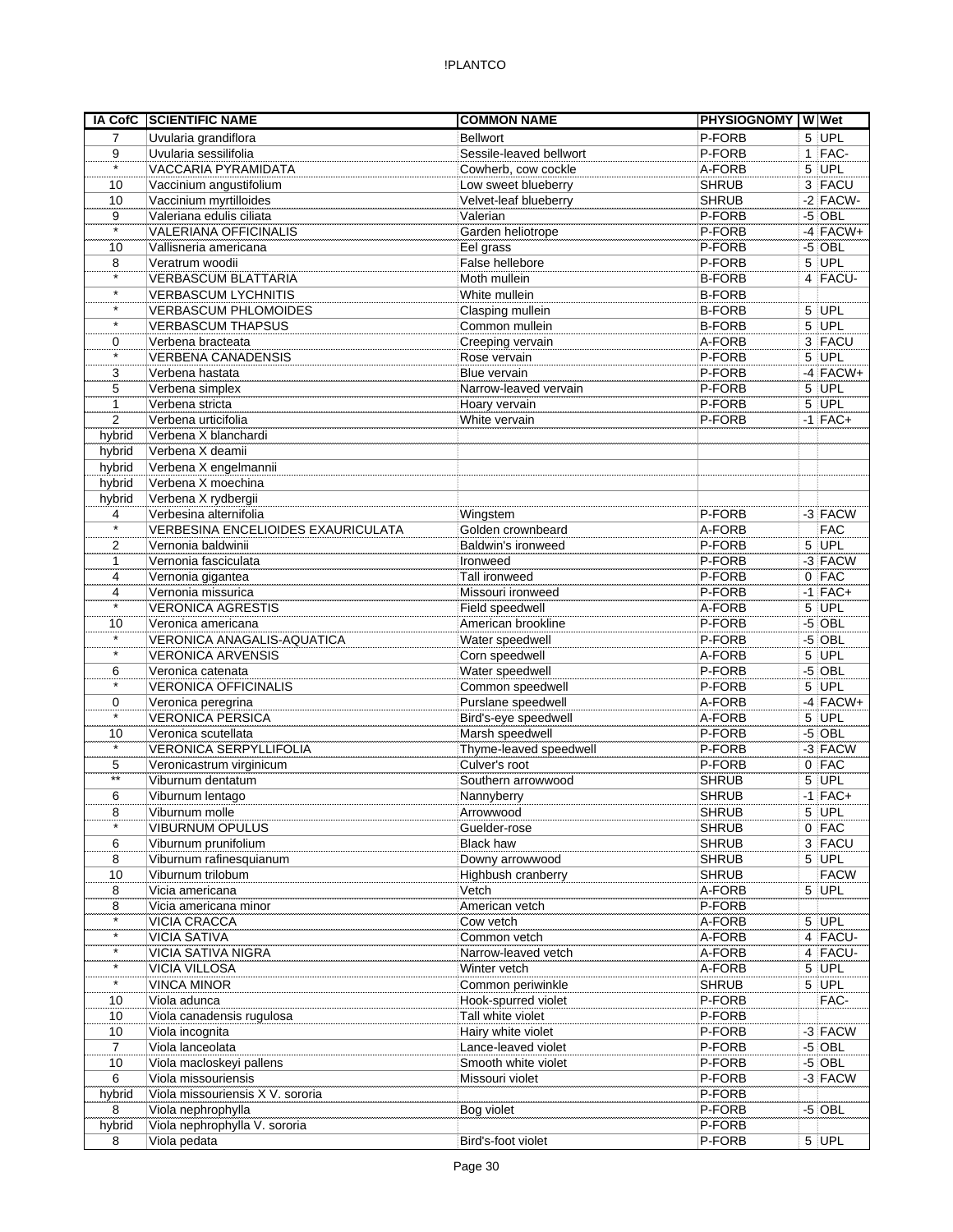| IA CofC | SCIENTIFIC NAME | COMMON NAME | PHYSIOGNOMY | W | Wet |
|---|---|---|---|---|---|
| 7 | Uvularia grandiflora | Bellwort | P-FORB | 5 | UPL |
| 9 | Uvularia sessilifolia | Sessile-leaved bellwort | P-FORB | 1 | FAC- |
| * | VACCARIA PYRAMIDATA | Cowherb, cow cockle | A-FORB | 5 | UPL |
| 10 | Vaccinium angustifolium | Low sweet blueberry | SHRUB | 3 | FACU |
| 10 | Vaccinium myrtilloides | Velvet-leaf blueberry | SHRUB | -2 | FACW- |
| 9 | Valeriana edulis ciliata | Valerian | P-FORB | -5 | OBL |
| * | VALERIANA OFFICINALIS | Garden heliotrope | P-FORB | -4 | FACW+ |
| 10 | Vallisneria americana | Eel grass | P-FORB | -5 | OBL |
| 8 | Veratrum woodii | False hellebore | P-FORB | 5 | UPL |
| * | VERBASCUM BLATTARIA | Moth mullein | B-FORB | 4 | FACU- |
| * | VERBASCUM LYCHNITIS | White mullein | B-FORB | | |
| * | VERBASCUM PHLOMOIDES | Clasping mullein | B-FORB | 5 | UPL |
| * | VERBASCUM THAPSUS | Common mullein | B-FORB | 5 | UPL |
| 0 | Verbena bracteata | Creeping vervain | A-FORB | 3 | FACU |
| * | VERBENA CANADENSIS | Rose vervain | P-FORB | 5 | UPL |
| 3 | Verbena hastata | Blue vervain | P-FORB | -4 | FACW+ |
| 5 | Verbena simplex | Narrow-leaved vervain | P-FORB | 5 | UPL |
| 1 | Verbena stricta | Hoary vervain | P-FORB | 5 | UPL |
| 2 | Verbena urticifolia | White vervain | P-FORB | -1 | FAC+ |
| hybrid | Verbena X blanchardi | | | | |
| hybrid | Verbena X deamii | | | | |
| hybrid | Verbena X engelmannii | | | | |
| hybrid | Verbena X moechina | | | | |
| hybrid | Verbena X rydbergii | | | | |
| 4 | Verbesina alternifolia | Wingstem | P-FORB | -3 | FACW |
| * | VERBESINA ENCELIOIDES EXAURICULATA | Golden crownbeard | A-FORB | | FAC |
| 2 | Vernonia baldwinii | Baldwin's ironweed | P-FORB | 5 | UPL |
| 1 | Vernonia fasciculata | Ironweed | P-FORB | -3 | FACW |
| 4 | Vernonia gigantea | Tall ironweed | P-FORB | 0 | FAC |
| 4 | Vernonia missurica | Missouri ironweed | P-FORB | -1 | FAC+ |
| * | VERONICA AGRESTIS | Field speedwell | A-FORB | 5 | UPL |
| 10 | Veronica americana | American brookline | P-FORB | -5 | OBL |
| * | VERONICA ANAGALIS-AQUATICA | Water speedwell | P-FORB | -5 | OBL |
| * | VERONICA ARVENSIS | Corn speedwell | A-FORB | 5 | UPL |
| 6 | Veronica catenata | Water speedwell | P-FORB | -5 | OBL |
| * | VERONICA OFFICINALIS | Common speedwell | P-FORB | 5 | UPL |
| 0 | Veronica peregrina | Purslane speedwell | A-FORB | -4 | FACW+ |
| * | VERONICA PERSICA | Bird's-eye speedwell | A-FORB | 5 | UPL |
| 10 | Veronica scutellata | Marsh speedwell | P-FORB | -5 | OBL |
| * | VERONICA SERPYLLIFOLIA | Thyme-leaved speedwell | P-FORB | -3 | FACW |
| 5 | Veronicastrum virginicum | Culver's root | P-FORB | 0 | FAC |
| ** | Viburnum dentatum | Southern arrowwood | SHRUB | 5 | UPL |
| 6 | Viburnum lentago | Nannyberry | SHRUB | -1 | FAC+ |
| 8 | Viburnum molle | Arrowwood | SHRUB | 5 | UPL |
| * | VIBURNUM OPULUS | Guelder-rose | SHRUB | 0 | FAC |
| 6 | Viburnum prunifolium | Black haw | SHRUB | 3 | FACU |
| 8 | Viburnum rafinesquianum | Downy arrowwood | SHRUB | 5 | UPL |
| 10 | Viburnum trilobum | Highbush cranberry | SHRUB | | FACW |
| 8 | Vicia americana | Vetch | A-FORB | 5 | UPL |
| 8 | Vicia americana minor | American vetch | P-FORB | | |
| * | VICIA CRACCA | Cow vetch | A-FORB | 5 | UPL |
| * | VICIA SATIVA | Common vetch | A-FORB | 4 | FACU- |
| * | VICIA SATIVA NIGRA | Narrow-leaved vetch | A-FORB | 4 | FACU- |
| * | VICIA VILLOSA | Winter vetch | A-FORB | 5 | UPL |
| * | VINCA MINOR | Common periwinkle | SHRUB | 5 | UPL |
| 10 | Viola adunca | Hook-spurred violet | P-FORB | | FAC- |
| 10 | Viola canadensis rugulosa | Tall white violet | P-FORB | | |
| 10 | Viola incognita | Hairy white violet | P-FORB | -3 | FACW |
| 7 | Viola lanceolata | Lance-leaved violet | P-FORB | -5 | OBL |
| 10 | Viola macloskeyi pallens | Smooth white violet | P-FORB | -5 | OBL |
| 6 | Viola missouriensis | Missouri violet | P-FORB | -3 | FACW |
| hybrid | Viola missouriensis X V. sororia | | P-FORB | | |
| 8 | Viola nephrophylla | Bog violet | P-FORB | -5 | OBL |
| hybrid | Viola nephrophylla V. sororia | | P-FORB | | |
| 8 | Viola pedata | Bird's-foot violet | P-FORB | 5 | UPL |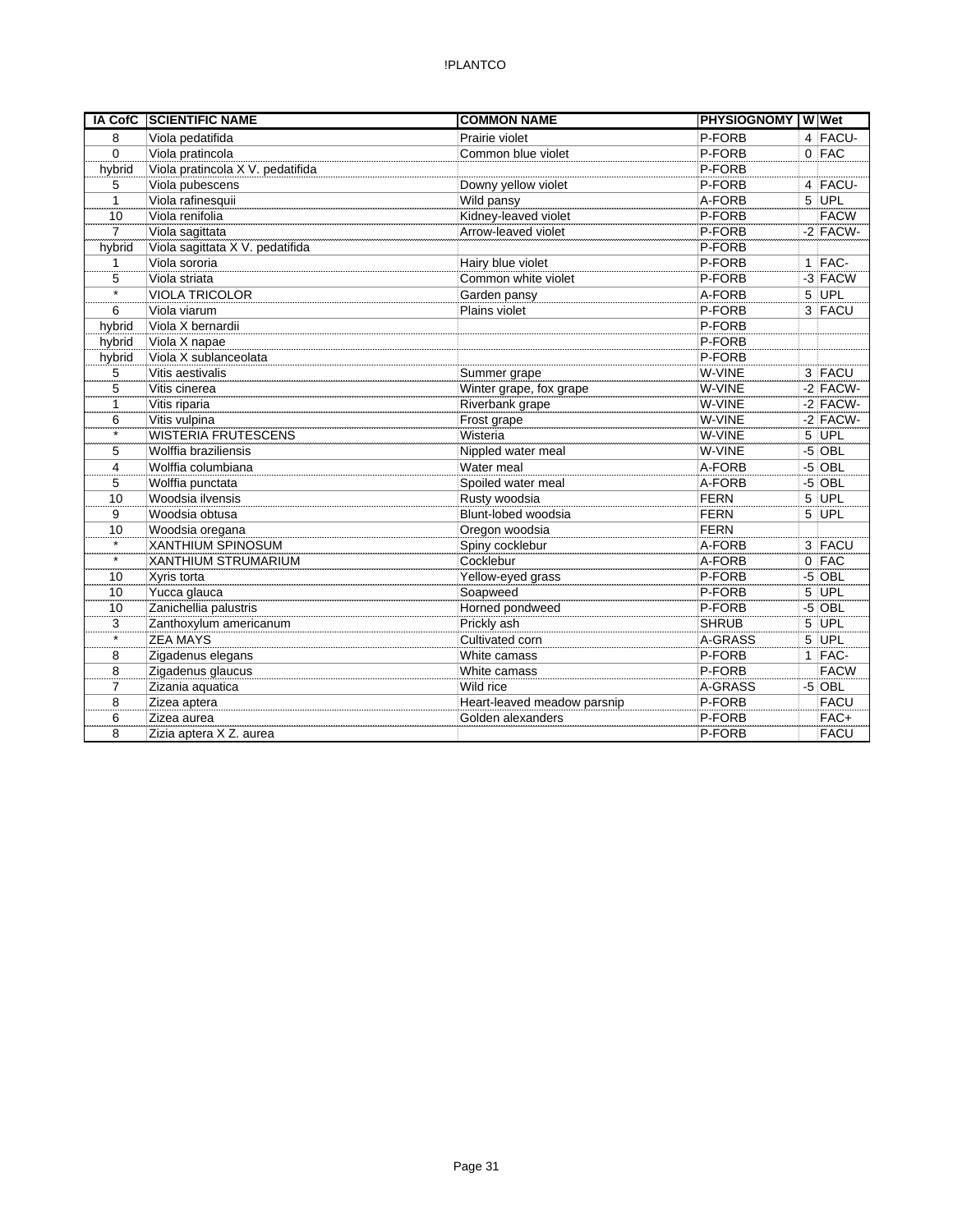| IA CofC | SCIENTIFIC NAME | COMMON NAME | PHYSIOGNOMY | W | Wet |
|---|---|---|---|---|---|
| 8 | Viola pedatifida | Prairie violet | P-FORB | 4 | FACU- |
| 0 | Viola pratincola | Common blue violet | P-FORB | 0 | FAC |
| hybrid | Viola pratincola X V. pedatifida | | P-FORB | | |
| 5 | Viola pubescens | Downy yellow violet | P-FORB | 4 | FACU- |
| 1 | Viola rafinesquii | Wild pansy | A-FORB | 5 | UPL |
| 10 | Viola renifolia | Kidney-leaved violet | P-FORB | | FACW |
| 7 | Viola sagittata | Arrow-leaved violet | P-FORB | -2 | FACW- |
| hybrid | Viola sagittata X V. pedatifida | | P-FORB | | |
| 1 | Viola sororia | Hairy blue violet | P-FORB | 1 | FAC- |
| 5 | Viola striata | Common white violet | P-FORB | -3 | FACW |
| * | VIOLA TRICOLOR | Garden pansy | A-FORB | 5 | UPL |
| 6 | Viola viarum | Plains violet | P-FORB | 3 | FACU |
| hybrid | Viola X bernardii | | P-FORB | | |
| hybrid | Viola X napae | | P-FORB | | |
| hybrid | Viola X sublanceolata | | P-FORB | | |
| 5 | Vitis aestivalis | Summer grape | W-VINE | 3 | FACU |
| 5 | Vitis cinerea | Winter grape, fox grape | W-VINE | -2 | FACW- |
| 1 | Vitis riparia | Riverbank grape | W-VINE | -2 | FACW- |
| 6 | Vitis vulpina | Frost grape | W-VINE | -2 | FACW- |
| * | WISTERIA FRUTESCENS | Wisteria | W-VINE | 5 | UPL |
| 5 | Wolffia braziliensis | Nippled water meal | W-VINE | -5 | OBL |
| 4 | Wolffia columbiana | Water meal | A-FORB | -5 | OBL |
| 5 | Wolffia punctata | Spoiled water meal | A-FORB | -5 | OBL |
| 10 | Woodsia ilvensis | Rusty woodsia | FERN | 5 | UPL |
| 9 | Woodsia obtusa | Blunt-lobed woodsia | FERN | 5 | UPL |
| 10 | Woodsia oregana | Oregon woodsia | FERN | | |
| * | XANTHIUM SPINOSUM | Spiny cocklebur | A-FORB | 3 | FACU |
| * | XANTHIUM STRUMARIUM | Cocklebur | A-FORB | 0 | FAC |
| 10 | Xyris torta | Yellow-eyed grass | P-FORB | -5 | OBL |
| 10 | Yucca glauca | Soapweed | P-FORB | 5 | UPL |
| 10 | Zanichellia palustris | Horned pondweed | P-FORB | -5 | OBL |
| 3 | Zanthoxylum americanum | Prickly ash | SHRUB | 5 | UPL |
| * | ZEA MAYS | Cultivated corn | A-GRASS | 5 | UPL |
| 8 | Zigadenus elegans | White camass | P-FORB | 1 | FAC- |
| 8 | Zigadenus glaucus | White camass | P-FORB | | FACW |
| 7 | Zizania aquatica | Wild rice | A-GRASS | -5 | OBL |
| 8 | Zizea aptera | Heart-leaved meadow parsnip | P-FORB | | FACU |
| 6 | Zizea aurea | Golden alexanders | P-FORB | | FAC+ |
| 8 | Zizia aptera X Z. aurea | | P-FORB | | FACU |